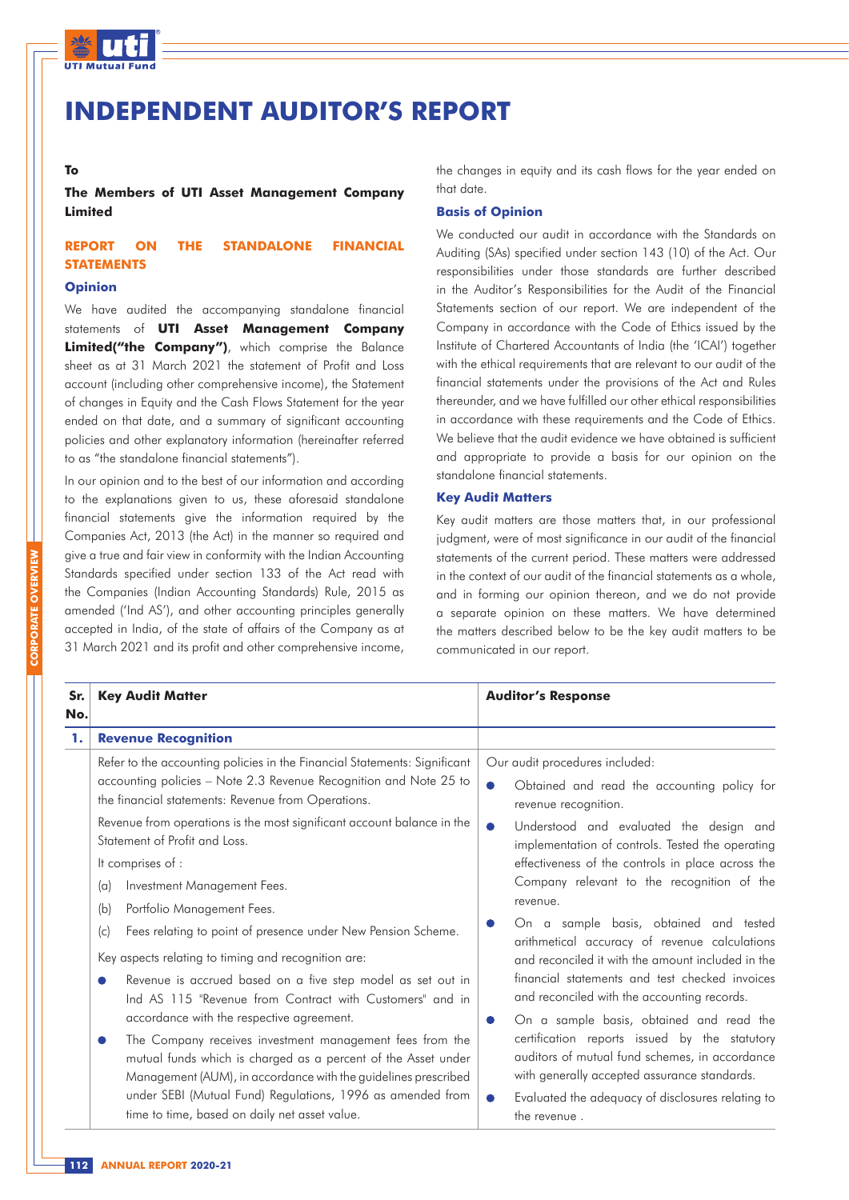# INDEPENDENT AUDITOR'S REPORT

**To**

**The Members of UTI Asset Management Company Limited**

## REPORT ON THE STANDALONE FINANCIAL STATEMENTS

### Opinion

We have audited the accompanying standalone financial statements of **UTI Asset Management Company Limited("the Company")**, which comprise the Balance sheet as at 31 March 2021 the statement of Profit and Loss account (including other comprehensive income), the Statement of changes in Equity and the Cash Flows Statement for the year ended on that date, and a summary of significant accounting policies and other explanatory information (hereinafter referred to as "the standalone financial statements").

In our opinion and to the best of our information and according to the explanations given to us, these aforesaid standalone financial statements give the information required by the Companies Act, 2013 (the Act) in the manner so required and give a true and fair view in conformity with the Indian Accounting Standards specified under section 133 of the Act read with the Companies (Indian Accounting Standards) Rule, 2015 as amended ('Ind AS'), and other accounting principles generally accepted in India, of the state of affairs of the Company as at 31 March 2021 and its profit and other comprehensive income, the changes in equity and its cash flows for the year ended on that date.

### Basis of Opinion

We conducted our audit in accordance with the Standards on Auditing (SAs) specified under section 143 (10) of the Act. Our responsibilities under those standards are further described in the Auditor's Responsibilities for the Audit of the Financial Statements section of our report. We are independent of the Company in accordance with the Code of Ethics issued by the Institute of Chartered Accountants of India (the 'ICAI') together with the ethical requirements that are relevant to our audit of the financial statements under the provisions of the Act and Rules thereunder, and we have fulfilled our other ethical responsibilities in accordance with these requirements and the Code of Ethics. We believe that the audit evidence we have obtained is sufficient and appropriate to provide a basis for our opinion on the standalone financial statements.

### Key Audit Matters

Key audit matters are those matters that, in our professional judgment, were of most significance in our audit of the financial statements of the current period. These matters were addressed in the context of our audit of the financial statements as a whole, and in forming our opinion thereon, and we do not provide a separate opinion on these matters. We have determined the matters described below to be the key audit matters to be communicated in our report.

| Sr. No. | Key Audit Matter | Auditor's Response |
|---|---|---|
| **1.** | **Revenue Recognition** | |
| | Refer to the accounting policies in the Financial Statements: Significant accounting policies – Note 2.3 Revenue Recognition and Note 25 to the financial statements: Revenue from Operations.<br><br>Revenue from operations is the most significant account balance in the Statement of Profit and Loss.<br><br>It comprises of :<br>(a) Investment Management Fees.<br>(b) Portfolio Management Fees.<br>(c) Fees relating to point of presence under New Pension Scheme.<br><br>Key aspects relating to timing and recognition are:<br>• Revenue is accrued based on a five step model as set out in Ind AS 115 "Revenue from Contract with Customers" and in accordance with the respective agreement.<br>• The Company receives investment management fees from the mutual funds which is charged as a percent of the Asset under Management (AUM), in accordance with the guidelines prescribed under SEBI (Mutual Fund) Regulations, 1996 as amended from time to time, based on daily net asset value. | Our audit procedures included:<br>• Obtained and read the accounting policy for revenue recognition.<br>• Understood and evaluated the design and implementation of controls. Tested the operating effectiveness of the controls in place across the Company relevant to the recognition of the revenue.<br>• On a sample basis, obtained and tested arithmetical accuracy of revenue calculations and reconciled it with the amount included in the financial statements and test checked invoices and reconciled with the accounting records.<br>• On a sample basis, obtained and read the certification reports issued by the statutory auditors of mutual fund schemes, in accordance with generally accepted assurance standards.<br>• Evaluated the adequacy of disclosures relating to the revenue . |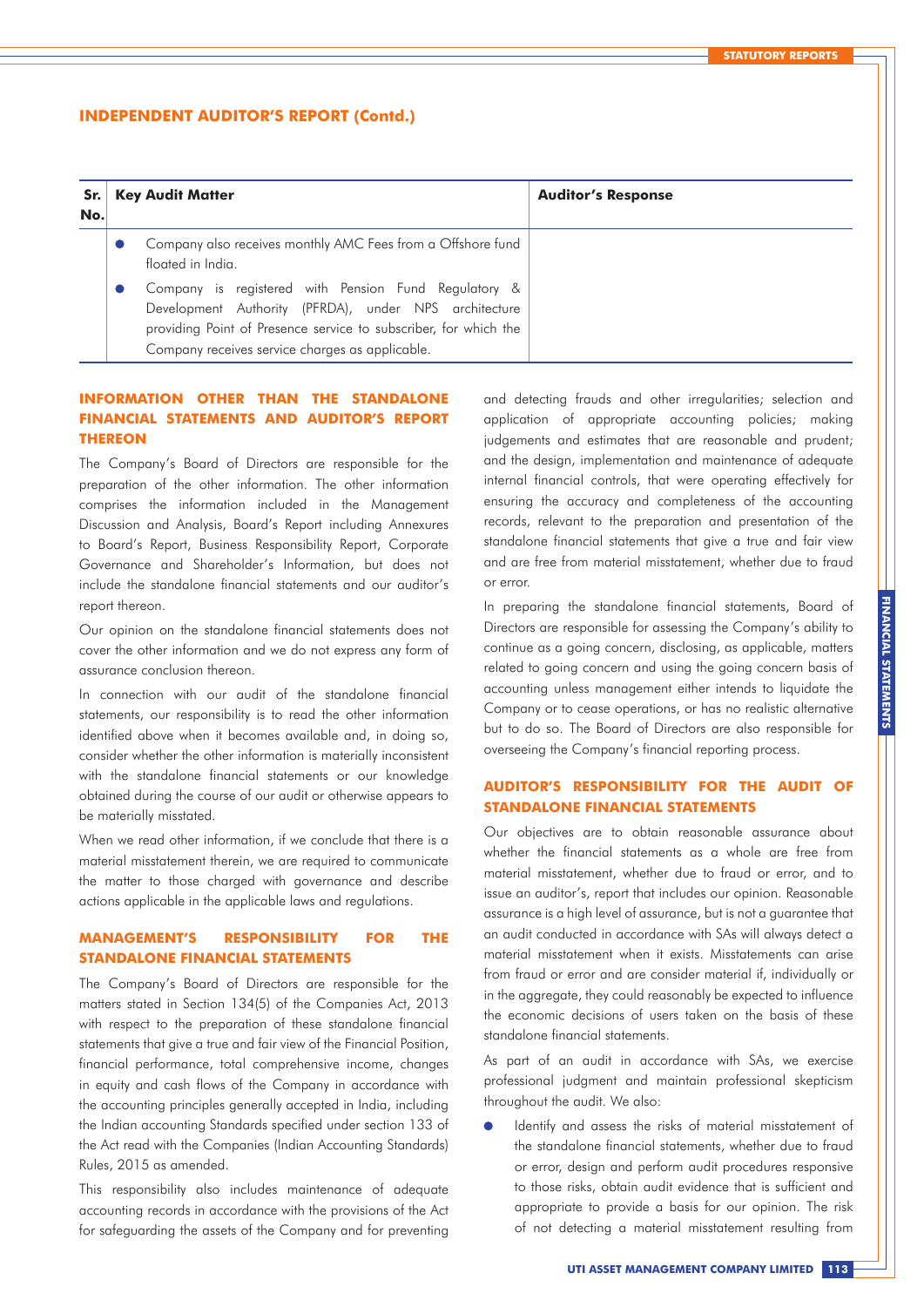## INDEPENDENT AUDITOR'S REPORT (Contd.)

| Sr. No. | Key Audit Matter | Auditor's Response |
|---|---|---|
| | • Company also receives monthly AMC Fees from a Offshore fund floated in India.<br>• Company is registered with Pension Fund Regulatory & Development Authority (PFRDA), under NPS architecture providing Point of Presence service to subscriber, for which the Company receives service charges as applicable. | |

### INFORMATION OTHER THAN THE STANDALONE FINANCIAL STATEMENTS AND AUDITOR'S REPORT THEREON

The Company's Board of Directors are responsible for the preparation of the other information. The other information comprises the information included in the Management Discussion and Analysis, Board's Report including Annexures to Board's Report, Business Responsibility Report, Corporate Governance and Shareholder's Information, but does not include the standalone financial statements and our auditor's report thereon.

Our opinion on the standalone financial statements does not cover the other information and we do not express any form of assurance conclusion thereon.

In connection with our audit of the standalone financial statements, our responsibility is to read the other information identified above when it becomes available and, in doing so, consider whether the other information is materially inconsistent with the standalone financial statements or our knowledge obtained during the course of our audit or otherwise appears to be materially misstated.

When we read other information, if we conclude that there is a material misstatement therein, we are required to communicate the matter to those charged with governance and describe actions applicable in the applicable laws and regulations.

### MANAGEMENT'S RESPONSIBILITY FOR THE STANDALONE FINANCIAL STATEMENTS

The Company's Board of Directors are responsible for the matters stated in Section 134(5) of the Companies Act, 2013 with respect to the preparation of these standalone financial statements that give a true and fair view of the Financial Position, financial performance, total comprehensive income, changes in equity and cash flows of the Company in accordance with the accounting principles generally accepted in India, including the Indian Accounting Standards specified under section 133 of the Act read with the Companies (Indian Accounting Standards) Rules, 2015 as amended.

This responsibility also includes maintenance of adequate accounting records in accordance with the provisions of the Act for safeguarding the assets of the Company and for preventing and detecting frauds and other irregularities; selection and application of appropriate accounting policies; making judgements and estimates that are reasonable and prudent; and the design, implementation and maintenance of adequate internal financial controls, that were operating effectively for ensuring the accuracy and completeness of the accounting records, relevant to the preparation and presentation of the standalone financial statements that give a true and fair view and are free from material misstatement, whether due to fraud or error.

In preparing the standalone financial statements, Board of Directors are responsible for assessing the Company's ability to continue as a going concern, disclosing, as applicable, matters related to going concern and using the going concern basis of accounting unless management either intends to liquidate the Company or to cease operations, or has no realistic alternative but to do so. The Board of Directors are also responsible for overseeing the Company's financial reporting process.

### AUDITOR'S RESPONSIBILITY FOR THE AUDIT OF STANDALONE FINANCIAL STATEMENTS

Our objectives are to obtain reasonable assurance about whether the financial statements as a whole are free from material misstatement, whether due to fraud or error, and to issue an auditor's, report that includes our opinion. Reasonable assurance is a high level of assurance, but is not a guarantee that an audit conducted in accordance with SAs will always detect a material misstatement when it exists. Misstatements can arise from fraud or error and are consider material if, individually or in the aggregate, they could reasonably be expected to influence the economic decisions of users taken on the basis of these standalone financial statements.

As part of an audit in accordance with SAs, we exercise professional judgment and maintain professional skepticism throughout the audit. We also:

- Identify and assess the risks of material misstatement of the standalone financial statements, whether due to fraud or error, design and perform audit procedures responsive to those risks, obtain audit evidence that is sufficient and appropriate to provide a basis for our opinion. The risk of not detecting a material misstatement resulting from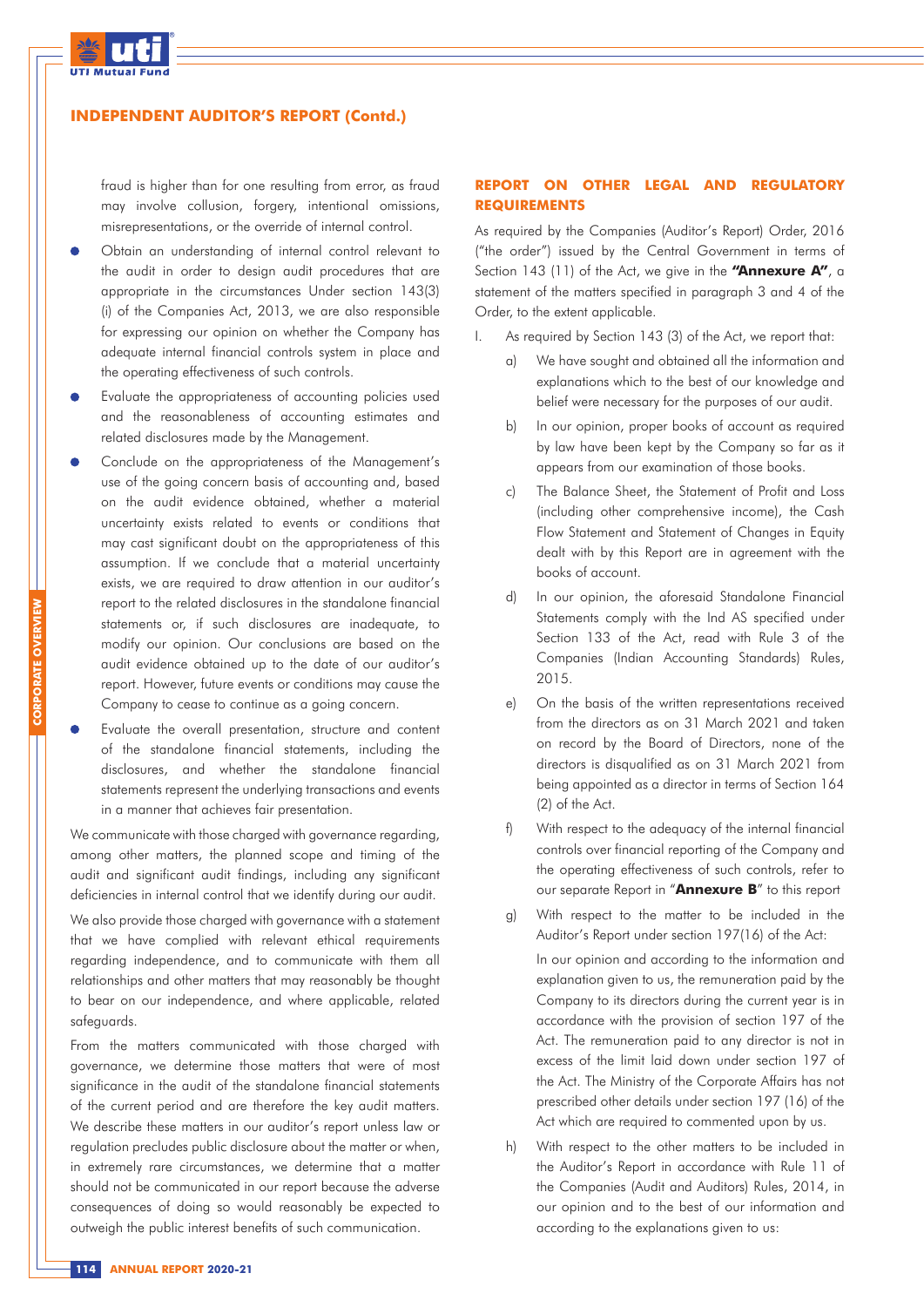fraud is higher than for one resulting from error, as fraud may involve collusion, forgery, intentional omissions, misrepresentations, or the override of internal control.

- Obtain an understanding of internal control relevant to the audit in order to design audit procedures that are appropriate in the circumstances Under section 143(3) (i) of the Companies Act, 2013, we are also responsible for expressing our opinion on whether the Company has adequate internal financial controls system in place and the operating effectiveness of such controls.
- Evaluate the appropriateness of accounting policies used and the reasonableness of accounting estimates and related disclosures made by the Management.
- Conclude on the appropriateness of the Management's use of the going concern basis of accounting and, based on the audit evidence obtained, whether a material uncertainty exists related to events or conditions that may cast significant doubt on the appropriateness of this assumption. If we conclude that a material uncertainty exists, we are required to draw attention in our auditor's report to the related disclosures in the standalone financial statements or, if such disclosures are inadequate, to modify our opinion. Our conclusions are based on the audit evidence obtained up to the date of our auditor's report. However, future events or conditions may cause the Company to cease to continue as a going concern.
- Evaluate the overall presentation, structure and content of the standalone financial statements, including the disclosures, and whether the standalone financial statements represent the underlying transactions and events in a manner that achieves fair presentation.

We communicate with those charged with governance regarding, among other matters, the planned scope and timing of the audit and significant audit findings, including any significant deficiencies in internal control that we identify during our audit.

We also provide those charged with governance with a statement that we have complied with relevant ethical requirements regarding independence, and to communicate with them all relationships and other matters that may reasonably be thought to bear on our independence, and where applicable, related safeguards.

From the matters communicated with those charged with governance, we determine those matters that were of most significance in the audit of the standalone financial statements of the current period and are therefore the key audit matters. We describe these matters in our auditor's report unless law or regulation precludes public disclosure about the matter or when, in extremely rare circumstances, we determine that a matter should not be communicated in our report because the adverse consequences of doing so would reasonably be expected to outweigh the public interest benefits of such communication.

## REPORT ON OTHER LEGAL AND REGULATORY REQUIREMENTS

As required by the Companies (Auditor's Report) Order, 2016 ("the order") issued by the Central Government in terms of Section 143 (11) of the Act, we give in the **"Annexure A"**, a statement of the matters specified in paragraph 3 and 4 of the Order, to the extent applicable.

I. As required by Section 143 (3) of the Act, we report that:

a) We have sought and obtained all the information and explanations which to the best of our knowledge and belief were necessary for the purposes of our audit.

b) In our opinion, proper books of account as required by law have been kept by the Company so far as it appears from our examination of those books.

c) The Balance Sheet, the Statement of Profit and Loss (including other comprehensive income), the Cash Flow Statement and Statement of Changes in Equity dealt with by this Report are in agreement with the books of account.

d) In our opinion, the aforesaid Standalone Financial Statements comply with the Ind AS specified under Section 133 of the Act, read with Rule 3 of the Companies (Indian Accounting Standards) Rules, 2015.

e) On the basis of the written representations received from the directors as on 31 March 2021 and taken on record by the Board of Directors, none of the directors is disqualified as on 31 March 2021 from being appointed as a director in terms of Section 164 (2) of the Act.

f) With respect to the adequacy of the internal financial controls over financial reporting of the Company and the operating effectiveness of such controls, refer to our separate Report in "**Annexure B**" to this report

g) With respect to the matter to be included in the Auditor's Report under section 197(16) of the Act:

In our opinion and according to the information and explanation given to us, the remuneration paid by the Company to its directors during the current year is in accordance with the provision of section 197 of the Act. The remuneration paid to any director is not in excess of the limit laid down under section 197 of the Act. The Ministry of the Corporate Affairs has not prescribed other details under section 197 (16) of the Act which are required to commented upon by us.

h) With respect to the other matters to be included in the Auditor's Report in accordance with Rule 11 of the Companies (Audit and Auditors) Rules, 2014, in our opinion and to the best of our information and according to the explanations given to us: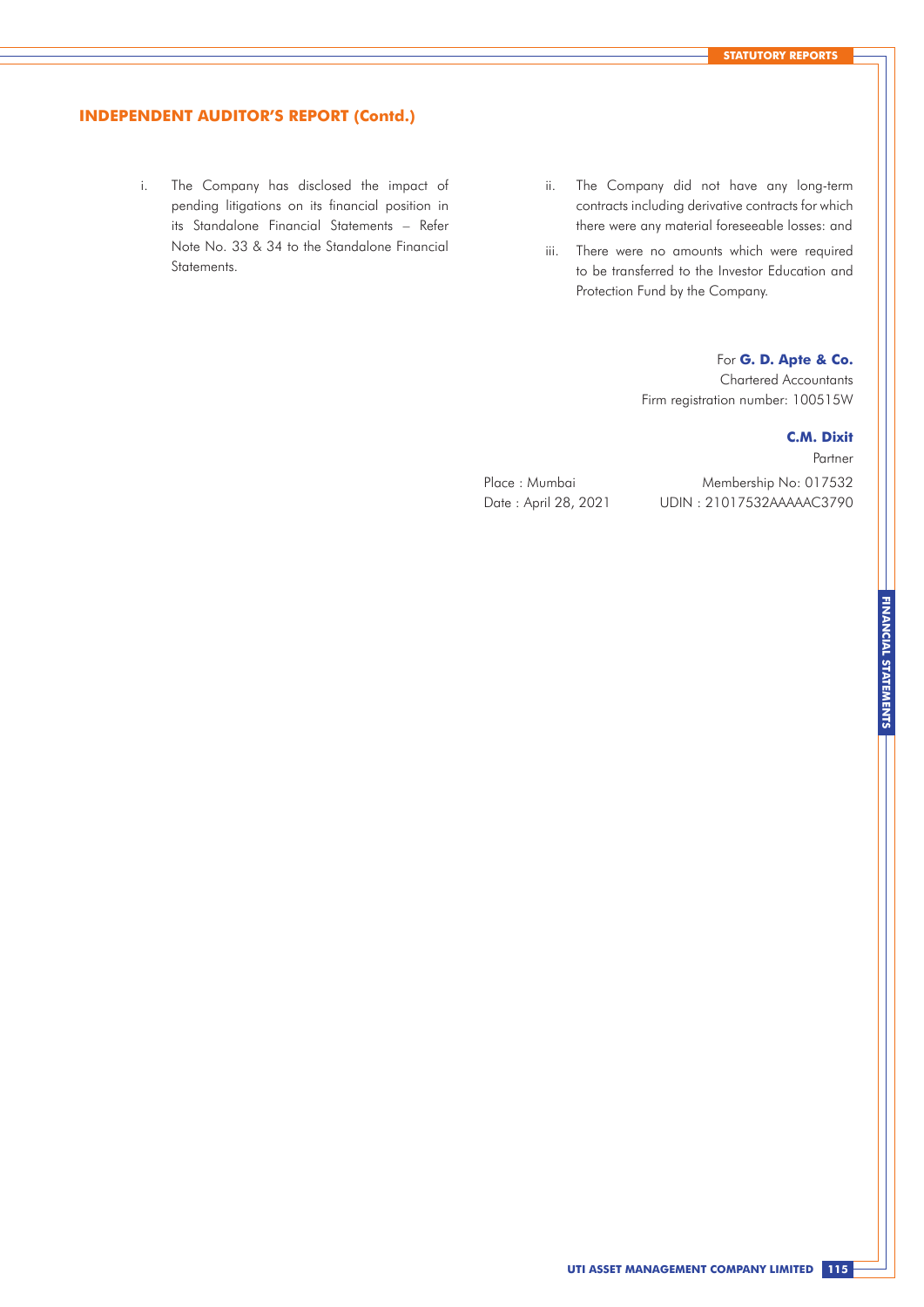## INDEPENDENT AUDITOR'S REPORT (Contd.)

i. The Company has disclosed the impact of pending litigations on its financial position in its Standalone Financial Statements – Refer Note No. 33 & 34 to the Standalone Financial Statements.

ii. The Company did not have any long-term contracts including derivative contracts for which there were any material foreseeable losses: and

iii. There were no amounts which were required to be transferred to the Investor Education and Protection Fund by the Company.

For **G. D. Apte & Co.**
Chartered Accountants
Firm registration number: 100515W

**C.M. Dixit**
Partner
Membership No: 017532
UDIN : 21017532AAAAAC3790

Place : Mumbai
Date : April 28, 2021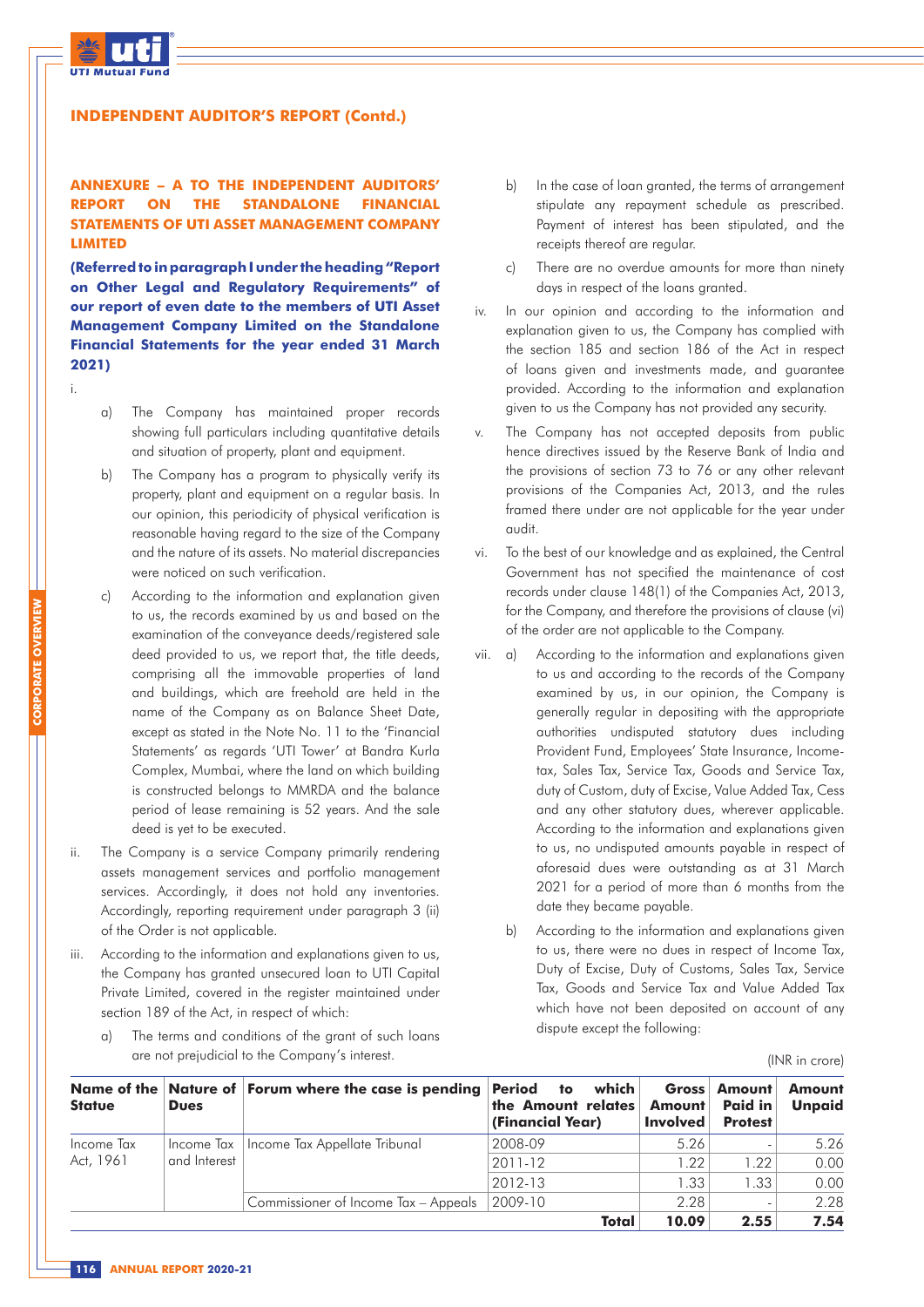## INDEPENDENT AUDITOR'S REPORT (Contd.)

### ANNEXURE – A TO THE INDEPENDENT AUDITORS' REPORT ON THE STANDALONE FINANCIAL STATEMENTS OF UTI ASSET MANAGEMENT COMPANY LIMITED

**(Referred to in paragraph I under the heading "Report on Other Legal and Regulatory Requirements" of our report of even date to the members of UTI Asset Management Company Limited on the Standalone Financial Statements for the year ended 31 March 2021)**

i.

a) The Company has maintained proper records showing full particulars including quantitative details and situation of property, plant and equipment.

b) The Company has a program to physically verify its property, plant and equipment on a regular basis. In our opinion, this periodicity of physical verification is reasonable having regard to the size of the Company and the nature of its assets. No material discrepancies were noticed on such verification.

c) According to the information and explanation given to us, the records examined by us and based on the examination of the conveyance deeds/registered sale deed provided to us, we report that, the title deeds, comprising all the immovable properties of land and buildings, which are freehold are held in the name of the Company as on Balance Sheet Date, except as stated in the Note No. 11 to the 'Financial Statements' as regards 'UTI Tower' at Bandra Kurla Complex, Mumbai, where the land on which building is constructed belongs to MMRDA and the balance period of lease remaining is 52 years. And the sale deed is yet to be executed.

ii. The Company is a service Company primarily rendering assets management services and portfolio management services. Accordingly, it does not hold any inventories. Accordingly, reporting requirement under paragraph 3 (ii) of the Order is not applicable.

iii. According to the information and explanations given to us, the Company has granted unsecured loan to UTI Capital Private Limited, covered in the register maintained under section 189 of the Act, in respect of which:

a) The terms and conditions of the grant of such loans are not prejudicial to the Company's interest.

b) In the case of loan granted, the terms of arrangement stipulate any repayment schedule as prescribed. Payment of interest has been stipulated, and the receipts thereof are regular.

c) There are no overdue amounts for more than ninety days in respect of the loans granted.

iv. In our opinion and according to the information and explanation given to us, the Company has complied with the section 185 and section 186 of the Act in respect of loans given and investments made, and guarantee provided. According to the information and explanation given to us the Company has not provided any security.

v. The Company has not accepted deposits from public hence directives issued by the Reserve Bank of India and the provisions of section 73 to 76 or any other relevant provisions of the Companies Act, 2013, and the rules framed there under are not applicable for the year under audit.

vi. To the best of our knowledge and as explained, the Central Government has not specified the maintenance of cost records under clause 148(1) of the Companies Act, 2013, for the Company, and therefore the provisions of clause (vi) of the order are not applicable to the Company.

vii. a) According to the information and explanations given to us and according to the records of the Company examined by us, in our opinion, the Company is generally regular in depositing with the appropriate authorities undisputed statutory dues including Provident Fund, Employees' State Insurance, Income-tax, Sales Tax, Service Tax, Goods and Service Tax, duty of Custom, duty of Excise, Value Added Tax, Cess and any other statutory dues, wherever applicable. According to the information and explanations given to us, no undisputed amounts payable in respect of aforesaid dues were outstanding as at 31 March 2021 for a period of more than 6 months from the date they became payable.

b) According to the information and explanations given to us, there were no dues in respect of Income Tax, Duty of Excise, Duty of Customs, Sales Tax, Service Tax, Goods and Service Tax and Value Added Tax which have not been deposited on account of any dispute except the following:

(INR in crore)

| Name of the Statue | Nature of Dues | Forum where the case is pending | Period to which the Amount relates (Financial Year) | Gross Amount Involved | Amount Paid in Protest | Amount Unpaid |
|---|---|---|---|---|---|---|
| Income Tax Act, 1961 | Income Tax and Interest | Income Tax Appellate Tribunal | 2008-09 | 5.26 | - | 5.26 |
| | | | 2011-12 | 1.22 | 1.22 | 0.00 |
| | | | 2012-13 | 1.33 | 1.33 | 0.00 |
| | | Commissioner of Income Tax – Appeals | 2009-10 | 2.28 | - | 2.28 |
| | | | **Total** | **10.09** | **2.55** | **7.54** |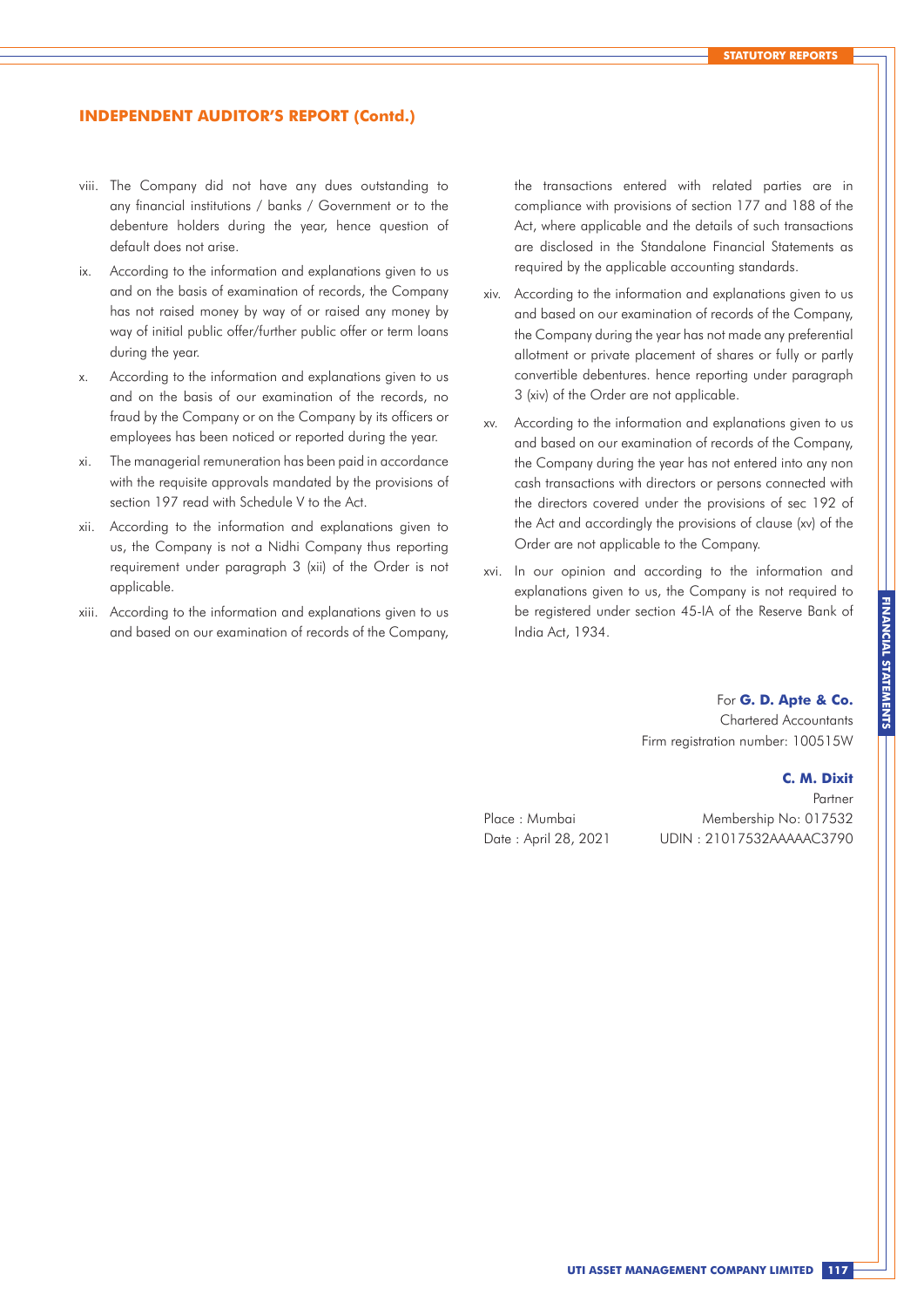## INDEPENDENT AUDITOR'S REPORT (Contd.)

viii. The Company did not have any dues outstanding to any financial institutions / banks / Government or to the debenture holders during the year, hence question of default does not arise.

ix. According to the information and explanations given to us and on the basis of examination of records, the Company has not raised money by way of or raised any money by way of initial public offer/further public offer or term loans during the year.

x. According to the information and explanations given to us and on the basis of our examination of the records, no fraud by the Company or on the Company by its officers or employees has been noticed or reported during the year.

xi. The managerial remuneration has been paid in accordance with the requisite approvals mandated by the provisions of section 197 read with Schedule V to the Act.

xii. According to the information and explanations given to us, the Company is not a Nidhi Company thus reporting requirement under paragraph 3 (xii) of the Order is not applicable.

xiii. According to the information and explanations given to us and based on our examination of records of the Company, the transactions entered with related parties are in compliance with provisions of section 177 and 188 of the Act, where applicable and the details of such transactions are disclosed in the Standalone Financial Statements as required by the applicable accounting standards.

xiv. According to the information and explanations given to us and based on our examination of records of the Company, the Company during the year has not made any preferential allotment or private placement of shares or fully or partly convertible debentures. hence reporting under paragraph 3 (xiv) of the Order are not applicable.

xv. According to the information and explanations given to us and based on our examination of records of the Company, the Company during the year has not entered into any non cash transactions with directors or persons connected with the directors covered under the provisions of sec 192 of the Act and accordingly the provisions of clause (xv) of the Order are not applicable to the Company.

xvi. In our opinion and according to the information and explanations given to us, the Company is not required to be registered under section 45-IA of the Reserve Bank of India Act, 1934.

For **G. D. Apte & Co.**
Chartered Accountants
Firm registration number: 100515W

**C. M. Dixit**
Partner
Membership No: 017532
UDIN : 21017532AAAAAC3790

Place : Mumbai
Date : April 28, 2021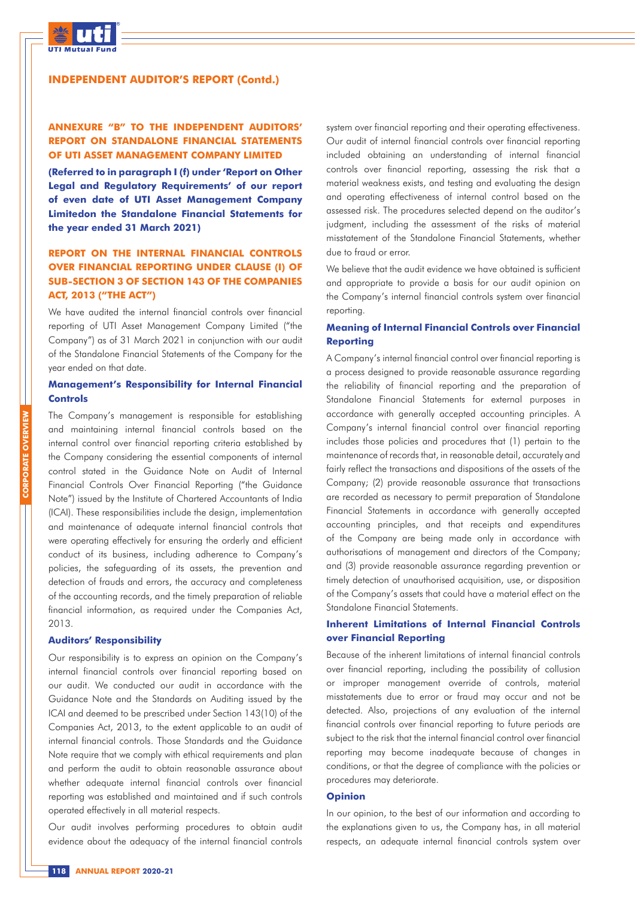## INDEPENDENT AUDITOR'S REPORT (Contd.)

### ANNEXURE "B" TO THE INDEPENDENT AUDITORS' REPORT ON STANDALONE FINANCIAL STATEMENTS OF UTI ASSET MANAGEMENT COMPANY LIMITED

**(Referred to in paragraph I (f) under 'Report on Other Legal and Regulatory Requirements' of our report of even date of UTI Asset Management Company Limitedon the Standalone Financial Statements for the year ended 31 March 2021)**

### REPORT ON THE INTERNAL FINANCIAL CONTROLS OVER FINANCIAL REPORTING UNDER CLAUSE (I) OF SUB-SECTION 3 OF SECTION 143 OF THE COMPANIES ACT, 2013 ("THE ACT")

We have audited the internal financial controls over financial reporting of UTI Asset Management Company Limited ("the Company") as of 31 March 2021 in conjunction with our audit of the Standalone Financial Statements of the Company for the year ended on that date.

#### Management's Responsibility for Internal Financial Controls

The Company's management is responsible for establishing and maintaining internal financial controls based on the internal control over financial reporting criteria established by the Company considering the essential components of internal control stated in the Guidance Note on Audit of Internal Financial Controls Over Financial Reporting ("the Guidance Note") issued by the Institute of Chartered Accountants of India (ICAI). These responsibilities include the design, implementation and maintenance of adequate internal financial controls that were operating effectively for ensuring the orderly and efficient conduct of its business, including adherence to Company's policies, the safeguarding of its assets, the prevention and detection of frauds and errors, the accuracy and completeness of the accounting records, and the timely preparation of reliable financial information, as required under the Companies Act, 2013.

#### Auditors' Responsibility

Our responsibility is to express an opinion on the Company's internal financial controls over financial reporting based on our audit. We conducted our audit in accordance with the Guidance Note and the Standards on Auditing issued by the ICAI and deemed to be prescribed under Section 143(10) of the Companies Act, 2013, to the extent applicable to an audit of internal financial controls. Those Standards and the Guidance Note require that we comply with ethical requirements and plan and perform the audit to obtain reasonable assurance about whether adequate internal financial controls over financial reporting was established and maintained and if such controls operated effectively in all material respects.

Our audit involves performing procedures to obtain audit evidence about the adequacy of the internal financial controls system over financial reporting and their operating effectiveness. Our audit of internal financial controls over financial reporting included obtaining an understanding of internal financial controls over financial reporting, assessing the risk that a material weakness exists, and testing and evaluating the design and operating effectiveness of internal control based on the assessed risk. The procedures selected depend on the auditor's judgment, including the assessment of the risks of material misstatement of the Standalone Financial Statements, whether due to fraud or error.

We believe that the audit evidence we have obtained is sufficient and appropriate to provide a basis for our audit opinion on the Company's internal financial controls system over financial reporting.

#### Meaning of Internal Financial Controls over Financial Reporting

A Company's internal financial control over financial reporting is a process designed to provide reasonable assurance regarding the reliability of financial reporting and the preparation of Standalone Financial Statements for external purposes in accordance with generally accepted accounting principles. A Company's internal financial control over financial reporting includes those policies and procedures that (1) pertain to the maintenance of records that, in reasonable detail, accurately and fairly reflect the transactions and dispositions of the assets of the Company; (2) provide reasonable assurance that transactions are recorded as necessary to permit preparation of Standalone Financial Statements in accordance with generally accepted accounting principles, and that receipts and expenditures of the Company are being made only in accordance with authorisations of management and directors of the Company; and (3) provide reasonable assurance regarding prevention or timely detection of unauthorised acquisition, use, or disposition of the Company's assets that could have a material effect on the Standalone Financial Statements.

#### Inherent Limitations of Internal Financial Controls over Financial Reporting

Because of the inherent limitations of internal financial controls over financial reporting, including the possibility of collusion or improper management override of controls, material misstatements due to error or fraud may occur and not be detected. Also, projections of any evaluation of the internal financial controls over financial reporting to future periods are subject to the risk that the internal financial control over financial reporting may become inadequate because of changes in conditions, or that the degree of compliance with the policies or procedures may deteriorate.

#### Opinion

In our opinion, to the best of our information and according to the explanations given to us, the Company has, in all material respects, an adequate internal financial controls system over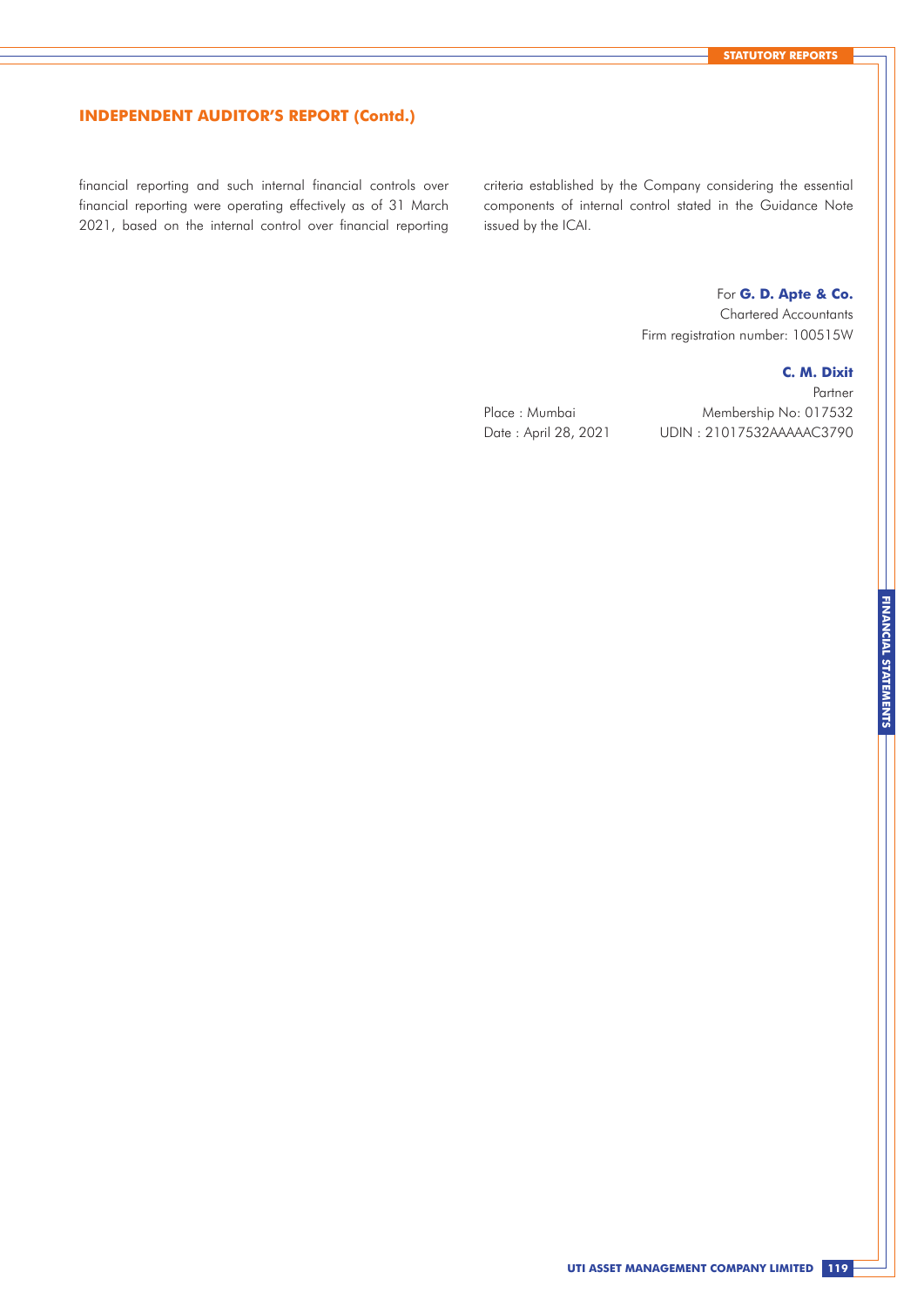## INDEPENDENT AUDITOR'S REPORT (Contd.)

financial reporting and such internal financial controls over financial reporting were operating effectively as of 31 March 2021, based on the internal control over financial reporting criteria established by the Company considering the essential components of internal control stated in the Guidance Note issued by the ICAI.

For **G. D. Apte & Co.**
Chartered Accountants
Firm registration number: 100515W

**C. M. Dixit**
Partner
Membership No: 017532
UDIN : 21017532AAAAAC3790

Place : Mumbai
Date : April 28, 2021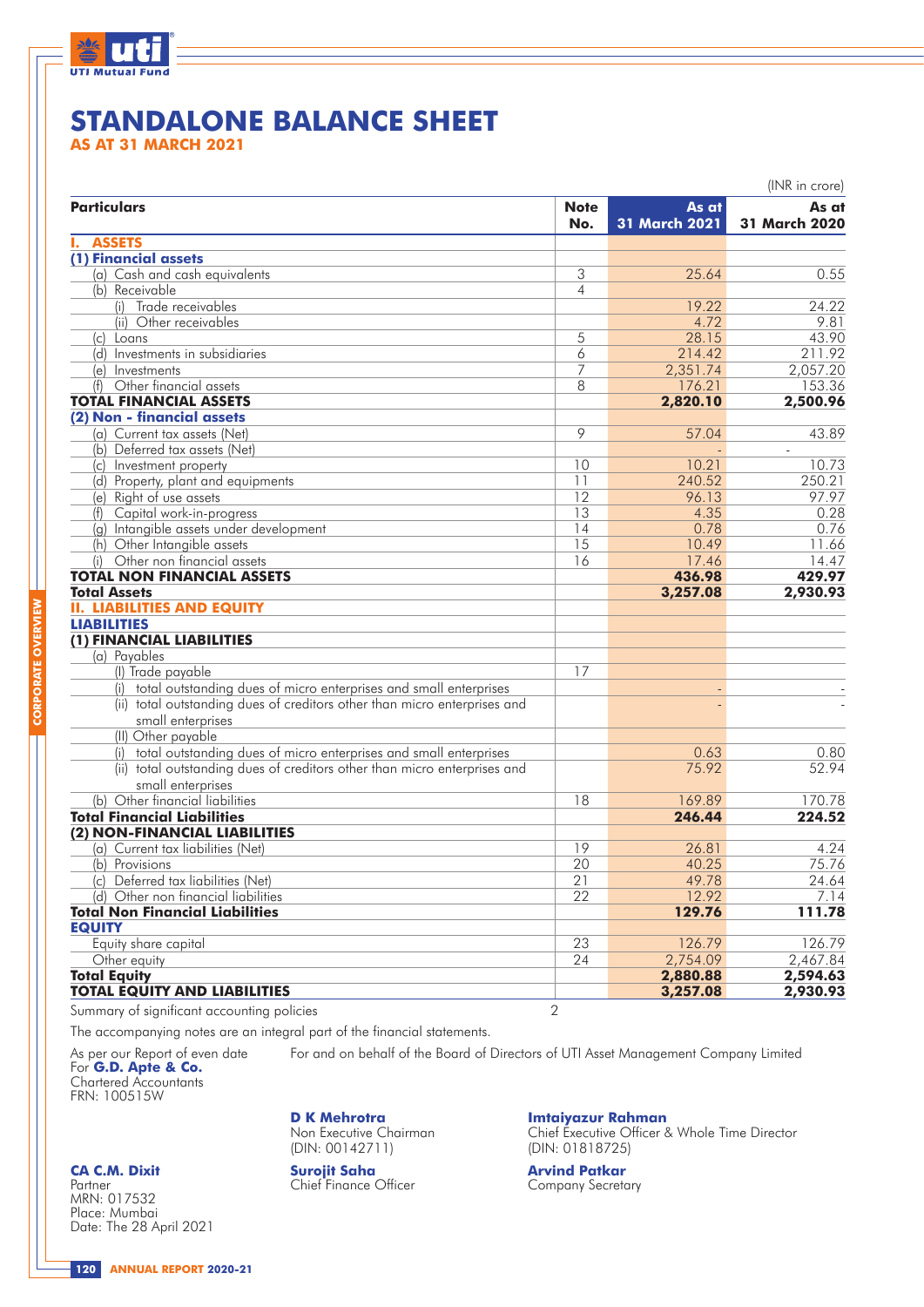# STANDALONE BALANCE SHEET

## AS AT 31 MARCH 2021

(INR in crore)

| Particulars | Note No. | As at 31 March 2021 | As at 31 March 2020 |
|---|---|---|---|
| **I. ASSETS** | | | |
| **(1) Financial assets** | | | |
| (a) Cash and cash equivalents | 3 | 25.64 | 0.55 |
| (b) Receivable | 4 | | |
| (i) Trade receivables | | 19.22 | 24.22 |
| (ii) Other receivables | | 4.72 | 9.81 |
| (c) Loans | 5 | 28.15 | 43.90 |
| (d) Investments in subsidiaries | 6 | 214.42 | 211.92 |
| (e) Investments | 7 | 2,351.74 | 2,057.20 |
| (f) Other financial assets | 8 | 176.21 | 153.36 |
| **TOTAL FINANCIAL ASSETS** | | **2,820.10** | **2,500.96** |
| **(2) Non - financial assets** | | | |
| (a) Current tax assets (Net) | 9 | 57.04 | 43.89 |
| (b) Deferred tax assets (Net) | | - | - |
| (c) Investment property | 10 | 10.21 | 10.73 |
| (d) Property, plant and equipments | 11 | 240.52 | 250.21 |
| (e) Right of use assets | 12 | 96.13 | 97.97 |
| (f) Capital work-in-progress | 13 | 4.35 | 0.28 |
| (g) Intangible assets under development | 14 | 0.78 | 0.76 |
| (h) Other Intangible assets | 15 | 10.49 | 11.66 |
| (i) Other non financial assets | 16 | 17.46 | 14.47 |
| **TOTAL NON FINANCIAL ASSETS** | | **436.98** | **429.97** |
| **Total Assets** | | **3,257.08** | **2,930.93** |
| **II. LIABILITIES AND EQUITY** | | | |
| **LIABILITIES** | | | |
| **(1) FINANCIAL LIABILITIES** | | | |
| (a) Payables | | | |
| (I) Trade payable | 17 | | |
| (i) total outstanding dues of micro enterprises and small enterprises | | - | - |
| (ii) total outstanding dues of creditors other than micro enterprises and small enterprises | | - | - |
| (II) Other payable | | | |
| (i) total outstanding dues of micro enterprises and small enterprises | | 0.63 | 0.80 |
| (ii) total outstanding dues of creditors other than micro enterprises and small enterprises | | 75.92 | 52.94 |
| (b) Other financial liabilities | 18 | 169.89 | 170.78 |
| **Total Financial Liabilities** | | **246.44** | **224.52** |
| **(2) NON-FINANCIAL LIABILITIES** | | | |
| (a) Current tax liabilities (Net) | 19 | 26.81 | 4.24 |
| (b) Provisions | 20 | 40.25 | 75.76 |
| (c) Deferred tax liabilities (Net) | 21 | 49.78 | 24.64 |
| (d) Other non financial liabilities | 22 | 12.92 | 7.14 |
| **Total Non Financial Liabilities** | | **129.76** | **111.78** |
| **EQUITY** | | | |
| Equity share capital | 23 | 126.79 | 126.79 |
| Other equity | 24 | 2,754.09 | 2,467.84 |
| **Total Equity** | | **2,880.88** | **2,594.63** |
| **TOTAL EQUITY AND LIABILITIES** | | **3,257.08** | **2,930.93** |

Summary of significant accounting policies — 2

The accompanying notes are an integral part of the financial statements.

As per our Report of even date
For **G.D. Apte & Co.**
Chartered Accountants
FRN: 100515W

**CA C.M. Dixit**
Partner
MRN: 017532
Place: Mumbai
Date: The 28 April 2021

For and on behalf of the Board of Directors of UTI Asset Management Company Limited

**D K Mehrotra**
Non Executive Chairman
(DIN: 00142711)

**Imtaiyazur Rahman**
Chief Executive Officer & Whole Time Director
(DIN: 01818725)

**Surojit Saha**
Chief Finance Officer

**Arvind Patkar**
Company Secretary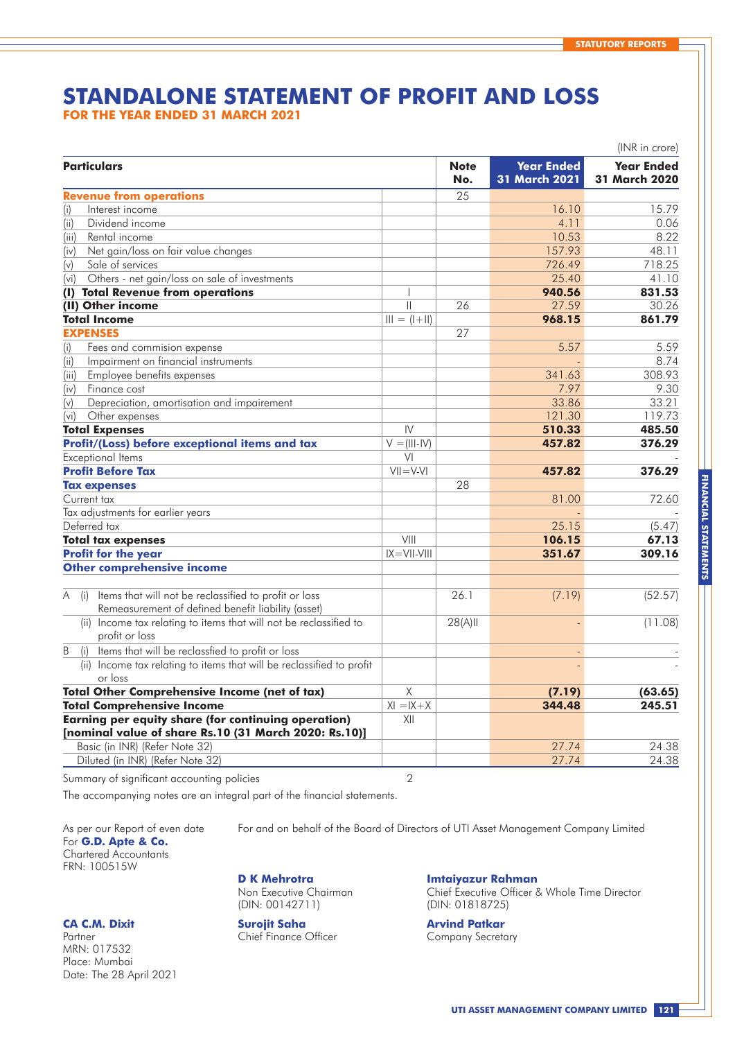# STANDALONE STATEMENT OF PROFIT AND LOSS

**FOR THE YEAR ENDED 31 MARCH 2021**

(INR in crore)

| Particulars | | Note No. | Year Ended 31 March 2021 | Year Ended 31 March 2020 |
|---|---|---|---|---|
| **Revenue from operations** | | 25 | | |
| (i) Interest income | | | 16.10 | 15.79 |
| (ii) Dividend income | | | 4.11 | 0.06 |
| (iii) Rental income | | | 10.53 | 8.22 |
| (iv) Net gain/loss on fair value changes | | | 157.93 | 48.11 |
| (v) Sale of services | | | 726.49 | 718.25 |
| (vi) Others - net gain/loss on sale of investments | | | 25.40 | 41.10 |
| **(I) Total Revenue from operations** | I | | **940.56** | **831.53** |
| **(II) Other income** | II | 26 | 27.59 | 30.26 |
| **Total Income** | III = (I+II) | | **968.15** | **861.79** |
| **EXPENSES** | | 27 | | |
| (i) Fees and commision expense | | | 5.57 | 5.59 |
| (ii) Impairment on financial instruments | | | - | 8.74 |
| (iii) Employee benefits expenses | | | 341.63 | 308.93 |
| (iv) Finance cost | | | 7.97 | 9.30 |
| (v) Depreciation, amortisation and impairement | | | 33.86 | 33.21 |
| (vi) Other expenses | | | 121.30 | 119.73 |
| **Total Expenses** | IV | | **510.33** | **485.50** |
| **Profit/(Loss) before exceptional items and tax** | V =(III-IV) | | **457.82** | **376.29** |
| Exceptional Items | VI | | | - |
| **Profit Before Tax** | VII=V-VI | | **457.82** | **376.29** |
| **Tax expenses** | | 28 | | |
| Current tax | | | 81.00 | 72.60 |
| Tax adjustments for earlier years | | | - | - |
| Deferred tax | | | 25.15 | (5.47) |
| **Total tax expenses** | VIII | | **106.15** | **67.13** |
| **Profit for the year** | IX=VII-VIII | | **351.67** | **309.16** |
| **Other comprehensive income** | | | | |
| A (i) Items that will not be reclassified to profit or loss Remeasurement of defined benefit liability (asset) | | 26.1 | (7.19) | (52.57) |
| (ii) Income tax relating to items that will not be reclassified to profit or loss | | 28(A)II | - | (11.08) |
| B (i) Items that will be reclassfied to profit or loss | | | - | - |
| (ii) Income tax relating to items that will be reclassified to profit or loss | | | - | - |
| **Total Other Comprehensive Income (net of tax)** | X | | **(7.19)** | **(63.65)** |
| **Total Comprehensive Income** | XI =IX+X | | **344.48** | **245.51** |
| **Earning per equity share (for continuing operation) [nominal value of share Rs.10 (31 March 2020: Rs.10)]** | XII | | | |
| Basic (in INR) (Refer Note 32) | | | 27.74 | 24.38 |
| Diluted (in INR) (Refer Note 32) | | | 27.74 | 24.38 |

Summary of significant accounting policies 2

The accompanying notes are an integral part of the financial statements.

As per our Report of even date
For **G.D. Apte & Co.**
Chartered Accountants
FRN: 100515W

**CA C.M. Dixit**
Partner
MRN: 017532
Place: Mumbai
Date: The 28 April 2021

For and on behalf of the Board of Directors of UTI Asset Management Company Limited

**D K Mehrotra**
Non Executive Chairman
(DIN: 00142711)

**Imtaiyazur Rahman**
Chief Executive Officer & Whole Time Director
(DIN: 01818725)

**Surojit Saha**
Chief Finance Officer

**Arvind Patkar**
Company Secretary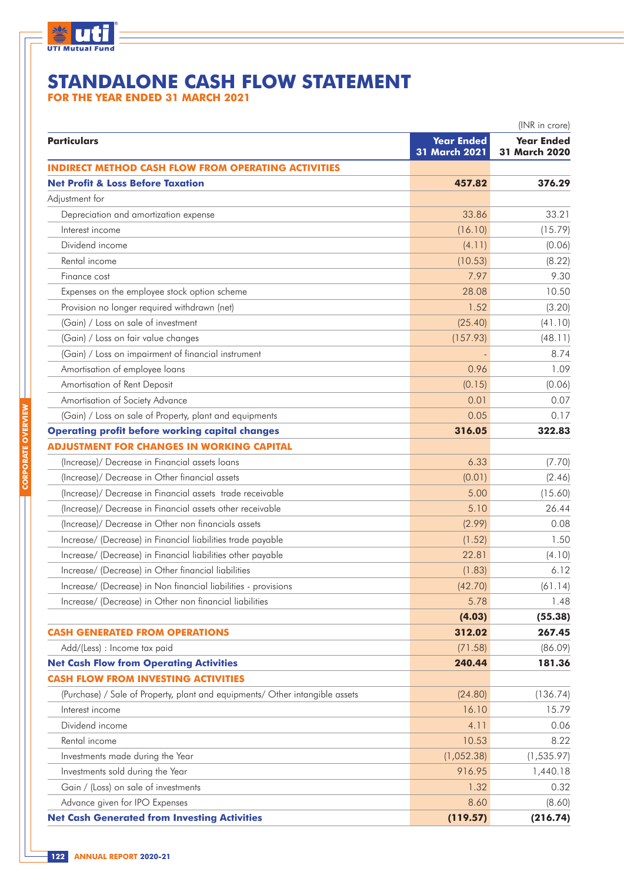# STANDALONE CASH FLOW STATEMENT

## FOR THE YEAR ENDED 31 MARCH 2021

(INR in crore)

| Particulars | Year Ended 31 March 2021 | Year Ended 31 March 2020 |
|---|---|---|
| **INDIRECT METHOD CASH FLOW FROM OPERATING ACTIVITIES** | | |
| **Net Profit & Loss Before Taxation** | **457.82** | **376.29** |
| Adjustment for | | |
| Depreciation and amortization expense | 33.86 | 33.21 |
| Interest income | (16.10) | (15.79) |
| Dividend income | (4.11) | (0.06) |
| Rental income | (10.53) | (8.22) |
| Finance cost | 7.97 | 9.30 |
| Expenses on the employee stock option scheme | 28.08 | 10.50 |
| Provision no longer required withdrawn (net) | 1.52 | (3.20) |
| (Gain) / Loss on sale of investment | (25.40) | (41.10) |
| (Gain) / Loss on fair value changes | (157.93) | (48.11) |
| (Gain) / Loss on impairment of financial instrument | - | 8.74 |
| Amortisation of employee loans | 0.96 | 1.09 |
| Amortisation of Rent Deposit | (0.15) | (0.06) |
| Amortisation of Society Advance | 0.01 | 0.07 |
| (Gain) / Loss on sale of Property, plant and equipments | 0.05 | 0.17 |
| **Operating profit before working capital changes** | **316.05** | **322.83** |
| **ADJUSTMENT FOR CHANGES IN WORKING CAPITAL** | | |
| (Increase)/ Decrease in Financial assets loans | 6.33 | (7.70) |
| (Increase)/ Decrease in Other financial assets | (0.01) | (2.46) |
| (Increase)/ Decrease in Financial assets trade receivable | 5.00 | (15.60) |
| (Increase)/ Decrease in Financial assets other receivable | 5.10 | 26.44 |
| (Increase)/ Decrease in Other non financials assets | (2.99) | 0.08 |
| Increase/ (Decrease) in Financial liabilities trade payable | (1.52) | 1.50 |
| Increase/ (Decrease) in Financial liabilities other payable | 22.81 | (4.10) |
| Increase/ (Decrease) in Other financial liabilities | (1.83) | 6.12 |
| Increase/ (Decrease) in Non financial liabilities - provisions | (42.70) | (61.14) |
| Increase/ (Decrease) in Other non financial liabilities | 5.78 | 1.48 |
| | **(4.03)** | **(55.38)** |
| **CASH GENERATED FROM OPERATIONS** | **312.02** | **267.45** |
| Add/(Less) : Income tax paid | (71.58) | (86.09) |
| **Net Cash Flow from Operating Activities** | **240.44** | **181.36** |
| **CASH FLOW FROM INVESTING ACTIVITIES** | | |
| (Purchase) / Sale of Property, plant and equipments/ Other intangible assets | (24.80) | (136.74) |
| Interest income | 16.10 | 15.79 |
| Dividend income | 4.11 | 0.06 |
| Rental income | 10.53 | 8.22 |
| Investments made during the Year | (1,052.38) | (1,535.97) |
| Investments sold during the Year | 916.95 | 1,440.18 |
| Gain / (Loss) on sale of investments | 1.32 | 0.32 |
| Advance given for IPO Expenses | 8.60 | (8.60) |
| **Net Cash Generated from Investing Activities** | **(119.57)** | **(216.74)** |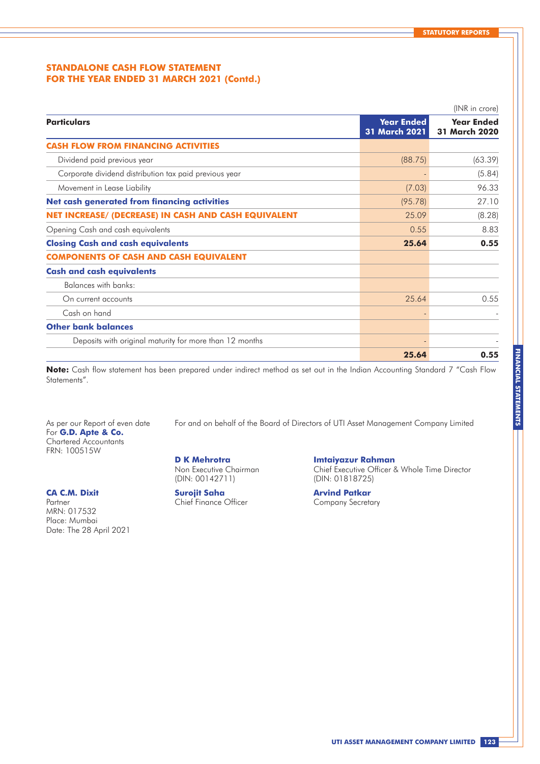## STANDALONE CASH FLOW STATEMENT
## FOR THE YEAR ENDED 31 MARCH 2021 (Contd.)

(INR in crore)

| Particulars | Year Ended 31 March 2021 | Year Ended 31 March 2020 |
|---|---|---|
| **CASH FLOW FROM FINANCING ACTIVITIES** | | |
| Dividend paid previous year | (88.75) | (63.39) |
| Corporate dividend distribution tax paid previous year | - | (5.84) |
| Movement in Lease Liability | (7.03) | 96.33 |
| **Net cash generated from financing activities** | (95.78) | 27.10 |
| **NET INCREASE/ (DECREASE) IN CASH AND CASH EQUIVALENT** | 25.09 | (8.28) |
| Opening Cash and cash equivalents | 0.55 | 8.83 |
| **Closing Cash and cash equivalents** | **25.64** | **0.55** |
| **COMPONENTS OF CASH AND CASH EQUIVALENT** | | |
| **Cash and cash equivalents** | | |
| Balances with banks: | | |
| On current accounts | 25.64 | 0.55 |
| Cash on hand | - | - |
| **Other bank balances** | | |
| Deposits with original maturity for more than 12 months | - | - |
| | **25.64** | **0.55** |

**Note:** Cash flow statement has been prepared under indirect method as set out in the Indian Accounting Standard 7 "Cash Flow Statements".

As per our Report of even date
For **G.D. Apte & Co.**
Chartered Accountants
FRN: 100515W

**CA C.M. Dixit**
Partner
MRN: 017532
Place: Mumbai
Date: The 28 April 2021

For and on behalf of the Board of Directors of UTI Asset Management Company Limited

**D K Mehrotra**
Non Executive Chairman
(DIN: 00142711)

**Imtaiyazur Rahman**
Chief Executive Officer & Whole Time Director
(DIN: 01818725)

**Surojit Saha**
Chief Finance Officer

**Arvind Patkar**
Company Secretary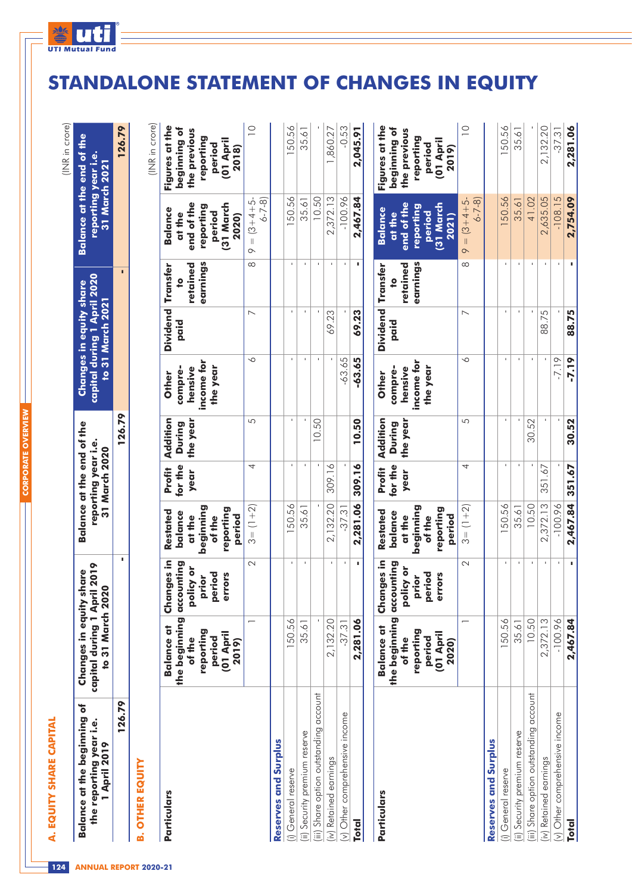# STANDALONE STATEMENT OF CHANGES IN EQUITY

## A. EQUITY SHARE CAPITAL

(INR in crore)

| Balance at the beginning of the reporting year i.e. 1 April 2019 | Changes in equity share capital during 1 April 2019 to 31 March 2020 | Balance at the end of the reporting year i.e. 31 March 2020 | Changes in equity share capital during 1 April 2020 to 31 March 2021 | Balance at the end of the reporting year i.e. 31 March 2021 |
|---|---|---|---|---|
| 126.79 | - | 126.79 | - | 126.79 |

## B. OTHER EQUITY

(INR in crore)

| Particulars | Balance at the beginning of the reporting period (01 April 2019) | Changes in accounting policy or prior period errors | Restated balance at the beginning of the reporting period | Profit for the year | Addition During the year | Other compre-hensive income for the year | Dividend paid | Transfer to retained earnings | Balance at the end of the reporting period (31 March 2020) | Figures at the beginning of the previous reporting period (01 April 2018) |
|---|---|---|---|---|---|---|---|---|---|---|
| | 1 | 2 | 3= (1+2) | 4 | 5 | 6 | 7 | 8 | 9 = (3+4+5-6-7-8) | 10 |
| **Reserves and Surplus** | | | | | | | | | | |
| (i) General reserve | 150.56 | - | 150.56 | - | - | - | - | - | 150.56 | 150.56 |
| (ii) Security premium reserve | 35.61 | - | 35.61 | - | - | - | - | - | 35.61 | 35.61 |
| (iii) Share option outstanding account | - | - | - | - | 10.50 | - | - | - | 10.50 | - |
| (iv) Retained earnings | 2,132.20 | - | 2,132.20 | 309.16 | | - | 69.23 | - | 2,372.13 | 1,860.27 |
| (v) Other comprehensive income | -37.31 | - | -37.31 | - | | -63.65 | - | - | -100.96 | -0.53 |
| **Total** | **2,281.06** | **-** | **2,281.06** | **309.16** | **10.50** | **-63.65** | **69.23** | **-** | **2,467.84** | **2,045.91** |

| Particulars | Balance at the beginning of the reporting period (01 April 2020) | Changes in accounting policy or prior period errors | Restated balance at the beginning of the reporting period | Profit for the year | Addition During the year | Other compre-hensive income for the year | Dividend paid | Transfer to retained earnings | Balance at the end of the reporting period (31 March 2021) | Figures at the beginning of the previous reporting period (01 April 2019) |
|---|---|---|---|---|---|---|---|---|---|---|
| | 1 | 2 | 3= (1+2) | 4 | 5 | 6 | 7 | 8 | 9 = (3+4+5-6-7-8) | 10 |
| **Reserves and Surplus** | | | | | | | | | | |
| (i) General reserve | 150.56 | - | 150.56 | - | - | - | - | - | 150.56 | 150.56 |
| (ii) Security premium reserve | 35.61 | - | 35.61 | - | - | - | - | - | 35.61 | 35.61 |
| (iii) Share option outstanding account | 10.50 | - | 10.50 | - | 30.52 | - | - | - | 41.02 | - |
| (iv) Retained earnings | 2,372.13 | - | 2,372.13 | 351.67 | - | - | 88.75 | - | 2,635.05 | 2,132.20 |
| (v) Other comprehensive income | -100.96 | - | -100.96 | - | - | -7.19 | - | - | -108.15 | -37.31 |
| **Total** | **2,467.84** | **-** | **2,467.84** | **351.67** | **30.52** | **-7.19** | **88.75** | **-** | **2,754.09** | **2,281.06** |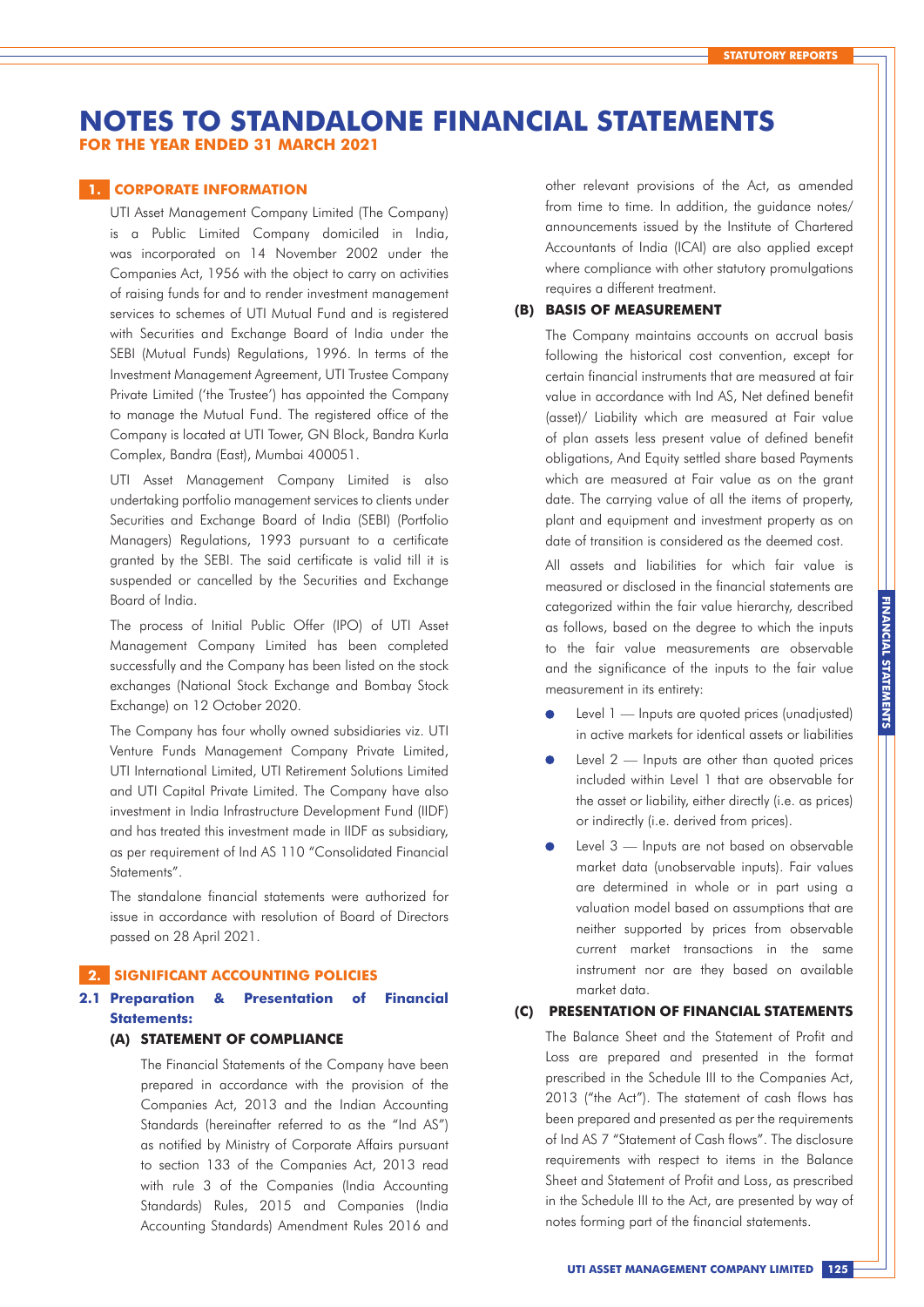# NOTES TO STANDALONE FINANCIAL STATEMENTS

**FOR THE YEAR ENDED 31 MARCH 2021**

## 1. CORPORATE INFORMATION

UTI Asset Management Company Limited (The Company) is a Public Limited Company domiciled in India, was incorporated on 14 November 2002 under the Companies Act, 1956 with the object to carry on activities of raising funds for and to render investment management services to schemes of UTI Mutual Fund and is registered with Securities and Exchange Board of India under the SEBI (Mutual Funds) Regulations, 1996. In terms of the Investment Management Agreement, UTI Trustee Company Private Limited ('the Trustee') has appointed the Company to manage the Mutual Fund. The registered office of the Company is located at UTI Tower, GN Block, Bandra Kurla Complex, Bandra (East), Mumbai 400051.

UTI Asset Management Company Limited is also undertaking portfolio management services to clients under Securities and Exchange Board of India (SEBI) (Portfolio Managers) Regulations, 1993 pursuant to a certificate granted by the SEBI. The said certificate is valid till it is suspended or cancelled by the Securities and Exchange Board of India.

The process of Initial Public Offer (IPO) of UTI Asset Management Company Limited has been completed successfully and the Company has been listed on the stock exchanges (National Stock Exchange and Bombay Stock Exchange) on 12 October 2020.

The Company has four wholly owned subsidiaries viz. UTI Venture Funds Management Company Private Limited, UTI International Limited, UTI Retirement Solutions Limited and UTI Capital Private Limited. The Company have also investment in India Infrastructure Development Fund (IIDF) and has treated this investment made in IIDF as subsidiary, as per requirement of Ind AS 110 "Consolidated Financial Statements".

The standalone financial statements were authorized for issue in accordance with resolution of Board of Directors passed on 28 April 2021.

## 2. SIGNIFICANT ACCOUNTING POLICIES

### 2.1 Preparation & Presentation of Financial Statements:

#### (A) STATEMENT OF COMPLIANCE

The Financial Statements of the Company have been prepared in accordance with the provision of the Companies Act, 2013 and the Indian Accounting Standards (hereinafter referred to as the "Ind AS") as notified by Ministry of Corporate Affairs pursuant to section 133 of the Companies Act, 2013 read with rule 3 of the Companies (India Accounting Standards) Rules, 2015 and Companies (India Accounting Standards) Amendment Rules 2016 and other relevant provisions of the Act, as amended from time to time. In addition, the guidance notes/ announcements issued by the Institute of Chartered Accountants of India (ICAI) are also applied except where compliance with other statutory promulgations requires a different treatment.

#### (B) BASIS OF MEASUREMENT

The Company maintains accounts on accrual basis following the historical cost convention, except for certain financial instruments that are measured at fair value in accordance with Ind AS, Net defined benefit (asset)/ Liability which are measured at Fair value of plan assets less present value of defined benefit obligations, And Equity settled share based Payments which are measured at Fair value as on the grant date. The carrying value of all the items of property, plant and equipment and investment property as on date of transition is considered as the deemed cost.

All assets and liabilities for which fair value is measured or disclosed in the financial statements are categorized within the fair value hierarchy, described as follows, based on the degree to which the inputs to the fair value measurements are observable and the significance of the inputs to the fair value measurement in its entirety:

- Level 1 — Inputs are quoted prices (unadjusted) in active markets for identical assets or liabilities
- Level 2 — Inputs are other than quoted prices included within Level 1 that are observable for the asset or liability, either directly (i.e. as prices) or indirectly (i.e. derived from prices).
- Level 3 — Inputs are not based on observable market data (unobservable inputs). Fair values are determined in whole or in part using a valuation model based on assumptions that are neither supported by prices from observable current market transactions in the same instrument nor are they based on available market data.

#### (C) PRESENTATION OF FINANCIAL STATEMENTS

The Balance Sheet and the Statement of Profit and Loss are prepared and presented in the format prescribed in the Schedule III to the Companies Act, 2013 ("the Act"). The statement of cash flows has been prepared and presented as per the requirements of Ind AS 7 "Statement of Cash flows". The disclosure requirements with respect to items in the Balance Sheet and Statement of Profit and Loss, as prescribed in the Schedule III to the Act, are presented by way of notes forming part of the financial statements.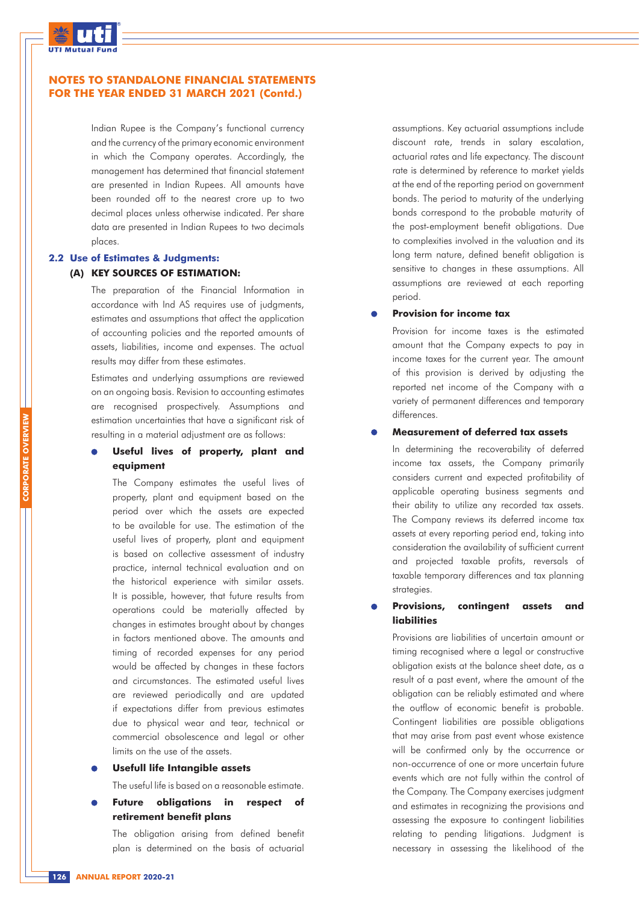## NOTES TO STANDALONE FINANCIAL STATEMENTS FOR THE YEAR ENDED 31 MARCH 2021 (Contd.)

Indian Rupee is the Company's functional currency and the currency of the primary economic environment in which the Company operates. Accordingly, the management has determined that financial statement are presented in Indian Rupees. All amounts have been rounded off to the nearest crore up to two decimal places unless otherwise indicated. Per share data are presented in Indian Rupees to two decimals places.

### 2.2 Use of Estimates & Judgments:

#### (A) KEY SOURCES OF ESTIMATION:

The preparation of the Financial Information in accordance with Ind AS requires use of judgments, estimates and assumptions that affect the application of accounting policies and the reported amounts of assets, liabilities, income and expenses. The actual results may differ from these estimates.

Estimates and underlying assumptions are reviewed on an ongoing basis. Revision to accounting estimates are recognised prospectively. Assumptions and estimation uncertainties that have a significant risk of resulting in a material adjustment are as follows:

- **Useful lives of property, plant and equipment**

  The Company estimates the useful lives of property, plant and equipment based on the period over which the assets are expected to be available for use. The estimation of the useful lives of property, plant and equipment is based on collective assessment of industry practice, internal technical evaluation and on the historical experience with similar assets. It is possible, however, that future results from operations could be materially affected by changes in estimates brought about by changes in factors mentioned above. The amounts and timing of recorded expenses for any period would be affected by changes in these factors and circumstances. The estimated useful lives are reviewed periodically and are updated if expectations differ from previous estimates due to physical wear and tear, technical or commercial obsolescence and legal or other limits on the use of the assets.

- **Usefull life Intangible assets**

  The useful life is based on a reasonable estimate.

- **Future obligations in respect of retirement benefit plans**

  The obligation arising from defined benefit plan is determined on the basis of actuarial assumptions. Key actuarial assumptions include discount rate, trends in salary escalation, actuarial rates and life expectancy. The discount rate is determined by reference to market yields at the end of the reporting period on government bonds. The period to maturity of the underlying bonds correspond to the probable maturity of the post-employment benefit obligations. Due to complexities involved in the valuation and its long term nature, defined benefit obligation is sensitive to changes in these assumptions. All assumptions are reviewed at each reporting period.

- **Provision for income tax**

  Provision for income taxes is the estimated amount that the Company expects to pay in income taxes for the current year. The amount of this provision is derived by adjusting the reported net income of the Company with a variety of permanent differences and temporary differences.

- **Measurement of deferred tax assets**

  In determining the recoverability of deferred income tax assets, the Company primarily considers current and expected profitability of applicable operating business segments and their ability to utilize any recorded tax assets. The Company reviews its deferred income tax assets at every reporting period end, taking into consideration the availability of sufficient current and projected taxable profits, reversals of taxable temporary differences and tax planning strategies.

- **Provisions, contingent assets and liabilities**

  Provisions are liabilities of uncertain amount or timing recognised where a legal or constructive obligation exists at the balance sheet date, as a result of a past event, where the amount of the obligation can be reliably estimated and where the outflow of economic benefit is probable. Contingent liabilities are possible obligations that may arise from past event whose existence will be confirmed only by the occurrence or non-occurrence of one or more uncertain future events which are not fully within the control of the Company. The Company exercises judgment and estimates in recognizing the provisions and assessing the exposure to contingent liabilities relating to pending litigations. Judgment is necessary in assessing the likelihood of the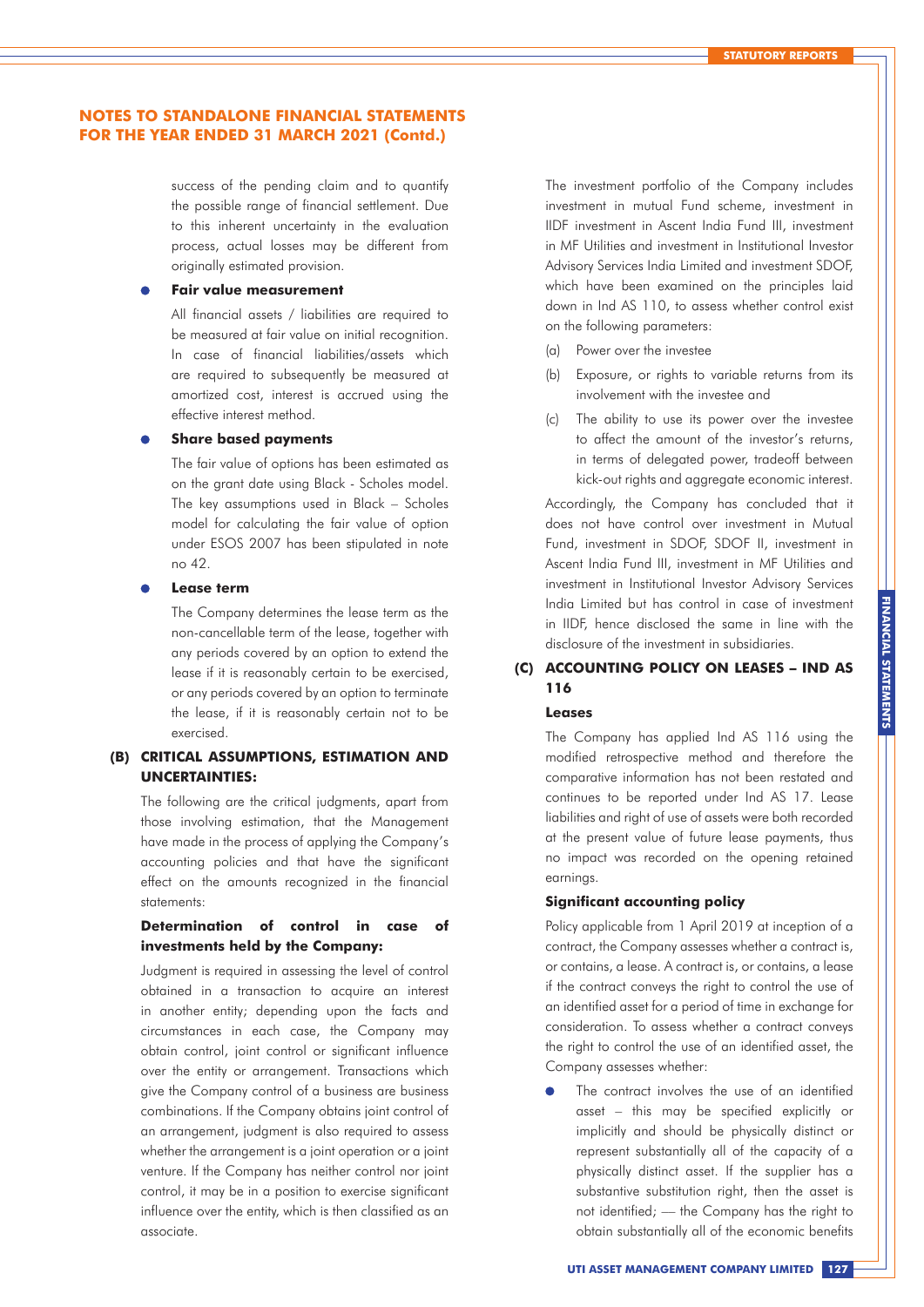## NOTES TO STANDALONE FINANCIAL STATEMENTS FOR THE YEAR ENDED 31 MARCH 2021 (Contd.)

success of the pending claim and to quantify the possible range of financial settlement. Due to this inherent uncertainty in the evaluation process, actual losses may be different from originally estimated provision.

- **Fair value measurement**

  All financial assets / liabilities are required to be measured at fair value on initial recognition. In case of financial liabilities/assets which are required to subsequently be measured at amortized cost, interest is accrued using the effective interest method.

- **Share based payments**

  The fair value of options has been estimated as on the grant date using Black - Scholes model. The key assumptions used in Black – Scholes model for calculating the fair value of option under ESOS 2007 has been stipulated in note no 42.

- **Lease term**

  The Company determines the lease term as the non-cancellable term of the lease, together with any periods covered by an option to extend the lease if it is reasonably certain to be exercised, or any periods covered by an option to terminate the lease, if it is reasonably certain not to be exercised.

### (B) CRITICAL ASSUMPTIONS, ESTIMATION AND UNCERTAINTIES:

The following are the critical judgments, apart from those involving estimation, that the Management have made in the process of applying the Company's accounting policies and that have the significant effect on the amounts recognized in the financial statements:

**Determination of control in case of investments held by the Company:**

Judgment is required in assessing the level of control obtained in a transaction to acquire an interest in another entity; depending upon the facts and circumstances in each case, the Company may obtain control, joint control or significant influence over the entity or arrangement. Transactions which give the Company control of a business are business combinations. If the Company obtains joint control of an arrangement, judgment is also required to assess whether the arrangement is a joint operation or a joint venture. If the Company has neither control nor joint control, it may be in a position to exercise significant influence over the entity, which is then classified as an associate.

The investment portfolio of the Company includes investment in mutual Fund scheme, investment in IIDF investment in Ascent India Fund III, investment in MF Utilities and investment in Institutional Investor Advisory Services India Limited and investment SDOF, which have been examined on the principles laid down in Ind AS 110, to assess whether control exist on the following parameters:

(a) Power over the investee

(b) Exposure, or rights to variable returns from its involvement with the investee and

(c) The ability to use its power over the investee to affect the amount of the investor's returns, in terms of delegated power, tradeoff between kick-out rights and aggregate economic interest.

Accordingly, the Company has concluded that it does not have control over investment in Mutual Fund, investment in SDOF, SDOF II, investment in Ascent India Fund III, investment in MF Utilities and investment in Institutional Investor Advisory Services India Limited but has control in case of investment in IIDF, hence disclosed the same in line with the disclosure of the investment in subsidiaries.

### (C) ACCOUNTING POLICY ON LEASES – IND AS 116

**Leases**

The Company has applied Ind AS 116 using the modified retrospective method and therefore the comparative information has not been restated and continues to be reported under Ind AS 17. Lease liabilities and right of use of assets were both recorded at the present value of future lease payments, thus no impact was recorded on the opening retained earnings.

**Significant accounting policy**

Policy applicable from 1 April 2019 at inception of a contract, the Company assesses whether a contract is, or contains, a lease. A contract is, or contains, a lease if the contract conveys the right to control the use of an identified asset for a period of time in exchange for consideration. To assess whether a contract conveys the right to control the use of an identified asset, the Company assesses whether:

- The contract involves the use of an identified asset – this may be specified explicitly or implicitly and should be physically distinct or represent substantially all of the capacity of a physically distinct asset. If the supplier has a substantive substitution right, then the asset is not identified; — the Company has the right to obtain substantially all of the economic benefits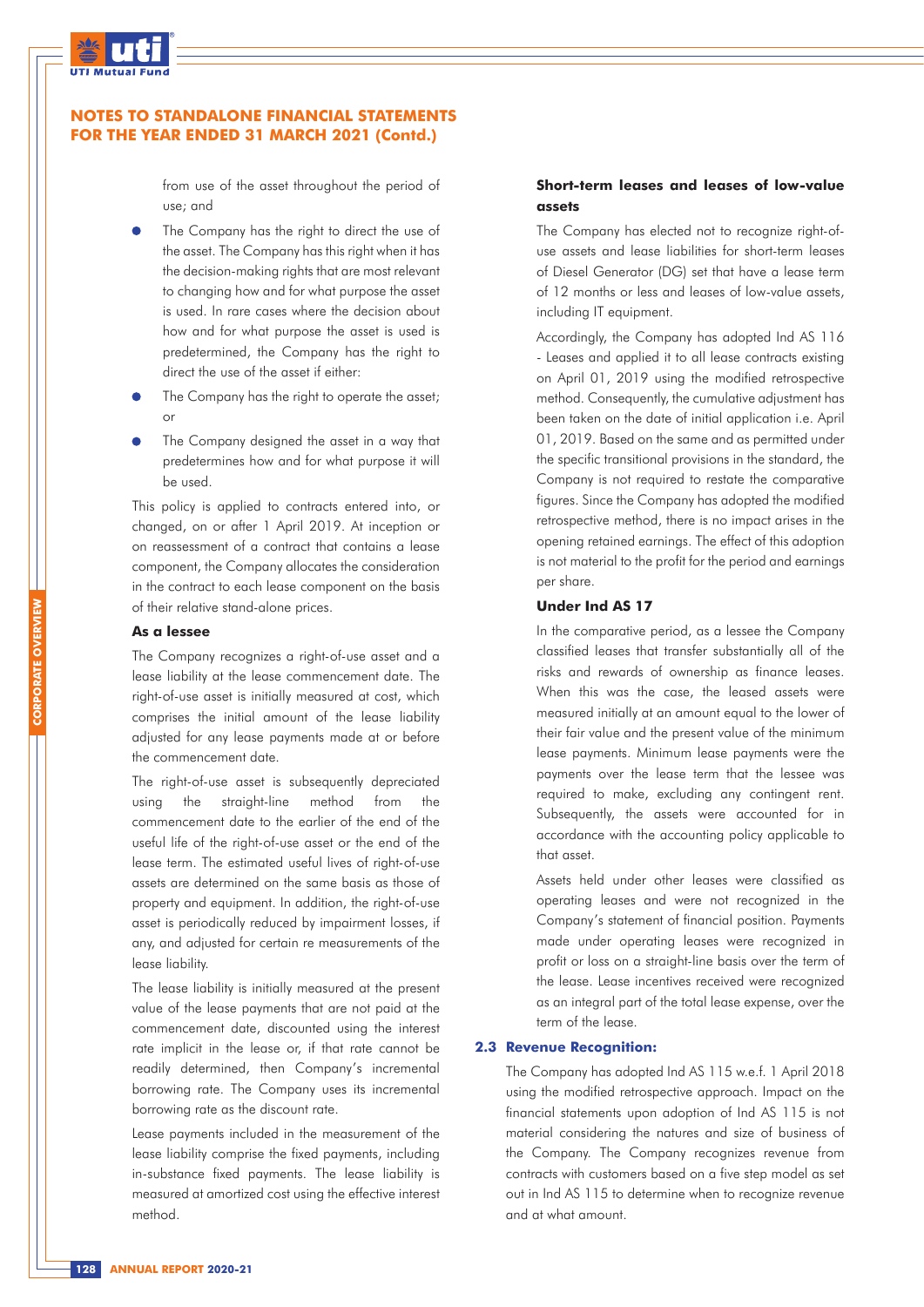# NOTES TO STANDALONE FINANCIAL STATEMENTS FOR THE YEAR ENDED 31 MARCH 2021 (Contd.)

from use of the asset throughout the period of use; and

- The Company has the right to direct the use of the asset. The Company has this right when it has the decision-making rights that are most relevant to changing how and for what purpose the asset is used. In rare cases where the decision about how and for what purpose the asset is used is predetermined, the Company has the right to direct the use of the asset if either:
- The Company has the right to operate the asset; or
- The Company designed the asset in a way that predetermines how and for what purpose it will be used.

This policy is applied to contracts entered into, or changed, on or after 1 April 2019. At inception or on reassessment of a contract that contains a lease component, the Company allocates the consideration in the contract to each lease component on the basis of their relative stand-alone prices.

### As a lessee

The Company recognizes a right-of-use asset and a lease liability at the lease commencement date. The right-of-use asset is initially measured at cost, which comprises the initial amount of the lease liability adjusted for any lease payments made at or before the commencement date.

The right-of-use asset is subsequently depreciated using the straight-line method from the commencement date to the earlier of the end of the useful life of the right-of-use asset or the end of the lease term. The estimated useful lives of right-of-use assets are determined on the same basis as those of property and equipment. In addition, the right-of-use asset is periodically reduced by impairment losses, if any, and adjusted for certain re measurements of the lease liability.

The lease liability is initially measured at the present value of the lease payments that are not paid at the commencement date, discounted using the interest rate implicit in the lease or, if that rate cannot be readily determined, then Company's incremental borrowing rate. The Company uses its incremental borrowing rate as the discount rate.

Lease payments included in the measurement of the lease liability comprise the fixed payments, including in-substance fixed payments. The lease liability is measured at amortized cost using the effective interest method.

### Short-term leases and leases of low-value assets

The Company has elected not to recognize right-of-use assets and lease liabilities for short-term leases of Diesel Generator (DG) set that have a lease term of 12 months or less and leases of low-value assets, including IT equipment.

Accordingly, the Company has adopted Ind AS 116 - Leases and applied it to all lease contracts existing on April 01, 2019 using the modified retrospective method. Consequently, the cumulative adjustment has been taken on the date of initial application i.e. April 01, 2019. Based on the same and as permitted under the specific transitional provisions in the standard, the Company is not required to restate the comparative figures. Since the Company has adopted the modified retrospective method, there is no impact arises in the opening retained earnings. The effect of this adoption is not material to the profit for the period and earnings per share.

### Under Ind AS 17

In the comparative period, as a lessee the Company classified leases that transfer substantially all of the risks and rewards of ownership as finance leases. When this was the case, the leased assets were measured initially at an amount equal to the lower of their fair value and the present value of the minimum lease payments. Minimum lease payments were the payments over the lease term that the lessee was required to make, excluding any contingent rent. Subsequently, the assets were accounted for in accordance with the accounting policy applicable to that asset.

Assets held under other leases were classified as operating leases and were not recognized in the Company's statement of financial position. Payments made under operating leases were recognized in profit or loss on a straight-line basis over the term of the lease. Lease incentives received were recognized as an integral part of the total lease expense, over the term of the lease.

## 2.3 Revenue Recognition:

The Company has adopted Ind AS 115 w.e.f. 1 April 2018 using the modified retrospective approach. Impact on the financial statements upon adoption of Ind AS 115 is not material considering the natures and size of business of the Company. The Company recognizes revenue from contracts with customers based on a five step model as set out in Ind AS 115 to determine when to recognize revenue and at what amount.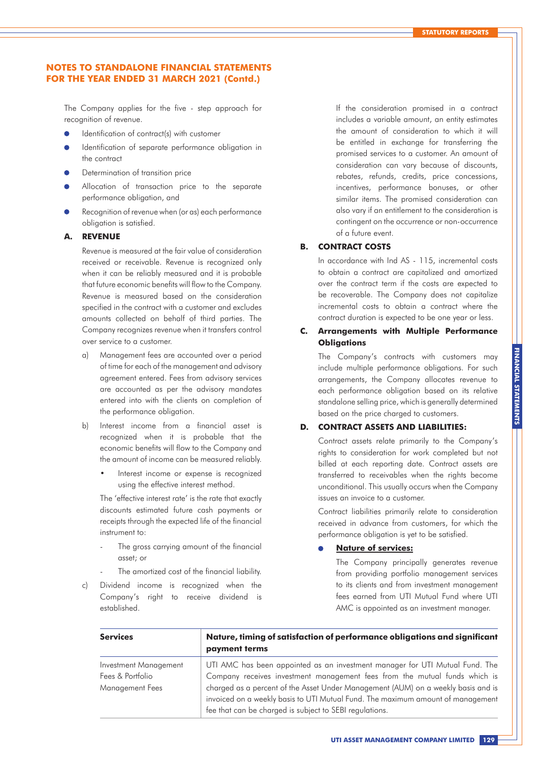## NOTES TO STANDALONE FINANCIAL STATEMENTS FOR THE YEAR ENDED 31 MARCH 2021 (Contd.)

The Company applies for the five - step approach for recognition of revenue.

- Identification of contract(s) with customer
- Identification of separate performance obligation in the contract
- Determination of transition price
- Allocation of transaction price to the separate performance obligation, and
- Recognition of revenue when (or as) each performance obligation is satisfied.

**A. REVENUE**

Revenue is measured at the fair value of consideration received or receivable. Revenue is recognized only when it can be reliably measured and it is probable that future economic benefits will flow to the Company. Revenue is measured based on the consideration specified in the contract with a customer and excludes amounts collected on behalf of third parties. The Company recognizes revenue when it transfers control over service to a customer.

a) Management fees are accounted over a period of time for each of the management and advisory agreement entered. Fees from advisory services are accounted as per the advisory mandates entered into with the clients on completion of the performance obligation.

b) Interest income from a financial asset is recognized when it is probable that the economic benefits will flow to the Company and the amount of income can be measured reliably.

   - Interest income or expense is recognized using the effective interest method.

   The 'effective interest rate' is the rate that exactly discounts estimated future cash payments or receipts through the expected life of the financial instrument to:

   - The gross carrying amount of the financial asset; or
   - The amortized cost of the financial liability.

c) Dividend income is recognized when the Company's right to receive dividend is established.

If the consideration promised in a contract includes a variable amount, an entity estimates the amount of consideration to which it will be entitled in exchange for transferring the promised services to a customer. An amount of consideration can vary because of discounts, rebates, refunds, credits, price concessions, incentives, performance bonuses, or other similar items. The promised consideration can also vary if an entitlement to the consideration is contingent on the occurrence or non-occurrence of a future event.

**B. CONTRACT COSTS**

In accordance with Ind AS - 115, incremental costs to obtain a contract are capitalized and amortized over the contract term if the costs are expected to be recoverable. The Company does not capitalize incremental costs to obtain a contract where the contract duration is expected to be one year or less.

**C. Arrangements with Multiple Performance Obligations**

The Company's contracts with customers may include multiple performance obligations. For such arrangements, the Company allocates revenue to each performance obligation based on its relative standalone selling price, which is generally determined based on the price charged to customers.

**D. CONTRACT ASSETS AND LIABILITIES:**

Contract assets relate primarily to the Company's rights to consideration for work completed but not billed at each reporting date. Contract assets are transferred to receivables when the rights become unconditional. This usually occurs when the Company issues an invoice to a customer.

Contract liabilities primarily relate to consideration received in advance from customers, for which the performance obligation is yet to be satisfied.

- **Nature of services:**

  The Company principally generates revenue from providing portfolio management services to its clients and from investment management fees earned from UTI Mutual Fund where UTI AMC is appointed as an investment manager.

| Services | Nature, timing of satisfaction of performance obligations and significant payment terms |
|---|---|
| Investment Management Fees & Portfolio Management Fees | UTI AMC has been appointed as an investment manager for UTI Mutual Fund. The Company receives investment management fees from the mutual funds which is charged as a percent of the Asset Under Management (AUM) on a weekly basis and is invoiced on a weekly basis to UTI Mutual Fund. The maximum amount of management fee that can be charged is subject to SEBI regulations. |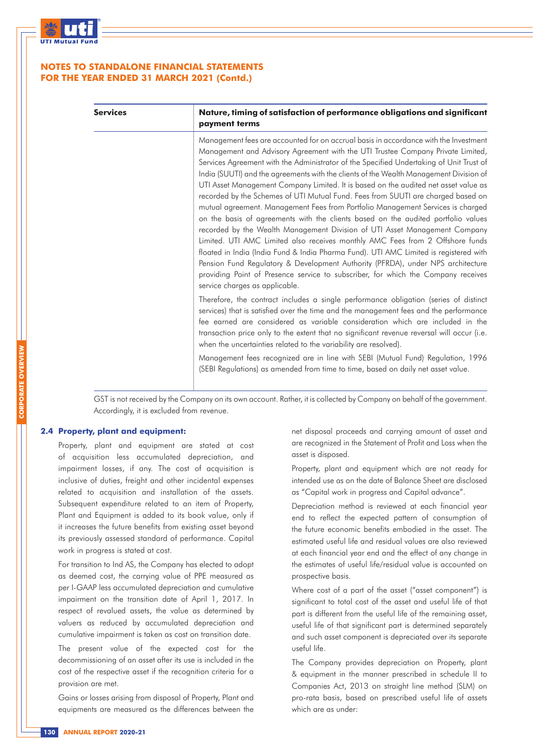# NOTES TO STANDALONE FINANCIAL STATEMENTS FOR THE YEAR ENDED 31 MARCH 2021 (Contd.)

| Services | Nature, timing of satisfaction of performance obligations and significant payment terms |
|---|---|
| | Management fees are accounted for on accrual basis in accordance with the Investment Management and Advisory Agreement with the UTI Trustee Company Private Limited, Services Agreement with the Administrator of the Specified Undertaking of Unit Trust of India (SUUTI) and the agreements with the clients of the Wealth Management Division of UTI Asset Management Company Limited. It is based on the audited net asset value as recorded by the Schemes of UTI Mutual Fund. Fees from SUUTI are charged based on mutual agreement. Management Fees from Portfolio Management Services is charged on the basis of agreements with the clients based on the audited portfolio values recorded by the Wealth Management Division of UTI Asset Management Company Limited. UTI AMC Limited also receives monthly AMC Fees from 2 Offshore funds floated in India (India Fund & India Pharma Fund). UTI AMC Limited is registered with Pension Fund Regulatory & Development Authority (PFRDA), under NPS architecture providing Point of Presence service to subscriber, for which the Company receives service charges as applicable.<br><br>Therefore, the contract includes a single performance obligation (series of distinct services) that is satisfied over the time and the management fees and the performance fee earned are considered as variable consideration which are included in the transaction price only to the extent that no significant revenue reversal will occur (i.e. when the uncertainties related to the variability are resolved).<br><br>Management fees recognized are in line with SEBI (Mutual Fund) Regulation, 1996 (SEBI Regulations) as amended from time to time, based on daily net asset value. |

GST is not received by the Company on its own account. Rather, it is collected by Company on behalf of the government. Accordingly, it is excluded from revenue.

### 2.4 Property, plant and equipment:

Property, plant and equipment are stated at cost of acquisition less accumulated depreciation, and impairment losses, if any. The cost of acquisition is inclusive of duties, freight and other incidental expenses related to acquisition and installation of the assets. Subsequent expenditure related to an item of Property, Plant and Equipment is added to its book value, only if it increases the future benefits from existing asset beyond its previously assessed standard of performance. Capital work in progress is stated at cost.

For transition to Ind AS, the Company has elected to adopt as deemed cost, the carrying value of PPE measured as per I-GAAP less accumulated depreciation and cumulative impairment on the transition date of April 1, 2017. In respect of revalued assets, the value as determined by valuers as reduced by accumulated depreciation and cumulative impairment is taken as cost on transition date.

The present value of the expected cost for the decommissioning of an asset after its use is included in the cost of the respective asset if the recognition criteria for a provision are met.

Gains or losses arising from disposal of Property, Plant and equipments are measured as the differences between the net disposal proceeds and carrying amount of asset and are recognized in the Statement of Profit and Loss when the asset is disposed.

Property, plant and equipment which are not ready for intended use as on the date of Balance Sheet are disclosed as "Capital work in progress and Capital advance".

Depreciation method is reviewed at each financial year end to reflect the expected pattern of consumption of the future economic benefits embodied in the asset. The estimated useful life and residual values are also reviewed at each financial year end and the effect of any change in the estimates of useful life/residual value is accounted on prospective basis.

Where cost of a part of the asset ("asset component") is significant to total cost of the asset and useful life of that part is different from the useful life of the remaining asset, useful life of that significant part is determined separately and such asset component is depreciated over its separate useful life.

The Company provides depreciation on Property, plant & equipment in the manner prescribed in schedule II to Companies Act, 2013 on straight line method (SLM) on pro-rata basis, based on prescribed useful life of assets which are as under: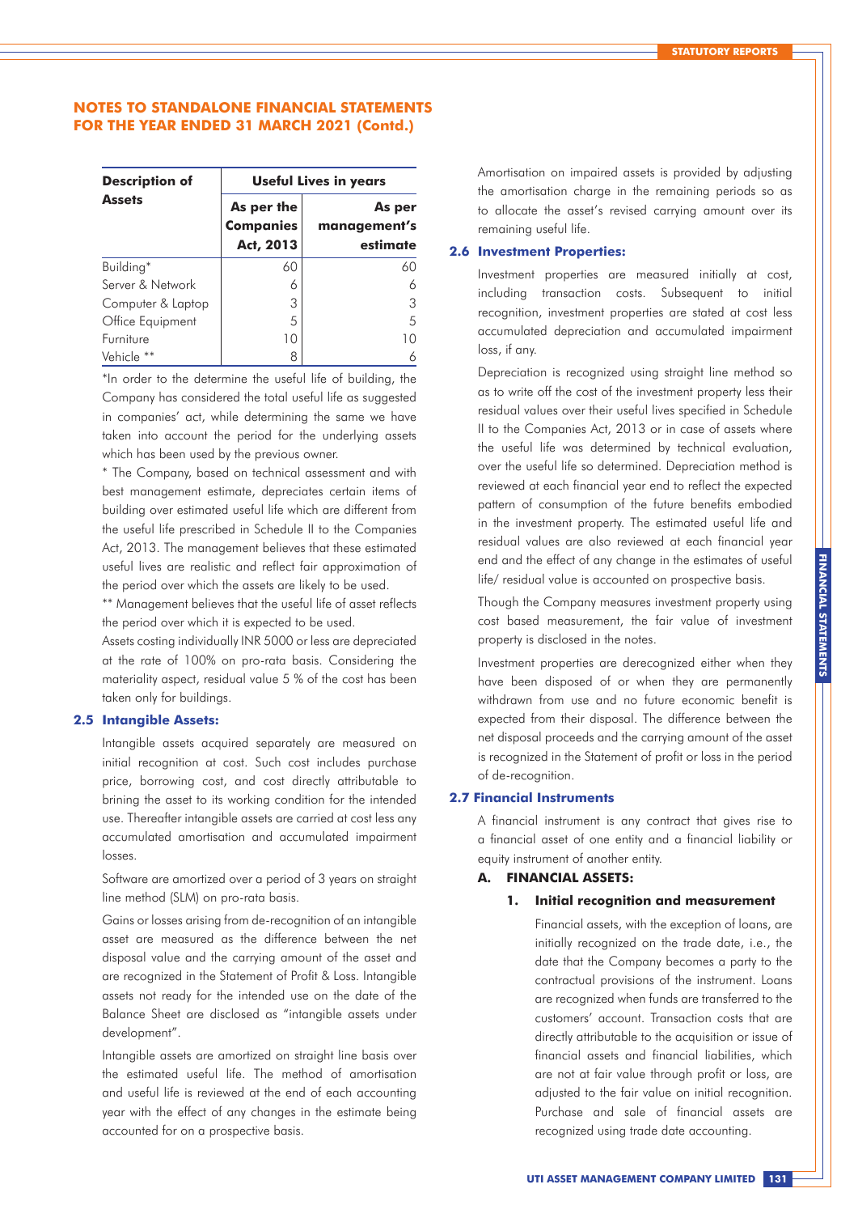## NOTES TO STANDALONE FINANCIAL STATEMENTS FOR THE YEAR ENDED 31 MARCH 2021 (Contd.)

| Description of Assets | Useful Lives in years | |
|---|---|---|
| | As per the Companies Act, 2013 | As per management's estimate |
| Building* | 60 | 60 |
| Server & Network | 6 | 6 |
| Computer & Laptop | 3 | 3 |
| Office Equipment | 5 | 5 |
| Furniture | 10 | 10 |
| Vehicle ** | 8 | 6 |

*In order to the determine the useful life of building, the Company has considered the total useful life as suggested in companies' act, while determining the same we have taken into account the period for the underlying assets which has been used by the previous owner.

* The Company, based on technical assessment and with best management estimate, depreciates certain items of building over estimated useful life which are different from the useful life prescribed in Schedule II to the Companies Act, 2013. The management believes that these estimated useful lives are realistic and reflect fair approximation of the period over which the assets are likely to be used.

** Management believes that the useful life of asset reflects the period over which it is expected to be used.

Assets costing individually INR 5000 or less are depreciated at the rate of 100% on pro-rata basis. Considering the materiality aspect, residual value 5 % of the cost has been taken only for buildings.

### 2.5 Intangible Assets:

Intangible assets acquired separately are measured on initial recognition at cost. Such cost includes purchase price, borrowing cost, and cost directly attributable to brining the asset to its working condition for the intended use. Thereafter intangible assets are carried at cost less any accumulated amortisation and accumulated impairment losses.

Software are amortized over a period of 3 years on straight line method (SLM) on pro-rata basis.

Gains or losses arising from de-recognition of an intangible asset are measured as the difference between the net disposal value and the carrying amount of the asset and are recognized in the Statement of Profit & Loss. Intangible assets not ready for the intended use on the date of the Balance Sheet are disclosed as "intangible assets under development".

Intangible assets are amortized on straight line basis over the estimated useful life. The method of amortisation and useful life is reviewed at the end of each accounting year with the effect of any changes in the estimate being accounted for on a prospective basis.

Amortisation on impaired assets is provided by adjusting the amortisation charge in the remaining periods so as to allocate the asset's revised carrying amount over its remaining useful life.

### 2.6 Investment Properties:

Investment properties are measured initially at cost, including transaction costs. Subsequent to initial recognition, investment properties are stated at cost less accumulated depreciation and accumulated impairment loss, if any.

Depreciation is recognized using straight line method so as to write off the cost of the investment property less their residual values over their useful lives specified in Schedule II to the Companies Act, 2013 or in case of assets where the useful life was determined by technical evaluation, over the useful life so determined. Depreciation method is reviewed at each financial year end to reflect the expected pattern of consumption of the future benefits embodied in the investment property. The estimated useful life and residual values are also reviewed at each financial year end and the effect of any change in the estimates of useful life/ residual value is accounted on prospective basis.

Though the Company measures investment property using cost based measurement, the fair value of investment property is disclosed in the notes.

Investment properties are derecognized either when they have been disposed of or when they are permanently withdrawn from use and no future economic benefit is expected from their disposal. The difference between the net disposal proceeds and the carrying amount of the asset is recognized in the Statement of profit or loss in the period of de-recognition.

### 2.7 Financial Instruments

A financial instrument is any contract that gives rise to a financial asset of one entity and a financial liability or equity instrument of another entity.

#### A. FINANCIAL ASSETS:

##### 1. Initial recognition and measurement

Financial assets, with the exception of loans, are initially recognized on the trade date, i.e., the date that the Company becomes a party to the contractual provisions of the instrument. Loans are recognized when funds are transferred to the customers' account. Transaction costs that are directly attributable to the acquisition or issue of financial assets and financial liabilities, which are not at fair value through profit or loss, are adjusted to the fair value on initial recognition. Purchase and sale of financial assets are recognized using trade date accounting.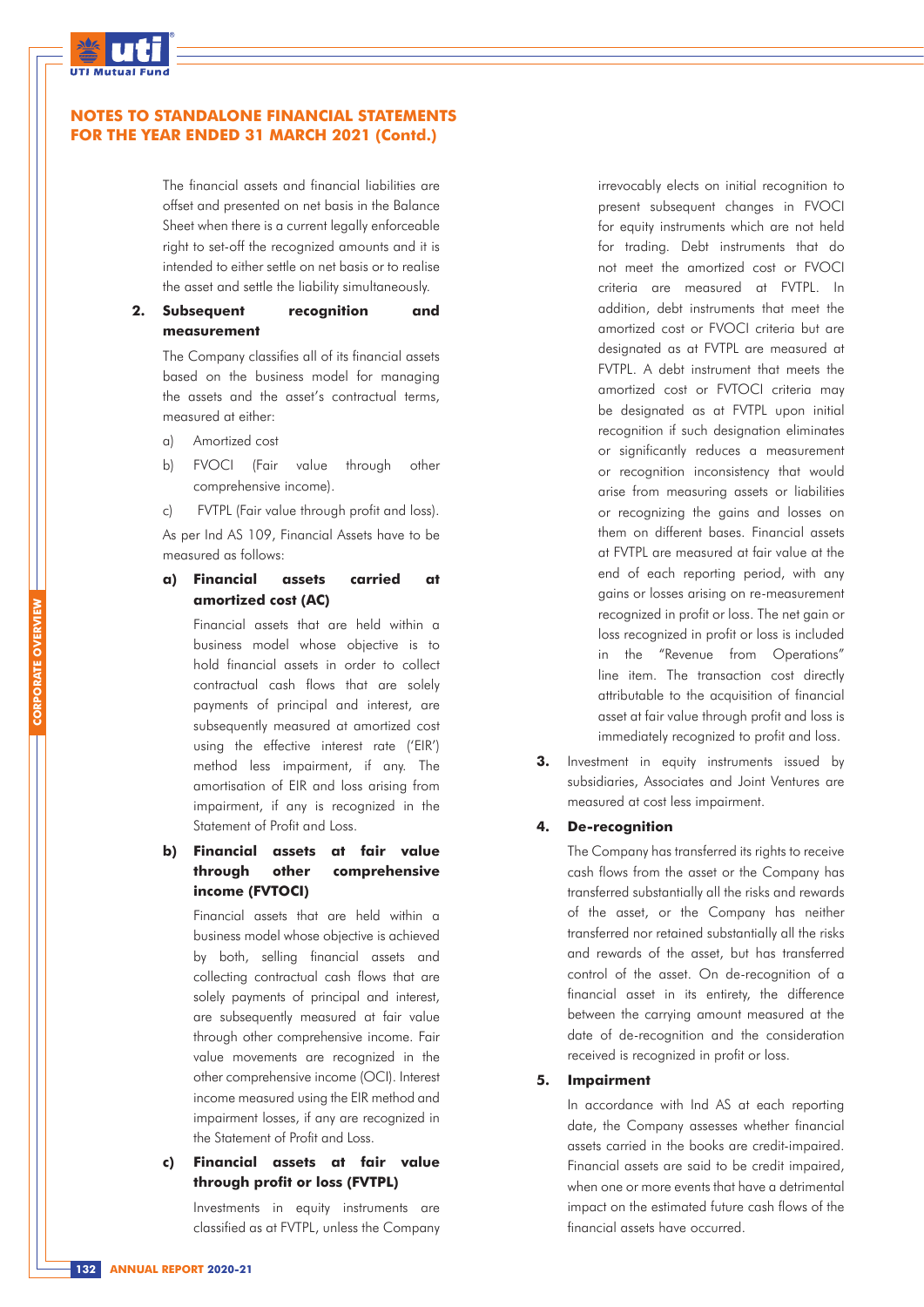## NOTES TO STANDALONE FINANCIAL STATEMENTS FOR THE YEAR ENDED 31 MARCH 2021 (Contd.)

The financial assets and financial liabilities are offset and presented on net basis in the Balance Sheet when there is a current legally enforceable right to set-off the recognized amounts and it is intended to either settle on net basis or to realise the asset and settle the liability simultaneously.

**2. Subsequent recognition and measurement**

The Company classifies all of its financial assets based on the business model for managing the assets and the asset's contractual terms, measured at either:

a) Amortized cost

b) FVOCI (Fair value through other comprehensive income).

c) FVTPL (Fair value through profit and loss).

As per Ind AS 109, Financial Assets have to be measured as follows:

**a) Financial assets carried at amortized cost (AC)**

Financial assets that are held within a business model whose objective is to hold financial assets in order to collect contractual cash flows that are solely payments of principal and interest, are subsequently measured at amortized cost using the effective interest rate ('EIR') method less impairment, if any. The amortisation of EIR and loss arising from impairment, if any is recognized in the Statement of Profit and Loss.

**b) Financial assets at fair value through other comprehensive income (FVTOCI)**

Financial assets that are held within a business model whose objective is achieved by both, selling financial assets and collecting contractual cash flows that are solely payments of principal and interest, are subsequently measured at fair value through other comprehensive income. Fair value movements are recognized in the other comprehensive income (OCI). Interest income measured using the EIR method and impairment losses, if any are recognized in the Statement of Profit and Loss.

**c) Financial assets at fair value through profit or loss (FVTPL)**

Investments in equity instruments are classified as at FVTPL, unless the Company irrevocably elects on initial recognition to present subsequent changes in FVOCI for equity instruments which are not held for trading. Debt instruments that do not meet the amortized cost or FVOCI criteria are measured at FVTPL. In addition, debt instruments that meet the amortized cost or FVOCI criteria but are designated as at FVTPL are measured at FVTPL. A debt instrument that meets the amortized cost or FVTOCI criteria may be designated as at FVTPL upon initial recognition if such designation eliminates or significantly reduces a measurement or recognition inconsistency that would arise from measuring assets or liabilities or recognizing the gains and losses on them on different bases. Financial assets at FVTPL are measured at fair value at the end of each reporting period, with any gains or losses arising on re-measurement recognized in profit or loss. The net gain or loss recognized in profit or loss is included in the "Revenue from Operations" line item. The transaction cost directly attributable to the acquisition of financial asset at fair value through profit and loss is immediately recognized to profit and loss.

**3.** Investment in equity instruments issued by subsidiaries, Associates and Joint Ventures are measured at cost less impairment.

**4. De-recognition**

The Company has transferred its rights to receive cash flows from the asset or the Company has transferred substantially all the risks and rewards of the asset, or the Company has neither transferred nor retained substantially all the risks and rewards of the asset, but has transferred control of the asset. On de-recognition of a financial asset in its entirety, the difference between the carrying amount measured at the date of de-recognition and the consideration received is recognized in profit or loss.

**5. Impairment**

In accordance with Ind AS at each reporting date, the Company assesses whether financial assets carried in the books are credit-impaired. Financial assets are said to be credit impaired, when one or more events that have a detrimental impact on the estimated future cash flows of the financial assets have occurred.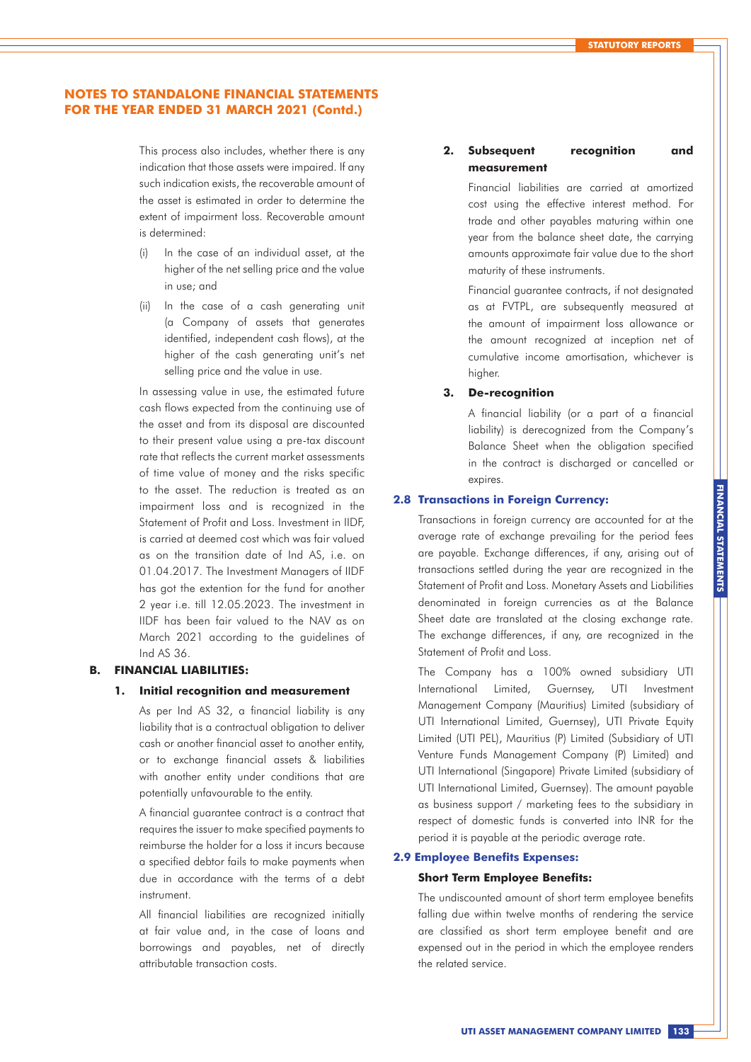## NOTES TO STANDALONE FINANCIAL STATEMENTS FOR THE YEAR ENDED 31 MARCH 2021 (Contd.)

This process also includes, whether there is any indication that those assets were impaired. If any such indication exists, the recoverable amount of the asset is estimated in order to determine the extent of impairment loss. Recoverable amount is determined:

(i) In the case of an individual asset, at the higher of the net selling price and the value in use; and

(ii) In the case of a cash generating unit (a Company of assets that generates identified, independent cash flows), at the higher of the cash generating unit's net selling price and the value in use.

In assessing value in use, the estimated future cash flows expected from the continuing use of the asset and from its disposal are discounted to their present value using a pre-tax discount rate that reflects the current market assessments of time value of money and the risks specific to the asset. The reduction is treated as an impairment loss and is recognized in the Statement of Profit and Loss. Investment in IIDF, is carried at deemed cost which was fair valued as on the transition date of Ind AS, i.e. on 01.04.2017. The Investment Managers of IIDF has got the extention for the fund for another 2 year i.e. till 12.05.2023. The investment in IIDF has been fair valued to the NAV as on March 2021 according to the guidelines of Ind AS 36.

**B. FINANCIAL LIABILITIES:**

**1. Initial recognition and measurement**

As per Ind AS 32, a financial liability is any liability that is a contractual obligation to deliver cash or another financial asset to another entity, or to exchange financial assets & liabilities with another entity under conditions that are potentially unfavourable to the entity.

A financial guarantee contract is a contract that requires the issuer to make specified payments to reimburse the holder for a loss it incurs because a specified debtor fails to make payments when due in accordance with the terms of a debt instrument.

All financial liabilities are recognized initially at fair value and, in the case of loans and borrowings and payables, net of directly attributable transaction costs.

**2. Subsequent recognition and measurement**

Financial liabilities are carried at amortized cost using the effective interest method. For trade and other payables maturing within one year from the balance sheet date, the carrying amounts approximate fair value due to the short maturity of these instruments.

Financial guarantee contracts, if not designated as at FVTPL, are subsequently measured at the amount of impairment loss allowance or the amount recognized at inception net of cumulative income amortisation, whichever is higher.

**3. De-recognition**

A financial liability (or a part of a financial liability) is derecognized from the Company's Balance Sheet when the obligation specified in the contract is discharged or cancelled or expires.

### 2.8 Transactions in Foreign Currency:

Transactions in foreign currency are accounted for at the average rate of exchange prevailing for the period fees are payable. Exchange differences, if any, arising out of transactions settled during the year are recognized in the Statement of Profit and Loss. Monetary Assets and Liabilities denominated in foreign currencies as at the Balance Sheet date are translated at the closing exchange rate. The exchange differences, if any, are recognized in the Statement of Profit and Loss.

The Company has a 100% owned subsidiary UTI International Limited, Guernsey, UTI Investment Management Company (Mauritius) Limited (subsidiary of UTI International Limited, Guernsey), UTI Private Equity Limited (UTI PEL), Mauritius (P) Limited (Subsidiary of UTI Venture Funds Management Company (P) Limited) and UTI International (Singapore) Private Limited (subsidiary of UTI International Limited, Guernsey). The amount payable as business support / marketing fees to the subsidiary in respect of domestic funds is converted into INR for the period it is payable at the periodic average rate.

### 2.9 Employee Benefits Expenses:

**Short Term Employee Benefits:**

The undiscounted amount of short term employee benefits falling due within twelve months of rendering the service are classified as short term employee benefit and are expensed out in the period in which the employee renders the related service.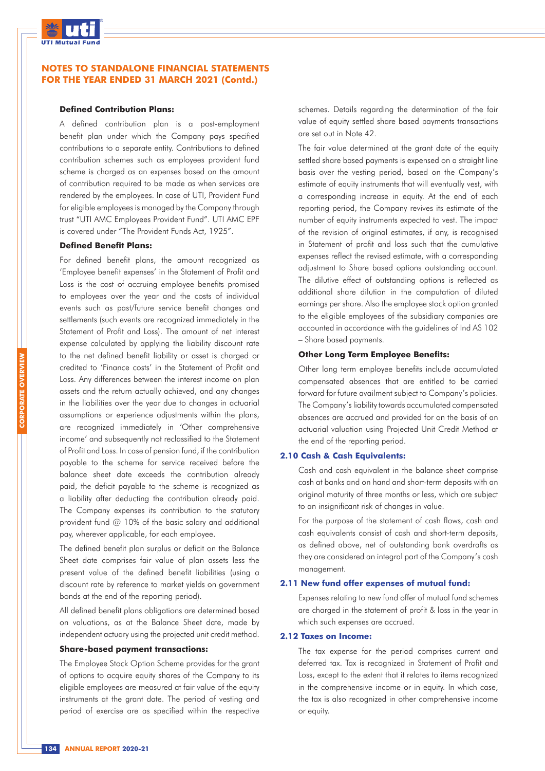## NOTES TO STANDALONE FINANCIAL STATEMENTS FOR THE YEAR ENDED 31 MARCH 2021 (Contd.)

**Defined Contribution Plans:**

A defined contribution plan is a post-employment benefit plan under which the Company pays specified contributions to a separate entity. Contributions to defined contribution schemes such as employees provident fund scheme is charged as an expenses based on the amount of contribution required to be made as when services are rendered by the employees. In case of UTI, Provident Fund for eligible employees is managed by the Company through trust "UTI AMC Employees Provident Fund". UTI AMC EPF is covered under "The Provident Funds Act, 1925".

**Defined Benefit Plans:**

For defined benefit plans, the amount recognized as 'Employee benefit expenses' in the Statement of Profit and Loss is the cost of accruing employee benefits promised to employees over the year and the costs of individual events such as past/future service benefit changes and settlements (such events are recognized immediately in the Statement of Profit and Loss). The amount of net interest expense calculated by applying the liability discount rate to the net defined benefit liability or asset is charged or credited to 'Finance costs' in the Statement of Profit and Loss. Any differences between the interest income on plan assets and the return actually achieved, and any changes in the liabilities over the year due to changes in actuarial assumptions or experience adjustments within the plans, are recognized immediately in 'Other comprehensive income' and subsequently not reclassified to the Statement of Profit and Loss. In case of pension fund, if the contribution payable to the scheme for service received before the balance sheet date exceeds the contribution already paid, the deficit payable to the scheme is recognized as a liability after deducting the contribution already paid. The Company expenses its contribution to the statutory provident fund @ 10% of the basic salary and additional pay, wherever applicable, for each employee.

The defined benefit plan surplus or deficit on the Balance Sheet date comprises fair value of plan assets less the present value of the defined benefit liabilities (using a discount rate by reference to market yields on government bonds at the end of the reporting period).

All defined benefit plans obligations are determined based on valuations, as at the Balance Sheet date, made by independent actuary using the projected unit credit method.

**Share-based payment transactions:**

The Employee Stock Option Scheme provides for the grant of options to acquire equity shares of the Company to its eligible employees are measured at fair value of the equity instruments at the grant date. The period of vesting and period of exercise are as specified within the respective schemes. Details regarding the determination of the fair value of equity settled share based payments transactions are set out in Note 42.

The fair value determined at the grant date of the equity settled share based payments is expensed on a straight line basis over the vesting period, based on the Company's estimate of equity instruments that will eventually vest, with a corresponding increase in equity. At the end of each reporting period, the Company revives its estimate of the number of equity instruments expected to vest. The impact of the revision of original estimates, if any, is recognised in Statement of profit and loss such that the cumulative expenses reflect the revised estimate, with a corresponding adjustment to Share based options outstanding account. The dilutive effect of outstanding options is reflected as additional share dilution in the computation of diluted earnings per share. Also the employee stock option granted to the eligible employees of the subsidiary companies are accounted in accordance with the guidelines of Ind AS 102 – Share based payments.

**Other Long Term Employee Benefits:**

Other long term employee benefits include accumulated compensated absences that are entitled to be carried forward for future availment subject to Company's policies. The Company's liability towards accumulated compensated absences are accrued and provided for on the basis of an actuarial valuation using Projected Unit Credit Method at the end of the reporting period.

### 2.10 Cash & Cash Equivalents:

Cash and cash equivalent in the balance sheet comprise cash at banks and on hand and short-term deposits with an original maturity of three months or less, which are subject to an insignificant risk of changes in value.

For the purpose of the statement of cash flows, cash and cash equivalents consist of cash and short-term deposits, as defined above, net of outstanding bank overdrafts as they are considered an integral part of the Company's cash management.

### 2.11 New fund offer expenses of mutual fund:

Expenses relating to new fund offer of mutual fund schemes are charged in the statement of profit & loss in the year in which such expenses are accrued.

### 2.12 Taxes on Income:

The tax expense for the period comprises current and deferred tax. Tax is recognized in Statement of Profit and Loss, except to the extent that it relates to items recognized in the comprehensive income or in equity. In which case, the tax is also recognized in other comprehensive income or equity.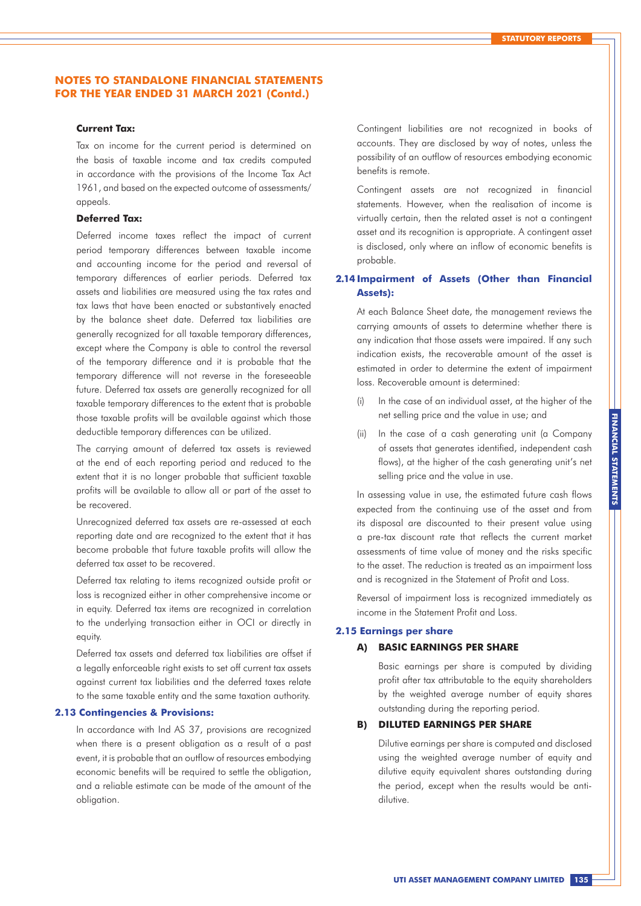## NOTES TO STANDALONE FINANCIAL STATEMENTS FOR THE YEAR ENDED 31 MARCH 2021 (Contd.)

**Current Tax:**

Tax on income for the current period is determined on the basis of taxable income and tax credits computed in accordance with the provisions of the Income Tax Act 1961, and based on the expected outcome of assessments/ appeals.

**Deferred Tax:**

Deferred income taxes reflect the impact of current period temporary differences between taxable income and accounting income for the period and reversal of temporary differences of earlier periods. Deferred tax assets and liabilities are measured using the tax rates and tax laws that have been enacted or substantively enacted by the balance sheet date. Deferred tax liabilities are generally recognized for all taxable temporary differences, except where the Company is able to control the reversal of the temporary difference and it is probable that the temporary difference will not reverse in the foreseeable future. Deferred tax assets are generally recognized for all taxable temporary differences to the extent that is probable those taxable profits will be available against which those deductible temporary differences can be utilized.

The carrying amount of deferred tax assets is reviewed at the end of each reporting period and reduced to the extent that it is no longer probable that sufficient taxable profits will be available to allow all or part of the asset to be recovered.

Unrecognized deferred tax assets are re-assessed at each reporting date and are recognized to the extent that it has become probable that future taxable profits will allow the deferred tax asset to be recovered.

Deferred tax relating to items recognized outside profit or loss is recognized either in other comprehensive income or in equity. Deferred tax items are recognized in correlation to the underlying transaction either in OCI or directly in equity.

Deferred tax assets and deferred tax liabilities are offset if a legally enforceable right exists to set off current tax assets against current tax liabilities and the deferred taxes relate to the same taxable entity and the same taxation authority.

### 2.13 Contingencies & Provisions:

In accordance with Ind AS 37, provisions are recognized when there is a present obligation as a result of a past event, it is probable that an outflow of resources embodying economic benefits will be required to settle the obligation, and a reliable estimate can be made of the amount of the obligation.

Contingent liabilities are not recognized in books of accounts. They are disclosed by way of notes, unless the possibility of an outflow of resources embodying economic benefits is remote.

Contingent assets are not recognized in financial statements. However, when the realisation of income is virtually certain, then the related asset is not a contingent asset and its recognition is appropriate. A contingent asset is disclosed, only where an inflow of economic benefits is probable.

### 2.14 Impairment of Assets (Other than Financial Assets):

At each Balance Sheet date, the management reviews the carrying amounts of assets to determine whether there is any indication that those assets were impaired. If any such indication exists, the recoverable amount of the asset is estimated in order to determine the extent of impairment loss. Recoverable amount is determined:

(i) In the case of an individual asset, at the higher of the net selling price and the value in use; and

(ii) In the case of a cash generating unit (a Company of assets that generates identified, independent cash flows), at the higher of the cash generating unit's net selling price and the value in use.

In assessing value in use, the estimated future cash flows expected from the continuing use of the asset and from its disposal are discounted to their present value using a pre-tax discount rate that reflects the current market assessments of time value of money and the risks specific to the asset. The reduction is treated as an impairment loss and is recognized in the Statement of Profit and Loss.

Reversal of impairment loss is recognized immediately as income in the Statement Profit and Loss.

### 2.15 Earnings per share

**A) BASIC EARNINGS PER SHARE**

Basic earnings per share is computed by dividing profit after tax attributable to the equity shareholders by the weighted average number of equity shares outstanding during the reporting period.

**B) DILUTED EARNINGS PER SHARE**

Dilutive earnings per share is computed and disclosed using the weighted average number of equity and dilutive equity equivalent shares outstanding during the period, except when the results would be anti-dilutive.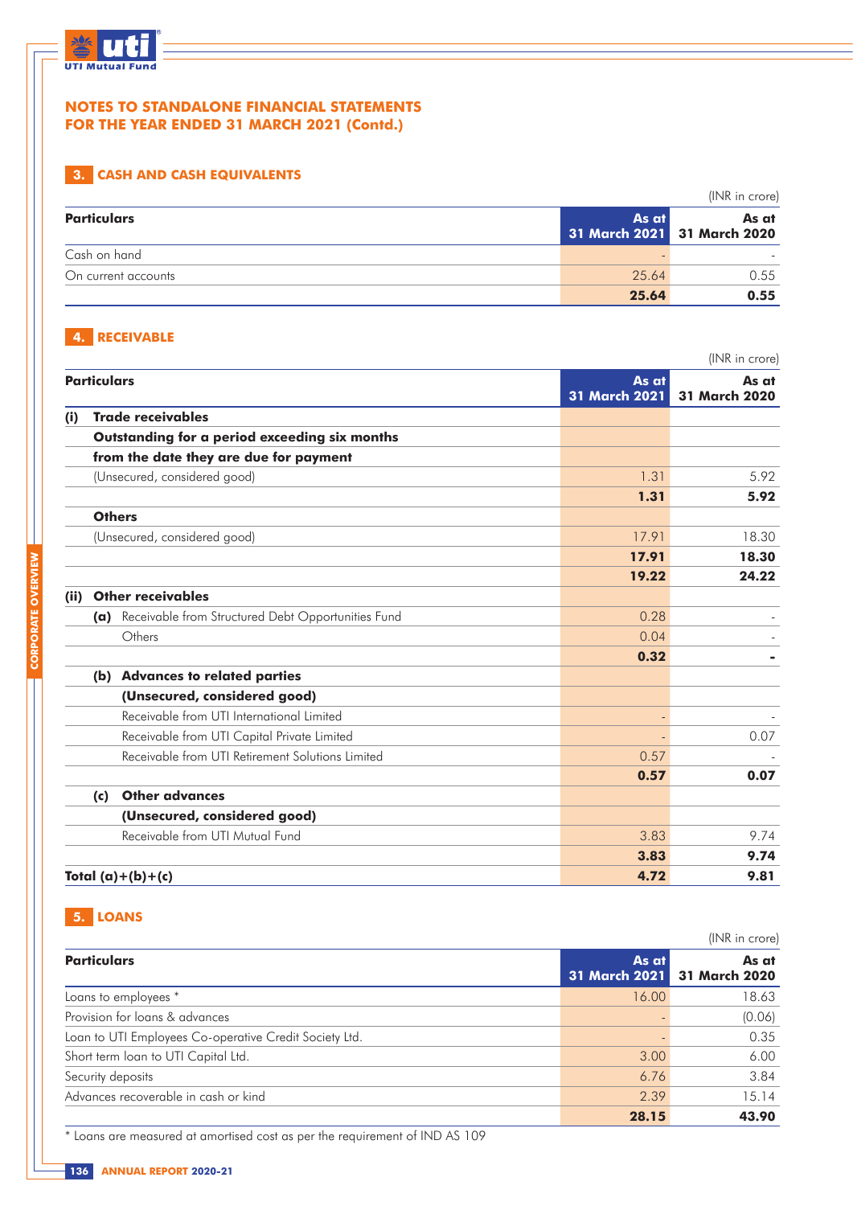## NOTES TO STANDALONE FINANCIAL STATEMENTS FOR THE YEAR ENDED 31 MARCH 2021 (Contd.)

### 3. CASH AND CASH EQUIVALENTS

(INR in crore)

| Particulars | As at 31 March 2021 | As at 31 March 2020 |
|---|---|---|
| Cash on hand | - | - |
| On current accounts | 25.64 | 0.55 |
| | **25.64** | **0.55** |

### 4. RECEIVABLE

(INR in crore)

| Particulars | As at 31 March 2021 | As at 31 March 2020 |
|---|---|---|
| **(i) Trade receivables** | | |
| **Outstanding for a period exceeding six months from the date they are due for payment** | | |
| (Unsecured, considered good) | 1.31 | 5.92 |
| | **1.31** | **5.92** |
| **Others** | | |
| (Unsecured, considered good) | 17.91 | 18.30 |
| | **17.91** | **18.30** |
| | **19.22** | **24.22** |
| **(ii) Other receivables** | | |
| **(a)** Receivable from Structured Debt Opportunities Fund | 0.28 | - |
| Others | 0.04 | - |
| | **0.32** | **-** |
| **(b) Advances to related parties** | | |
| **(Unsecured, considered good)** | | |
| Receivable from UTI International Limited | - | - |
| Receivable from UTI Capital Private Limited | - | 0.07 |
| Receivable from UTI Retirement Solutions Limited | 0.57 | - |
| | **0.57** | **0.07** |
| **(c) Other advances** | | |
| **(Unsecured, considered good)** | | |
| Receivable from UTI Mutual Fund | 3.83 | 9.74 |
| | **3.83** | **9.74** |
| **Total (a)+(b)+(c)** | **4.72** | **9.81** |

### 5. LOANS

(INR in crore)

| Particulars | As at 31 March 2021 | As at 31 March 2020 |
|---|---|---|
| Loans to employees * | 16.00 | 18.63 |
| Provision for loans & advances | - | (0.06) |
| Loan to UTI Employees Co-operative Credit Society Ltd. | - | 0.35 |
| Short term loan to UTI Capital Ltd. | 3.00 | 6.00 |
| Security deposits | 6.76 | 3.84 |
| Advances recoverable in cash or kind | 2.39 | 15.14 |
| | **28.15** | **43.90** |

* Loans are measured at amortised cost as per the requirement of IND AS 109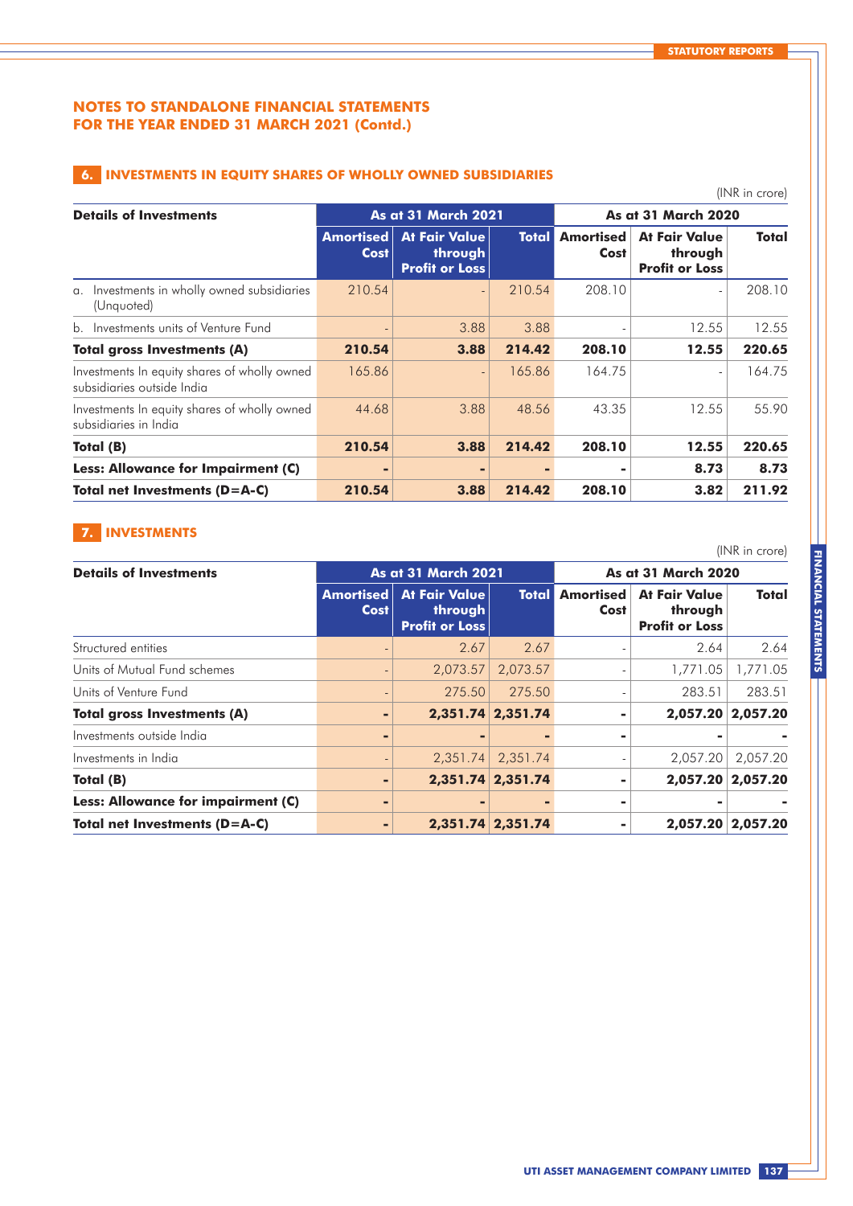## NOTES TO STANDALONE FINANCIAL STATEMENTS FOR THE YEAR ENDED 31 MARCH 2021 (Contd.)

### 6. INVESTMENTS IN EQUITY SHARES OF WHOLLY OWNED SUBSIDIARIES

(INR in crore)

| Details of Investments | As at 31 March 2021 | | | As at 31 March 2020 | | |
|---|---|---|---|---|---|---|
| | Amortised Cost | At Fair Value through Profit or Loss | Total | Amortised Cost | At Fair Value through Profit or Loss | Total |
| a. Investments in wholly owned subsidiaries (Unquoted) | 210.54 | - | 210.54 | 208.10 | - | 208.10 |
| b. Investments units of Venture Fund | - | 3.88 | 3.88 | - | 12.55 | 12.55 |
| **Total gross Investments (A)** | **210.54** | **3.88** | **214.42** | **208.10** | **12.55** | **220.65** |
| Investments In equity shares of wholly owned subsidiaries outside India | 165.86 | - | 165.86 | 164.75 | - | 164.75 |
| Investments In equity shares of wholly owned subsidiaries in India | 44.68 | 3.88 | 48.56 | 43.35 | 12.55 | 55.90 |
| **Total (B)** | **210.54** | **3.88** | **214.42** | **208.10** | **12.55** | **220.65** |
| **Less: Allowance for Impairment (C)** | **-** | **-** | **-** | **-** | **8.73** | **8.73** |
| **Total net Investments (D=A-C)** | **210.54** | **3.88** | **214.42** | **208.10** | **3.82** | **211.92** |

### 7. INVESTMENTS

(INR in crore)

| Details of Investments | As at 31 March 2021 | | | As at 31 March 2020 | | |
|---|---|---|---|---|---|---|
| | Amortised Cost | At Fair Value through Profit or Loss | Total | Amortised Cost | At Fair Value through Profit or Loss | Total |
| Structured entities | - | 2.67 | 2.67 | - | 2.64 | 2.64 |
| Units of Mutual Fund schemes | - | 2,073.57 | 2,073.57 | - | 1,771.05 | 1,771.05 |
| Units of Venture Fund | - | 275.50 | 275.50 | - | 283.51 | 283.51 |
| **Total gross Investments (A)** | **-** | **2,351.74** | **2,351.74** | **-** | **2,057.20** | **2,057.20** |
| Investments outside India | **-** | **-** | **-** | **-** | **-** | **-** |
| Investments in India | - | 2,351.74 | 2,351.74 | - | 2,057.20 | 2,057.20 |
| **Total (B)** | **-** | **2,351.74** | **2,351.74** | **-** | **2,057.20** | **2,057.20** |
| **Less: Allowance for impairment (C)** | **-** | **-** | **-** | **-** | **-** | **-** |
| **Total net Investments (D=A-C)** | **-** | **2,351.74** | **2,351.74** | **-** | **2,057.20** | **2,057.20** |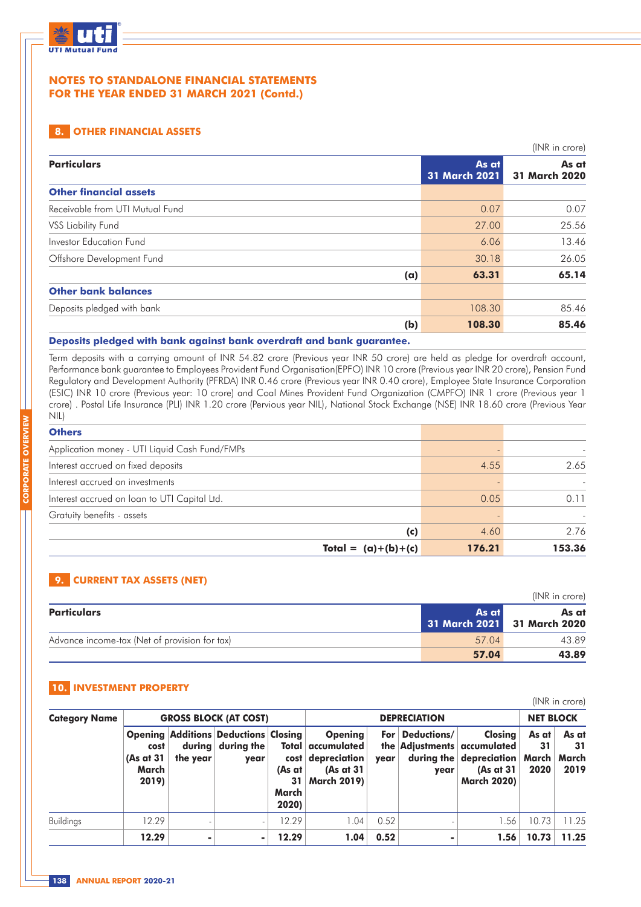## NOTES TO STANDALONE FINANCIAL STATEMENTS FOR THE YEAR ENDED 31 MARCH 2021 (Contd.)

### 8. OTHER FINANCIAL ASSETS

(INR in crore)

| Particulars | As at 31 March 2021 | As at 31 March 2020 |
|---|---|---|
| **Other financial assets** | | |
| Receivable from UTI Mutual Fund | 0.07 | 0.07 |
| VSS Liability Fund | 27.00 | 25.56 |
| Investor Education Fund | 6.06 | 13.46 |
| Offshore Development Fund | 30.18 | 26.05 |
| **(a)** | **63.31** | **65.14** |
| **Other bank balances** | | |
| Deposits pledged with bank | 108.30 | 85.46 |
| **(b)** | **108.30** | **85.46** |

**Deposits pledged with bank against bank overdraft and bank guarantee.**

Term deposits with a carrying amount of INR 54.82 crore (Previous year INR 50 crore) are held as pledge for overdraft account, Performance bank guarantee to Employees Provident Fund Organisation(EPFO) INR 10 crore (Previous year INR 20 crore), Pension Fund Regulatory and Development Authority (PFRDA) INR 0.46 crore (Previous year INR 0.40 crore), Employee State Insurance Corporation (ESIC) INR 10 crore (Previous year: 10 crore) and Coal Mines Provident Fund Organization (CMPFO) INR 1 crore (Previous year 1 crore) . Postal Life Insurance (PLI) INR 1.20 crore (Pervious year NIL), National Stock Exchange (NSE) INR 18.60 crore (Previous Year NIL)

| Particulars | As at 31 March 2021 | As at 31 March 2020 |
|---|---|---|
| **Others** | | |
| Application money - UTI Liquid Cash Fund/FMPs | - | - |
| Interest accrued on fixed deposits | 4.55 | 2.65 |
| Interest accrued on investments | - | - |
| Interest accrued on loan to UTI Capital Ltd. | 0.05 | 0.11 |
| Gratuity benefits - assets | - | - |
| **(c)** | 4.60 | 2.76 |
| **Total = (a)+(b)+(c)** | **176.21** | **153.36** |

### 9. CURRENT TAX ASSETS (NET)

(INR in crore)

| Particulars | As at 31 March 2021 | As at 31 March 2020 |
|---|---|---|
| Advance income-tax (Net of provision for tax) | 57.04 | 43.89 |
| | **57.04** | **43.89** |

### 10. INVESTMENT PROPERTY

(INR in crore)

| Category Name | GROSS BLOCK (AT COST) | | | | DEPRECIATION | | | | NET BLOCK | |
|---|---|---|---|---|---|---|---|---|---|---|
| | Opening cost (As at 31 March 2019) | Additions during the year | Deductions during the year | Closing Total cost (As at 31 March 2020) | Opening accumulated depreciation (As at 31 March 2019) | For the year | Deductions/ Adjustments during the year | Closing accumulated depreciation (As at 31 March 2020) | As at 31 March 2020 | As at 31 March 2019 |
| Buildings | 12.29 | - | - | 12.29 | 1.04 | 0.52 | - | 1.56 | 10.73 | 11.25 |
| | **12.29** | **-** | **-** | **12.29** | **1.04** | **0.52** | **-** | **1.56** | **10.73** | **11.25** |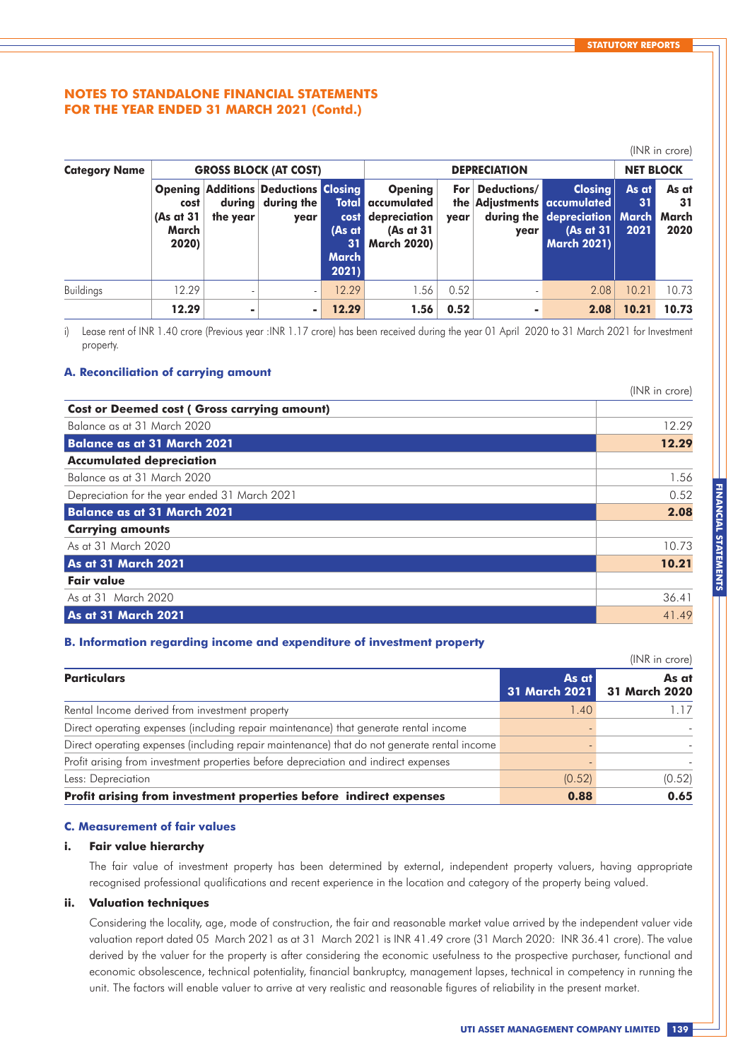## NOTES TO STANDALONE FINANCIAL STATEMENTS FOR THE YEAR ENDED 31 MARCH 2021 (Contd.)

(INR in crore)

| Category Name | GROSS BLOCK (AT COST) | | | | DEPRECIATION | | | | NET BLOCK | |
|---|---|---|---|---|---|---|---|---|---|---|
| | Opening cost (As at 31 March 2020) | Additions during the year | Deductions during the year | Closing Total cost (As at 31 March 2021) | Opening accumulated depreciation (As at 31 March 2020) | For the year | Deductions/ Adjustments during the year | Closing accumulated depreciation (As at 31 March 2021) | As at 31 March 2021 | As at 31 March 2020 |
| Buildings | 12.29 | - | - | 12.29 | 1.56 | 0.52 | - | 2.08 | 10.21 | 10.73 |
| | **12.29** | **-** | **-** | **12.29** | **1.56** | **0.52** | **-** | **2.08** | **10.21** | **10.73** |

i) Lease rent of INR 1.40 crore (Previous year :INR 1.17 crore) has been received during the year 01 April 2020 to 31 March 2021 for Investment property.

### A. Reconciliation of carrying amount

(INR in crore)

| Cost or Deemed cost ( Gross carrying amount) | |
|---|---|
| Balance as at 31 March 2020 | 12.29 |
| **Balance as at 31 March 2021** | **12.29** |
| **Accumulated depreciation** | |
| Balance as at 31 March 2020 | 1.56 |
| Depreciation for the year ended 31 March 2021 | 0.52 |
| **Balance as at 31 March 2021** | **2.08** |
| **Carrying amounts** | |
| As at 31 March 2020 | 10.73 |
| **As at 31 March 2021** | **10.21** |
| **Fair value** | |
| As at 31 March 2020 | 36.41 |
| **As at 31 March 2021** | 41.49 |

### B. Information regarding income and expenditure of investment property

(INR in crore)

| Particulars | As at 31 March 2021 | As at 31 March 2020 |
|---|---|---|
| Rental Income derived from investment property | 1.40 | 1.17 |
| Direct operating expenses (including repair maintenance) that generate rental income | - | - |
| Direct operating expenses (including repair maintenance) that do not generate rental income | - | - |
| Profit arising from investment properties before depreciation and indirect expenses | - | - |
| Less: Depreciation | (0.52) | (0.52) |
| **Profit arising from investment properties before indirect expenses** | **0.88** | **0.65** |

### C. Measurement of fair values

**i. Fair value hierarchy**

The fair value of investment property has been determined by external, independent property valuers, having appropriate recognised professional qualifications and recent experience in the location and category of the property being valued.

**ii. Valuation techniques**

Considering the locality, age, mode of construction, the fair and reasonable market value arrived by the independent valuer vide valuation report dated 05 March 2021 as at 31 March 2021 is INR 41.49 crore (31 March 2020: INR 36.41 crore). The value derived by the valuer for the property is after considering the economic usefulness to the prospective purchaser, functional and economic obsolescence, technical potentiality, financial bankruptcy, management lapses, technical in competency in running the unit. The factors will enable valuer to arrive at very realistic and reasonable figures of reliability in the present market.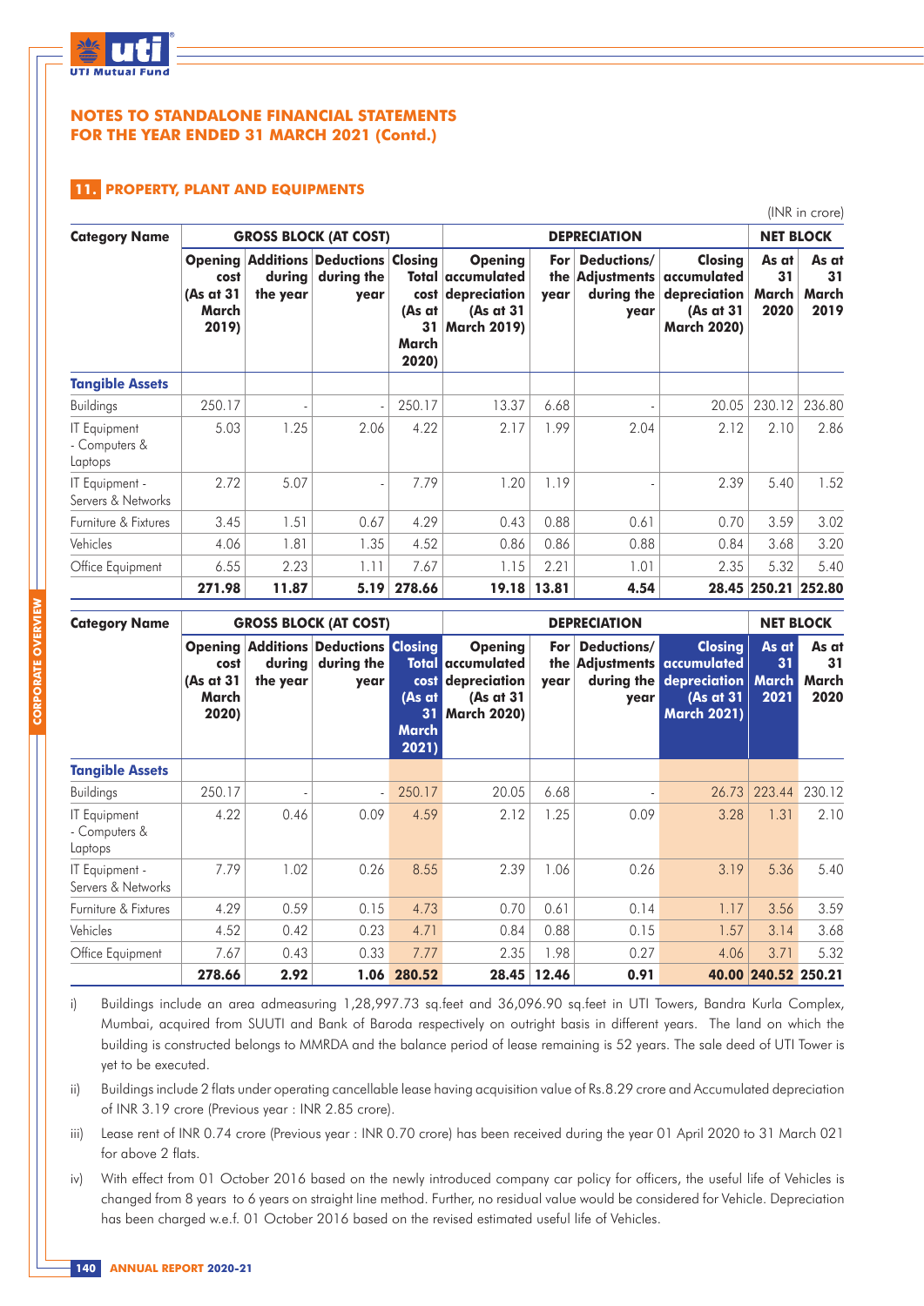# NOTES TO STANDALONE FINANCIAL STATEMENTS FOR THE YEAR ENDED 31 MARCH 2021 (Contd.)

## 11. PROPERTY, PLANT AND EQUIPMENTS

(INR in crore)

| Category Name | GROSS BLOCK (AT COST) | | | | DEPRECIATION | | | | NET BLOCK | |
|---|---|---|---|---|---|---|---|---|---|---|
| | Opening cost (As at 31 March 2019) | Additions during the year | Deductions during the year | Closing Total cost (As at 31 March 2020) | Opening accumulated depreciation (As at 31 March 2019) | For the year | Deductions/ Adjustments during the year | Closing accumulated depreciation (As at 31 March 2020) | As at 31 March 2020 | As at 31 March 2019 |
| **Tangible Assets** | | | | | | | | | | |
| Buildings | 250.17 | - | - | 250.17 | 13.37 | 6.68 | - | 20.05 | 230.12 | 236.80 |
| IT Equipment - Computers & Laptops | 5.03 | 1.25 | 2.06 | 4.22 | 2.17 | 1.99 | 2.04 | 2.12 | 2.10 | 2.86 |
| IT Equipment - Servers & Networks | 2.72 | 5.07 | - | 7.79 | 1.20 | 1.19 | - | 2.39 | 5.40 | 1.52 |
| Furniture & Fixtures | 3.45 | 1.51 | 0.67 | 4.29 | 0.43 | 0.88 | 0.61 | 0.70 | 3.59 | 3.02 |
| Vehicles | 4.06 | 1.81 | 1.35 | 4.52 | 0.86 | 0.86 | 0.88 | 0.84 | 3.68 | 3.20 |
| Office Equipment | 6.55 | 2.23 | 1.11 | 7.67 | 1.15 | 2.21 | 1.01 | 2.35 | 5.32 | 5.40 |
| | **271.98** | **11.87** | **5.19** | **278.66** | **19.18** | **13.81** | **4.54** | **28.45** | **250.21** | **252.80** |

| Category Name | GROSS BLOCK (AT COST) | | | | DEPRECIATION | | | | NET BLOCK | |
|---|---|---|---|---|---|---|---|---|---|---|
| | Opening cost (As at 31 March 2020) | Additions during the year | Deductions during the year | Closing Total cost (As at 31 March 2021) | Opening accumulated depreciation (As at 31 March 2020) | For the year | Deductions/ Adjustments during the year | Closing accumulated depreciation (As at 31 March 2021) | As at 31 March 2021 | As at 31 March 2020 |
| **Tangible Assets** | | | | | | | | | | |
| Buildings | 250.17 | - | - | 250.17 | 20.05 | 6.68 | - | 26.73 | 223.44 | 230.12 |
| IT Equipment - Computers & Laptops | 4.22 | 0.46 | 0.09 | 4.59 | 2.12 | 1.25 | 0.09 | 3.28 | 1.31 | 2.10 |
| IT Equipment - Servers & Networks | 7.79 | 1.02 | 0.26 | 8.55 | 2.39 | 1.06 | 0.26 | 3.19 | 5.36 | 5.40 |
| Furniture & Fixtures | 4.29 | 0.59 | 0.15 | 4.73 | 0.70 | 0.61 | 0.14 | 1.17 | 3.56 | 3.59 |
| Vehicles | 4.52 | 0.42 | 0.23 | 4.71 | 0.84 | 0.88 | 0.15 | 1.57 | 3.14 | 3.68 |
| Office Equipment | 7.67 | 0.43 | 0.33 | 7.77 | 2.35 | 1.98 | 0.27 | 4.06 | 3.71 | 5.32 |
| | **278.66** | **2.92** | **1.06** | **280.52** | **28.45** | **12.46** | **0.91** | **40.00** | **240.52** | **250.21** |

i) Buildings include an area admeasuring 1,28,997.73 sq.feet and 36,096.90 sq.feet in UTI Towers, Bandra Kurla Complex, Mumbai, acquired from SUUTI and Bank of Baroda respectively on outright basis in different years. The land on which the building is constructed belongs to MMRDA and the balance period of lease remaining is 52 years. The sale deed of UTI Tower is yet to be executed.

ii) Buildings include 2 flats under operating cancellable lease having acquisition value of Rs.8.29 crore and Accumulated depreciation of INR 3.19 crore (Previous year : INR 2.85 crore).

iii) Lease rent of INR 0.74 crore (Previous year : INR 0.70 crore) has been received during the year 01 April 2020 to 31 March 021 for above 2 flats.

iv) With effect from 01 October 2016 based on the newly introduced company car policy for officers, the useful life of Vehicles is changed from 8 years to 6 years on straight line method. Further, no residual value would be considered for Vehicle. Depreciation has been charged w.e.f. 01 October 2016 based on the revised estimated useful life of Vehicles.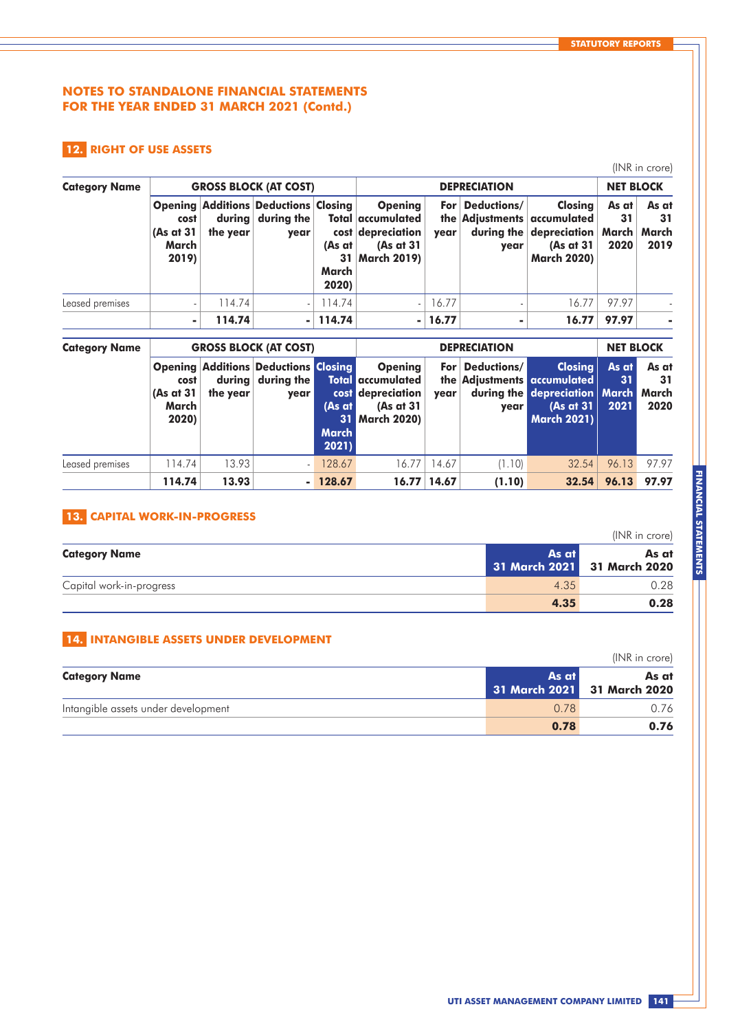## NOTES TO STANDALONE FINANCIAL STATEMENTS FOR THE YEAR ENDED 31 MARCH 2021 (Contd.)

### 12. RIGHT OF USE ASSETS

(INR in crore)

| Category Name | GROSS BLOCK (AT COST) | | | | DEPRECIATION | | | | NET BLOCK | |
|---|---|---|---|---|---|---|---|---|---|---|
| | Opening cost (As at 31 March 2019) | Additions during the year | Deductions during the year | Closing Total cost (As at 31 March 2020) | Opening accumulated depreciation (As at 31 March 2019) | For the year | Deductions/ Adjustments during the year | Closing accumulated depreciation (As at 31 March 2020) | As at 31 March 2020 | As at 31 March 2019 |
| Leased premises | - | 114.74 | - | 114.74 | - | 16.77 | - | 16.77 | 97.97 | - |
| | **-** | **114.74** | **-** | **114.74** | **-** | **16.77** | **-** | **16.77** | **97.97** | **-** |

| Category Name | GROSS BLOCK (AT COST) | | | | DEPRECIATION | | | | NET BLOCK | |
|---|---|---|---|---|---|---|---|---|---|---|
| | Opening cost (As at 31 March 2020) | Additions during the year | Deductions during the year | Closing Total cost (As at 31 March 2021) | Opening accumulated depreciation (As at 31 March 2020) | For the year | Deductions/ Adjustments during the year | Closing accumulated depreciation (As at 31 March 2021) | As at 31 March 2021 | As at 31 March 2020 |
| Leased premises | 114.74 | 13.93 | - | 128.67 | 16.77 | 14.67 | (1.10) | 32.54 | 96.13 | 97.97 |
| | **114.74** | **13.93** | **-** | **128.67** | **16.77** | **14.67** | **(1.10)** | **32.54** | **96.13** | **97.97** |

### 13. CAPITAL WORK-IN-PROGRESS

(INR in crore)

| Category Name | As at 31 March 2021 | As at 31 March 2020 |
|---|---|---|
| Capital work-in-progress | 4.35 | 0.28 |
| | **4.35** | **0.28** |

### 14. INTANGIBLE ASSETS UNDER DEVELOPMENT

(INR in crore)

| Category Name | As at 31 March 2021 | As at 31 March 2020 |
|---|---|---|
| Intangible assets under development | 0.78 | 0.76 |
| | **0.78** | **0.76** |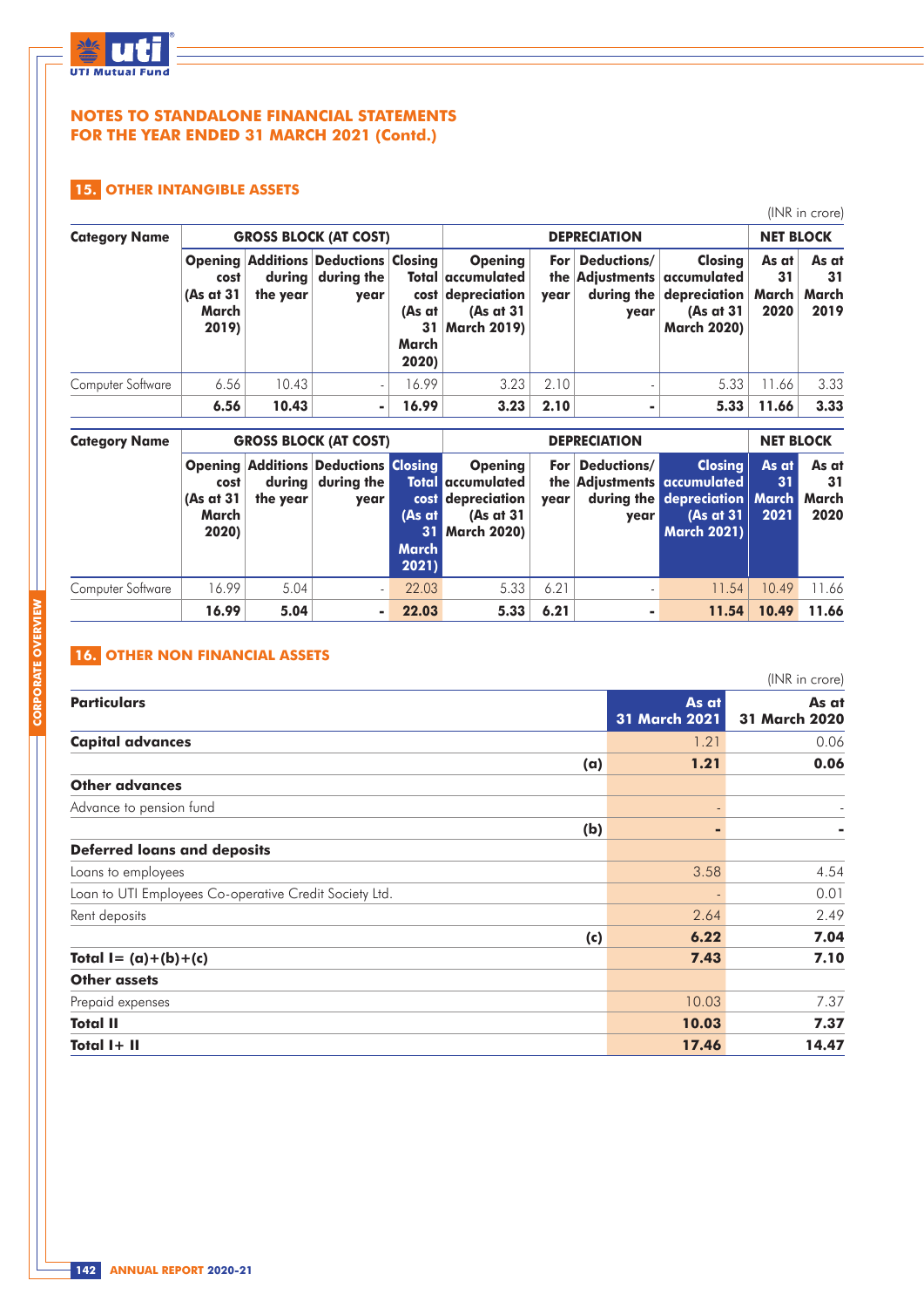# NOTES TO STANDALONE FINANCIAL STATEMENTS FOR THE YEAR ENDED 31 MARCH 2021 (Contd.)

## 15. OTHER INTANGIBLE ASSETS

(INR in crore)

| Category Name | GROSS BLOCK (AT COST) | | | | DEPRECIATION | | | | NET BLOCK | |
|---|---|---|---|---|---|---|---|---|---|---|
| | Opening cost (As at 31 March 2019) | Additions during the year | Deductions during the year | Closing Total cost (As at 31 March 2020) | Opening accumulated depreciation (As at 31 March 2019) | For the year | Deductions/ Adjustments during the year | Closing accumulated depreciation (As at 31 March 2020) | As at 31 March 2020 | As at 31 March 2019 |
| Computer Software | 6.56 | 10.43 | - | 16.99 | 3.23 | 2.10 | - | 5.33 | 11.66 | 3.33 |
| | **6.56** | **10.43** | **-** | **16.99** | **3.23** | **2.10** | **-** | **5.33** | **11.66** | **3.33** |

| Category Name | GROSS BLOCK (AT COST) | | | | DEPRECIATION | | | | NET BLOCK | |
|---|---|---|---|---|---|---|---|---|---|---|
| | Opening cost (As at 31 March 2020) | Additions during the year | Deductions during the year | Closing Total cost (As at 31 March 2021) | Opening accumulated depreciation (As at 31 March 2020) | For the year | Deductions/ Adjustments during the year | Closing accumulated depreciation (As at 31 March 2021) | As at 31 March 2021 | As at 31 March 2020 |
| Computer Software | 16.99 | 5.04 | - | 22.03 | 5.33 | 6.21 | - | 11.54 | 10.49 | 11.66 |
| | **16.99** | **5.04** | **-** | **22.03** | **5.33** | **6.21** | **-** | **11.54** | **10.49** | **11.66** |

## 16. OTHER NON FINANCIAL ASSETS

(INR in crore)

| Particulars | As at 31 March 2021 | As at 31 March 2020 |
|---|---|---|
| **Capital advances** | 1.21 | 0.06 |
| **(a)** | **1.21** | **0.06** |
| **Other advances** | | |
| Advance to pension fund | - | - |
| **(b)** | **-** | **-** |
| **Deferred loans and deposits** | | |
| Loans to employees | 3.58 | 4.54 |
| Loan to UTI Employees Co-operative Credit Society Ltd. | - | 0.01 |
| Rent deposits | 2.64 | 2.49 |
| **(c)** | **6.22** | **7.04** |
| **Total I= (a)+(b)+(c)** | **7.43** | **7.10** |
| **Other assets** | | |
| Prepaid expenses | 10.03 | 7.37 |
| **Total II** | **10.03** | **7.37** |
| **Total I+ II** | **17.46** | **14.47** |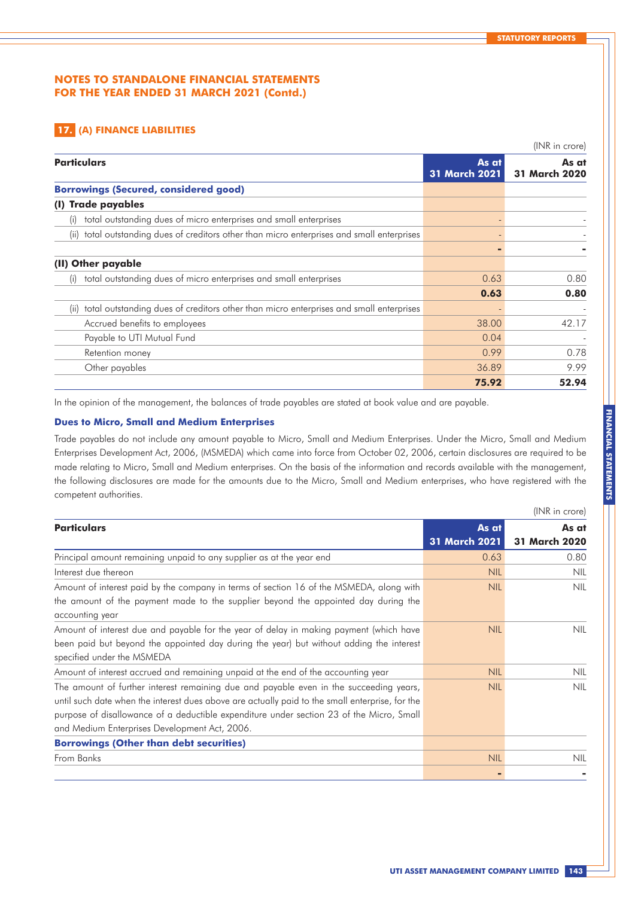# NOTES TO STANDALONE FINANCIAL STATEMENTS FOR THE YEAR ENDED 31 MARCH 2021 (Contd.)

## 17. (A) FINANCE LIABILITIES

(INR in crore)

| Particulars | As at 31 March 2021 | As at 31 March 2020 |
|---|---|---|
| **Borrowings (Secured, considered good)** | | |
| **(I) Trade payables** | | |
| (i) total outstanding dues of micro enterprises and small enterprises | - | - |
| (ii) total outstanding dues of creditors other than micro enterprises and small enterprises | - | - |
| | **-** | **-** |
| **(II) Other payable** | | |
| (i) total outstanding dues of micro enterprises and small enterprises | 0.63 | 0.80 |
| | **0.63** | **0.80** |
| (ii) total outstanding dues of creditors other than micro enterprises and small enterprises | - | - |
| Accrued benefits to employees | 38.00 | 42.17 |
| Payable to UTI Mutual Fund | 0.04 | - |
| Retention money | 0.99 | 0.78 |
| Other payables | 36.89 | 9.99 |
| | **75.92** | **52.94** |

In the opinion of the management, the balances of trade payables are stated at book value and are payable.

### Dues to Micro, Small and Medium Enterprises

Trade payables do not include any amount payable to Micro, Small and Medium Enterprises. Under the Micro, Small and Medium Enterprises Development Act, 2006, (MSMEDA) which came into force from October 02, 2006, certain disclosures are required to be made relating to Micro, Small and Medium enterprises. On the basis of the information and records available with the management, the following disclosures are made for the amounts due to the Micro, Small and Medium enterprises, who have registered with the competent authorities.

(INR in crore)

| Particulars | As at 31 March 2021 | As at 31 March 2020 |
|---|---|---|
| Principal amount remaining unpaid to any supplier as at the year end | 0.63 | 0.80 |
| Interest due thereon | NIL | NIL |
| Amount of interest paid by the company in terms of section 16 of the MSMEDA, along with the amount of the payment made to the supplier beyond the appointed day during the accounting year | NIL | NIL |
| Amount of interest due and payable for the year of delay in making payment (which have been paid but beyond the appointed day during the year) but without adding the interest specified under the MSMEDA | NIL | NIL |
| Amount of interest accrued and remaining unpaid at the end of the accounting year | NIL | NIL |
| The amount of further interest remaining due and payable even in the succeeding years, until such date when the interest dues above are actually paid to the small enterprise, for the purpose of disallowance of a deductible expenditure under section 23 of the Micro, Small and Medium Enterprises Development Act, 2006. | NIL | NIL |
| **Borrowings (Other than debt securities)** | | |
| From Banks | NIL | NIL |
| | **-** | **-** |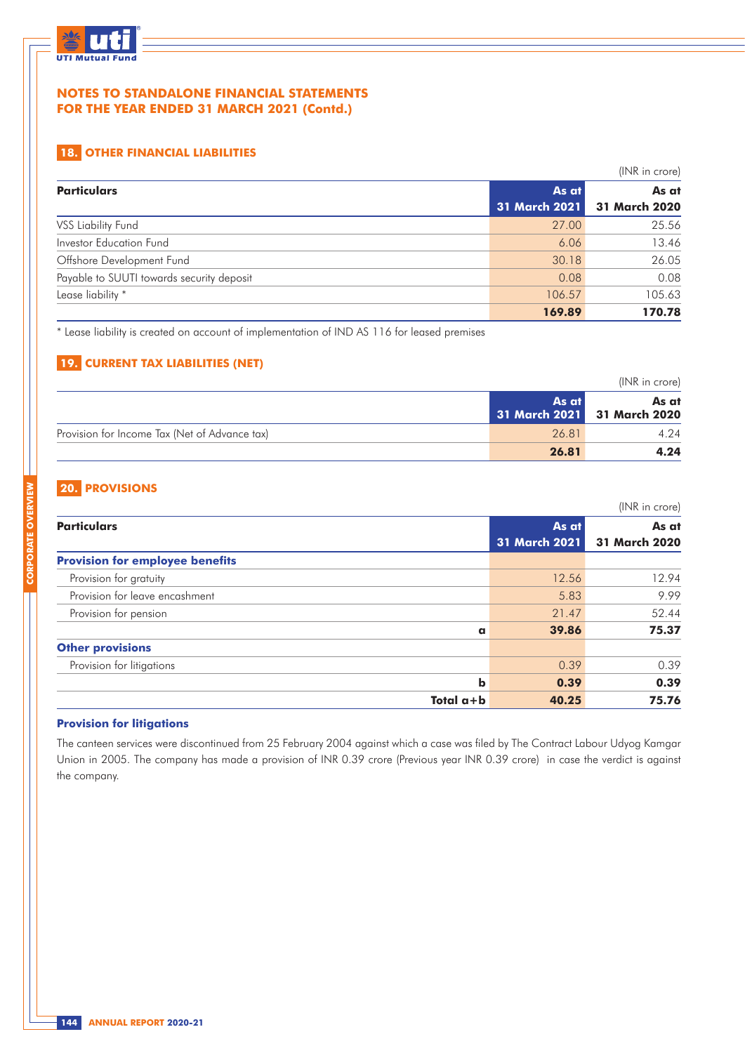## NOTES TO STANDALONE FINANCIAL STATEMENTS FOR THE YEAR ENDED 31 MARCH 2021 (Contd.)

### 18. OTHER FINANCIAL LIABILITIES

(INR in crore)

| Particulars | As at 31 March 2021 | As at 31 March 2020 |
|---|---|---|
| VSS Liability Fund | 27.00 | 25.56 |
| Investor Education Fund | 6.06 | 13.46 |
| Offshore Development Fund | 30.18 | 26.05 |
| Payable to SUUTI towards security deposit | 0.08 | 0.08 |
| Lease liability * | 106.57 | 105.63 |
| | **169.89** | **170.78** |

* Lease liability is created on account of implementation of IND AS 116 for leased premises

### 19. CURRENT TAX LIABILITIES (NET)

(INR in crore)

| | As at 31 March 2021 | As at 31 March 2020 |
|---|---|---|
| Provision for Income Tax (Net of Advance tax) | 26.81 | 4.24 |
| | **26.81** | **4.24** |

### 20. PROVISIONS

(INR in crore)

| Particulars | As at 31 March 2021 | As at 31 March 2020 |
|---|---|---|
| **Provision for employee benefits** | | |
| Provision for gratuity | 12.56 | 12.94 |
| Provision for leave encashment | 5.83 | 9.99 |
| Provision for pension | 21.47 | 52.44 |
| **a** | **39.86** | **75.37** |
| **Other provisions** | | |
| Provision for litigations | 0.39 | 0.39 |
| **b** | **0.39** | **0.39** |
| **Total a+b** | **40.25** | **75.76** |

#### Provision for litigations

The canteen services were discontinued from 25 February 2004 against which a case was filed by The Contract Labour Udyog Kamgar Union in 2005. The company has made a provision of INR 0.39 crore (Previous year INR 0.39 crore) in case the verdict is against the company.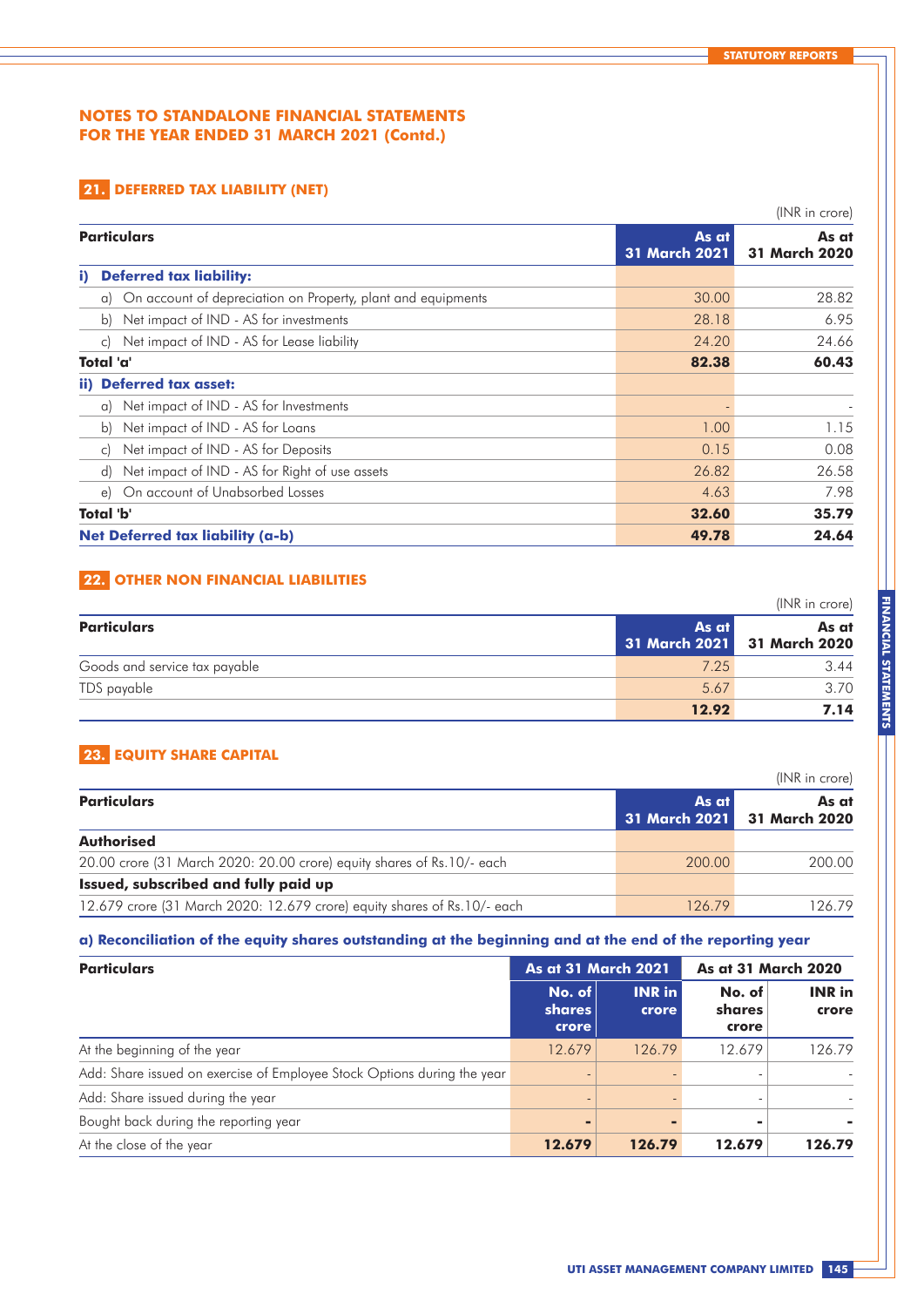## NOTES TO STANDALONE FINANCIAL STATEMENTS FOR THE YEAR ENDED 31 MARCH 2021 (Contd.)

### 21. DEFERRED TAX LIABILITY (NET)

(INR in crore)

| Particulars | As at 31 March 2021 | As at 31 March 2020 |
|---|---|---|
| **i) Deferred tax liability:** | | |
| a) On account of depreciation on Property, plant and equipments | 30.00 | 28.82 |
| b) Net impact of IND - AS for investments | 28.18 | 6.95 |
| c) Net impact of IND - AS for Lease liability | 24.20 | 24.66 |
| **Total 'a'** | **82.38** | **60.43** |
| **ii) Deferred tax asset:** | | |
| a) Net impact of IND - AS for Investments | - | - |
| b) Net impact of IND - AS for Loans | 1.00 | 1.15 |
| c) Net impact of IND - AS for Deposits | 0.15 | 0.08 |
| d) Net impact of IND - AS for Right of use assets | 26.82 | 26.58 |
| e) On account of Unabsorbed Losses | 4.63 | 7.98 |
| **Total 'b'** | **32.60** | **35.79** |
| **Net Deferred tax liability (a-b)** | **49.78** | **24.64** |

### 22. OTHER NON FINANCIAL LIABILITIES

(INR in crore)

| Particulars | As at 31 March 2021 | As at 31 March 2020 |
|---|---|---|
| Goods and service tax payable | 7.25 | 3.44 |
| TDS payable | 5.67 | 3.70 |
| | **12.92** | **7.14** |

### 23. EQUITY SHARE CAPITAL

(INR in crore)

| Particulars | As at 31 March 2021 | As at 31 March 2020 |
|---|---|---|
| **Authorised** | | |
| 20.00 crore (31 March 2020: 20.00 crore) equity shares of Rs.10/- each | 200.00 | 200.00 |
| **Issued, subscribed and fully paid up** | | |
| 12.679 crore (31 March 2020: 12.679 crore) equity shares of Rs.10/- each | 126.79 | 126.79 |

#### a) Reconciliation of the equity shares outstanding at the beginning and at the end of the reporting year

| Particulars | As at 31 March 2021 | | As at 31 March 2020 | |
|---|---|---|---|---|
| | No. of shares crore | INR in crore | No. of shares crore | INR in crore |
| At the beginning of the year | 12.679 | 126.79 | 12.679 | 126.79 |
| Add: Share issued on exercise of Employee Stock Options during the year | - | - | - | - |
| Add: Share issued during the year | - | - | - | - |
| Bought back during the reporting year | - | - | - | - |
| At the close of the year | **12.679** | **126.79** | **12.679** | **126.79** |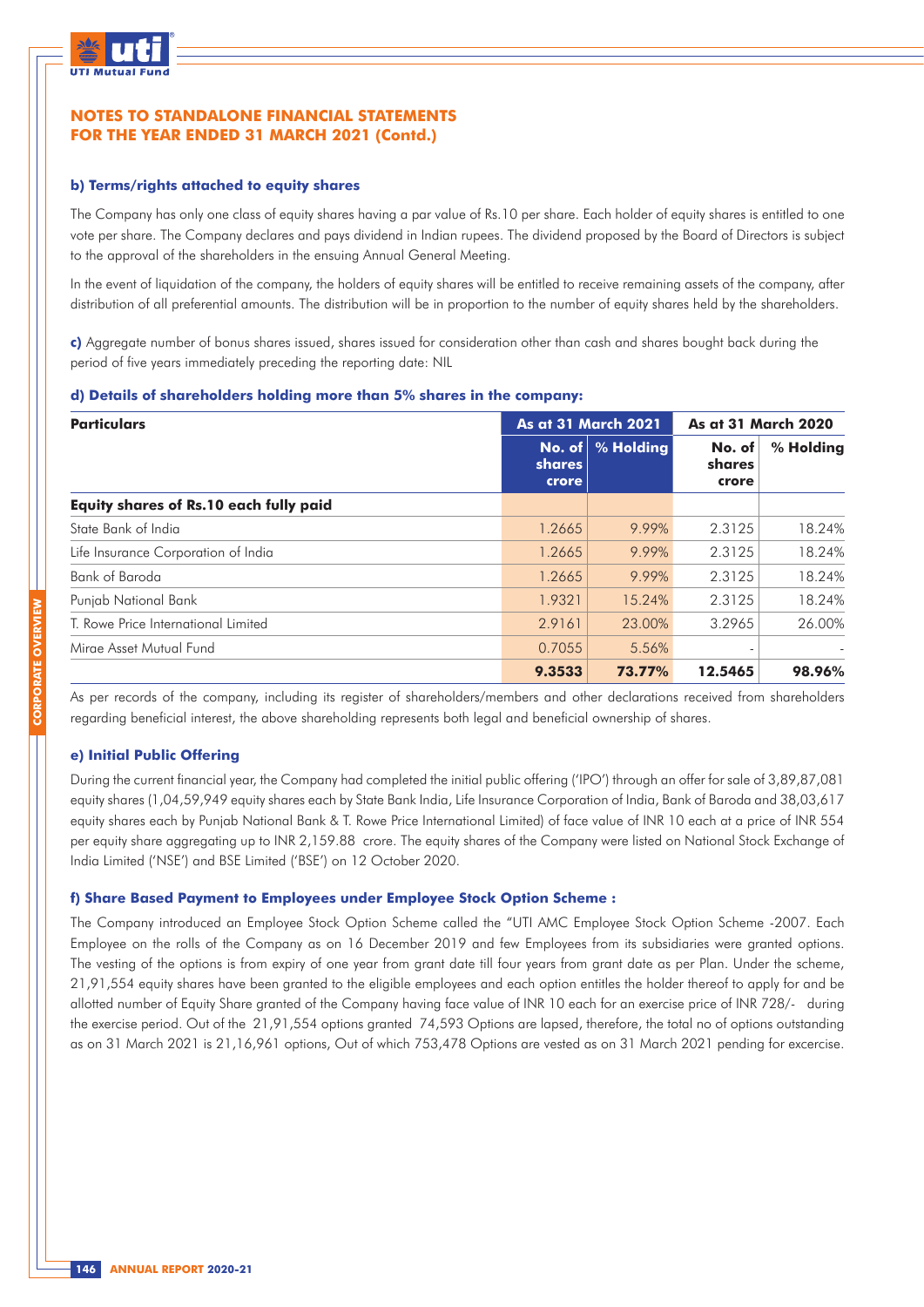## NOTES TO STANDALONE FINANCIAL STATEMENTS FOR THE YEAR ENDED 31 MARCH 2021 (Contd.)

### b) Terms/rights attached to equity shares

The Company has only one class of equity shares having a par value of Rs.10 per share. Each holder of equity shares is entitled to one vote per share. The Company declares and pays dividend in Indian rupees. The dividend proposed by the Board of Directors is subject to the approval of the shareholders in the ensuing Annual General Meeting.

In the event of liquidation of the company, the holders of equity shares will be entitled to receive remaining assets of the company, after distribution of all preferential amounts. The distribution will be in proportion to the number of equity shares held by the shareholders.

**c)** Aggregate number of bonus shares issued, shares issued for consideration other than cash and shares bought back during the period of five years immediately preceding the reporting date: NIL

### d) Details of shareholders holding more than 5% shares in the company:

| Particulars | As at 31 March 2021 | | As at 31 March 2020 | |
|---|---|---|---|---|
| | No. of shares crore | % Holding | No. of shares crore | % Holding |
| **Equity shares of Rs.10 each fully paid** | | | | |
| State Bank of India | 1.2665 | 9.99% | 2.3125 | 18.24% |
| Life Insurance Corporation of India | 1.2665 | 9.99% | 2.3125 | 18.24% |
| Bank of Baroda | 1.2665 | 9.99% | 2.3125 | 18.24% |
| Punjab National Bank | 1.9321 | 15.24% | 2.3125 | 18.24% |
| T. Rowe Price International Limited | 2.9161 | 23.00% | 3.2965 | 26.00% |
| Mirae Asset Mutual Fund | 0.7055 | 5.56% | - | - |
| | **9.3533** | **73.77%** | **12.5465** | **98.96%** |

As per records of the company, including its register of shareholders/members and other declarations received from shareholders regarding beneficial interest, the above shareholding represents both legal and beneficial ownership of shares.

### e) Initial Public Offering

During the current financial year, the Company had completed the initial public offering ('IPO') through an offer for sale of 3,89,87,081 equity shares (1,04,59,949 equity shares each by State Bank India, Life Insurance Corporation of India, Bank of Baroda and 38,03,617 equity shares each by Punjab National Bank & T. Rowe Price International Limited) of face value of INR 10 each at a price of INR 554 per equity share aggregating up to INR 2,159.88 crore. The equity shares of the Company were listed on National Stock Exchange of India Limited ('NSE') and BSE Limited ('BSE') on 12 October 2020.

### f) Share Based Payment to Employees under Employee Stock Option Scheme :

The Company introduced an Employee Stock Option Scheme called the "UTI AMC Employee Stock Option Scheme -2007. Each Employee on the rolls of the Company as on 16 December 2019 and few Employees from its subsidiaries were granted options. The vesting of the options is from expiry of one year from grant date till four years from grant date as per Plan. Under the scheme, 21,91,554 equity shares have been granted to the eligible employees and each option entitles the holder thereof to apply for and be allotted number of Equity Share granted of the Company having face value of INR 10 each for an exercise price of INR 728/- during the exercise period. Out of the 21,91,554 options granted 74,593 Options are lapsed, therefore, the total no of options outstanding as on 31 March 2021 is 21,16,961 options, Out of which 753,478 Options are vested as on 31 March 2021 pending for excercise.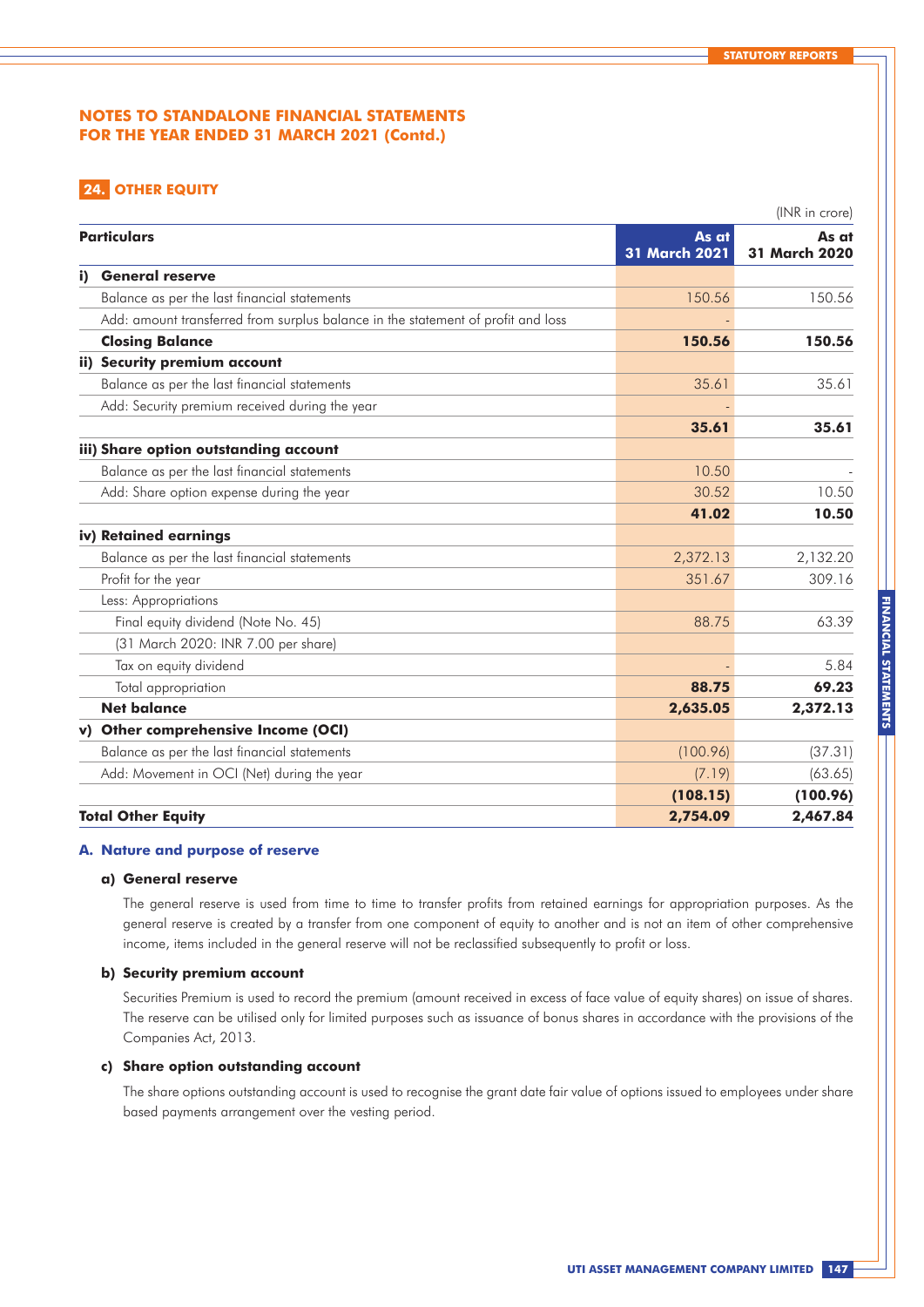# NOTES TO STANDALONE FINANCIAL STATEMENTS FOR THE YEAR ENDED 31 MARCH 2021 (Contd.)

## 24. OTHER EQUITY

(INR in crore)

| Particulars | As at 31 March 2021 | As at 31 March 2020 |
|---|---|---|
| **i) General reserve** | | |
| Balance as per the last financial statements | 150.56 | 150.56 |
| Add: amount transferred from surplus balance in the statement of profit and loss | - | |
| **Closing Balance** | **150.56** | **150.56** |
| **ii) Security premium account** | | |
| Balance as per the last financial statements | 35.61 | 35.61 |
| Add: Security premium received during the year | - | |
| | **35.61** | **35.61** |
| **iii) Share option outstanding account** | | |
| Balance as per the last financial statements | 10.50 | - |
| Add: Share option expense during the year | 30.52 | 10.50 |
| | **41.02** | **10.50** |
| **iv) Retained earnings** | | |
| Balance as per the last financial statements | 2,372.13 | 2,132.20 |
| Profit for the year | 351.67 | 309.16 |
| Less: Appropriations | | |
| Final equity dividend (Note No. 45) | 88.75 | 63.39 |
| (31 March 2020: INR 7.00 per share) | | |
| Tax on equity dividend | - | 5.84 |
| Total appropriation | **88.75** | **69.23** |
| **Net balance** | **2,635.05** | **2,372.13** |
| **v) Other comprehensive Income (OCI)** | | |
| Balance as per the last financial statements | (100.96) | (37.31) |
| Add: Movement in OCI (Net) during the year | (7.19) | (63.65) |
| | **(108.15)** | **(100.96)** |
| **Total Other Equity** | **2,754.09** | **2,467.84** |

### A. Nature and purpose of reserve

#### a) General reserve

The general reserve is used from time to time to transfer profits from retained earnings for appropriation purposes. As the general reserve is created by a transfer from one component of equity to another and is not an item of other comprehensive income, items included in the general reserve will not be reclassified subsequently to profit or loss.

#### b) Security premium account

Securities Premium is used to record the premium (amount received in excess of face value of equity shares) on issue of shares. The reserve can be utilised only for limited purposes such as issuance of bonus shares in accordance with the provisions of the Companies Act, 2013.

#### c) Share option outstanding account

The share options outstanding account is used to recognise the grant date fair value of options issued to employees under share based payments arrangement over the vesting period.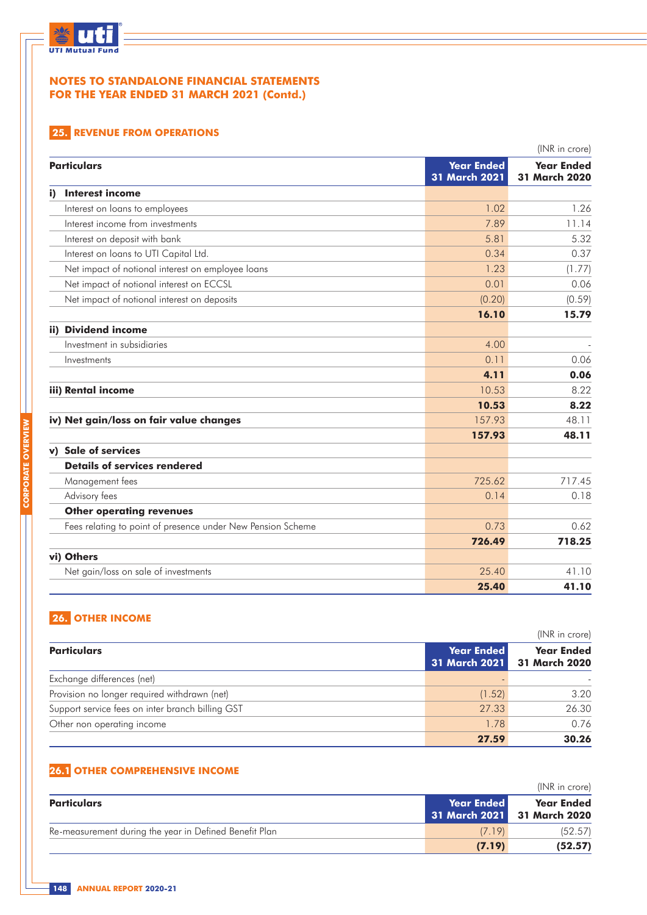## NOTES TO STANDALONE FINANCIAL STATEMENTS FOR THE YEAR ENDED 31 MARCH 2021 (Contd.)

### 25. REVENUE FROM OPERATIONS

(INR in crore)

| Particulars | Year Ended 31 March 2021 | Year Ended 31 March 2020 |
|---|---|---|
| **i) Interest income** | | |
| Interest on loans to employees | 1.02 | 1.26 |
| Interest income from investments | 7.89 | 11.14 |
| Interest on deposit with bank | 5.81 | 5.32 |
| Interest on loans to UTI Capital Ltd. | 0.34 | 0.37 |
| Net impact of notional interest on employee loans | 1.23 | (1.77) |
| Net impact of notional interest on ECCSL | 0.01 | 0.06 |
| Net impact of notional interest on deposits | (0.20) | (0.59) |
| | **16.10** | **15.79** |
| **ii) Dividend income** | | |
| Investment in subsidiaries | 4.00 | - |
| Investments | 0.11 | 0.06 |
| | **4.11** | **0.06** |
| **iii) Rental income** | 10.53 | 8.22 |
| | **10.53** | **8.22** |
| **iv) Net gain/loss on fair value changes** | 157.93 | 48.11 |
| | **157.93** | **48.11** |
| **v) Sale of services** | | |
| **Details of services rendered** | | |
| Management fees | 725.62 | 717.45 |
| Advisory fees | 0.14 | 0.18 |
| **Other operating revenues** | | |
| Fees relating to point of presence under New Pension Scheme | 0.73 | 0.62 |
| | **726.49** | **718.25** |
| **vi) Others** | | |
| Net gain/loss on sale of investments | 25.40 | 41.10 |
| | **25.40** | **41.10** |

### 26. OTHER INCOME

(INR in crore)

| Particulars | Year Ended 31 March 2021 | Year Ended 31 March 2020 |
|---|---|---|
| Exchange differences (net) | - | - |
| Provision no longer required withdrawn (net) | (1.52) | 3.20 |
| Support service fees on inter branch billing GST | 27.33 | 26.30 |
| Other non operating income | 1.78 | 0.76 |
| | **27.59** | **30.26** |

### 26.1 OTHER COMPREHENSIVE INCOME

(INR in crore)

| Particulars | Year Ended 31 March 2021 | Year Ended 31 March 2020 |
|---|---|---|
| Re-measurement during the year in Defined Benefit Plan | (7.19) | (52.57) |
| | **(7.19)** | **(52.57)** |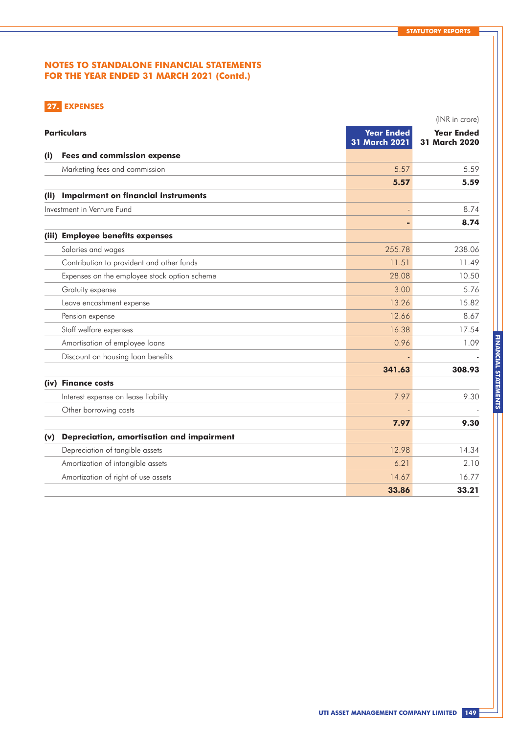## NOTES TO STANDALONE FINANCIAL STATEMENTS FOR THE YEAR ENDED 31 MARCH 2021 (Contd.)

### 27. EXPENSES

(INR in crore)

| Particulars | Year Ended 31 March 2021 | Year Ended 31 March 2020 |
|---|---|---|
| **(i) Fees and commission expense** | | |
| Marketing fees and commission | 5.57 | 5.59 |
| | **5.57** | **5.59** |
| **(ii) Impairment on financial instruments** | | |
| Investment in Venture Fund | - | 8.74 |
| | **-** | **8.74** |
| **(iii) Employee benefits expenses** | | |
| Salaries and wages | 255.78 | 238.06 |
| Contribution to provident and other funds | 11.51 | 11.49 |
| Expenses on the employee stock option scheme | 28.08 | 10.50 |
| Gratuity expense | 3.00 | 5.76 |
| Leave encashment expense | 13.26 | 15.82 |
| Pension expense | 12.66 | 8.67 |
| Staff welfare expenses | 16.38 | 17.54 |
| Amortisation of employee loans | 0.96 | 1.09 |
| Discount on housing loan benefits | - | - |
| | **341.63** | **308.93** |
| **(iv) Finance costs** | | |
| Interest expense on lease liability | 7.97 | 9.30 |
| Other borrowing costs | - | - |
| | **7.97** | **9.30** |
| **(v) Depreciation, amortisation and impairment** | | |
| Depreciation of tangible assets | 12.98 | 14.34 |
| Amortization of intangible assets | 6.21 | 2.10 |
| Amortization of right of use assets | 14.67 | 16.77 |
| | **33.86** | **33.21** |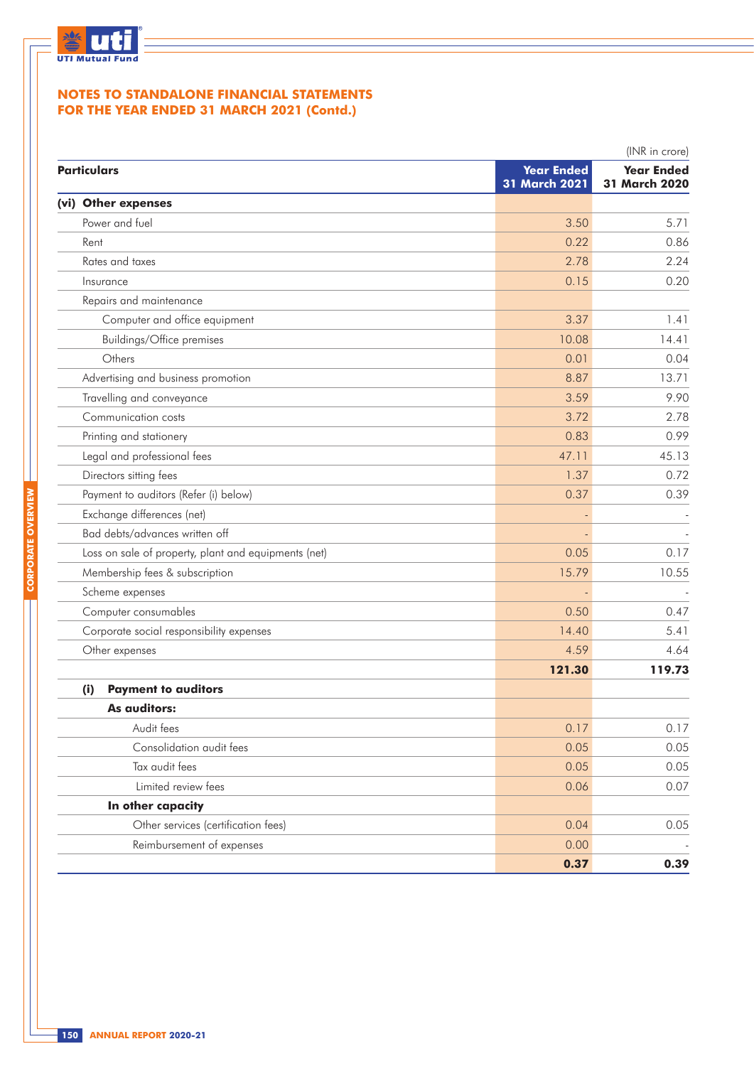# NOTES TO STANDALONE FINANCIAL STATEMENTS FOR THE YEAR ENDED 31 MARCH 2021 (Contd.)

(INR in crore)

| Particulars | Year Ended 31 March 2021 | Year Ended 31 March 2020 |
|---|---|---|
| **(vi) Other expenses** | | |
| Power and fuel | 3.50 | 5.71 |
| Rent | 0.22 | 0.86 |
| Rates and taxes | 2.78 | 2.24 |
| Insurance | 0.15 | 0.20 |
| Repairs and maintenance | | |
| Computer and office equipment | 3.37 | 1.41 |
| Buildings/Office premises | 10.08 | 14.41 |
| Others | 0.01 | 0.04 |
| Advertising and business promotion | 8.87 | 13.71 |
| Travelling and conveyance | 3.59 | 9.90 |
| Communication costs | 3.72 | 2.78 |
| Printing and stationery | 0.83 | 0.99 |
| Legal and professional fees | 47.11 | 45.13 |
| Directors sitting fees | 1.37 | 0.72 |
| Payment to auditors (Refer (i) below) | 0.37 | 0.39 |
| Exchange differences (net) | - | - |
| Bad debts/advances written off | - | - |
| Loss on sale of property, plant and equipments (net) | 0.05 | 0.17 |
| Membership fees & subscription | 15.79 | 10.55 |
| Scheme expenses | - | - |
| Computer consumables | 0.50 | 0.47 |
| Corporate social responsibility expenses | 14.40 | 5.41 |
| Other expenses | 4.59 | 4.64 |
| | **121.30** | **119.73** |
| **(i) Payment to auditors** | | |
| **As auditors:** | | |
| Audit fees | 0.17 | 0.17 |
| Consolidation audit fees | 0.05 | 0.05 |
| Tax audit fees | 0.05 | 0.05 |
| Limited review fees | 0.06 | 0.07 |
| **In other capacity** | | |
| Other services (certification fees) | 0.04 | 0.05 |
| Reimbursement of expenses | 0.00 | - |
| | **0.37** | **0.39** |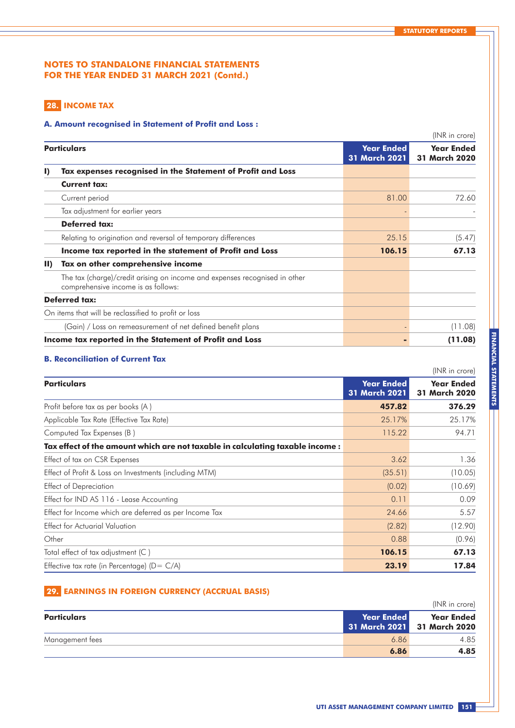## NOTES TO STANDALONE FINANCIAL STATEMENTS FOR THE YEAR ENDED 31 MARCH 2021 (Contd.)

### 28. INCOME TAX

#### A. Amount recognised in Statement of Profit and Loss :

(INR in crore)

| | Particulars | Year Ended 31 March 2021 | Year Ended 31 March 2020 |
|---|---|---|---|
| **I)** | **Tax expenses recognised in the Statement of Profit and Loss** | | |
| | **Current tax:** | | |
| | Current period | 81.00 | 72.60 |
| | Tax adjustment for earlier years | - | - |
| | **Deferred tax:** | | |
| | Relating to origination and reversal of temporary differences | 25.15 | (5.47) |
| | **Income tax reported in the statement of Profit and Loss** | **106.15** | **67.13** |
| **II)** | **Tax on other comprehensive income** | | |
| | The tax (charge)/credit arising on income and expenses recognised in other comprehensive income is as follows: | | |
| **Deferred tax:** | | | |
| On items that will be reclassified to profit or loss | | | |
| | (Gain) / Loss on remeasurement of net defined benefit plans | - | (11.08) |
| **Income tax reported in the Statement of Profit and Loss** | | **-** | **(11.08)** |

#### B. Reconciliation of Current Tax

(INR in crore)

| Particulars | Year Ended 31 March 2021 | Year Ended 31 March 2020 |
|---|---|---|
| Profit before tax as per books (A ) | **457.82** | **376.29** |
| Applicable Tax Rate (Effective Tax Rate) | 25.17% | 25.17% |
| Computed Tax Expenses (B ) | 115.22 | 94.71 |
| **Tax effect of the amount which are not taxable in calculating taxable income :** | | |
| Effect of tax on CSR Expenses | 3.62 | 1.36 |
| Effect of Profit & Loss on Investments (including MTM) | (35.51) | (10.05) |
| Effect of Depreciation | (0.02) | (10.69) |
| Effect for IND AS 116 - Lease Accounting | 0.11 | 0.09 |
| Effect for Income which are deferred as per Income Tax | 24.66 | 5.57 |
| Effect for Actuarial Valuation | (2.82) | (12.90) |
| Other | 0.88 | (0.96) |
| Total effect of tax adjustment (C ) | **106.15** | **67.13** |
| Effective tax rate (in Percentage) (D= C/A) | **23.19** | **17.84** |

### 29. EARNINGS IN FOREIGN CURRENCY (ACCRUAL BASIS)

(INR in crore)

| Particulars | Year Ended 31 March 2021 | Year Ended 31 March 2020 |
|---|---|---|
| Management fees | 6.86 | 4.85 |
| | **6.86** | **4.85** |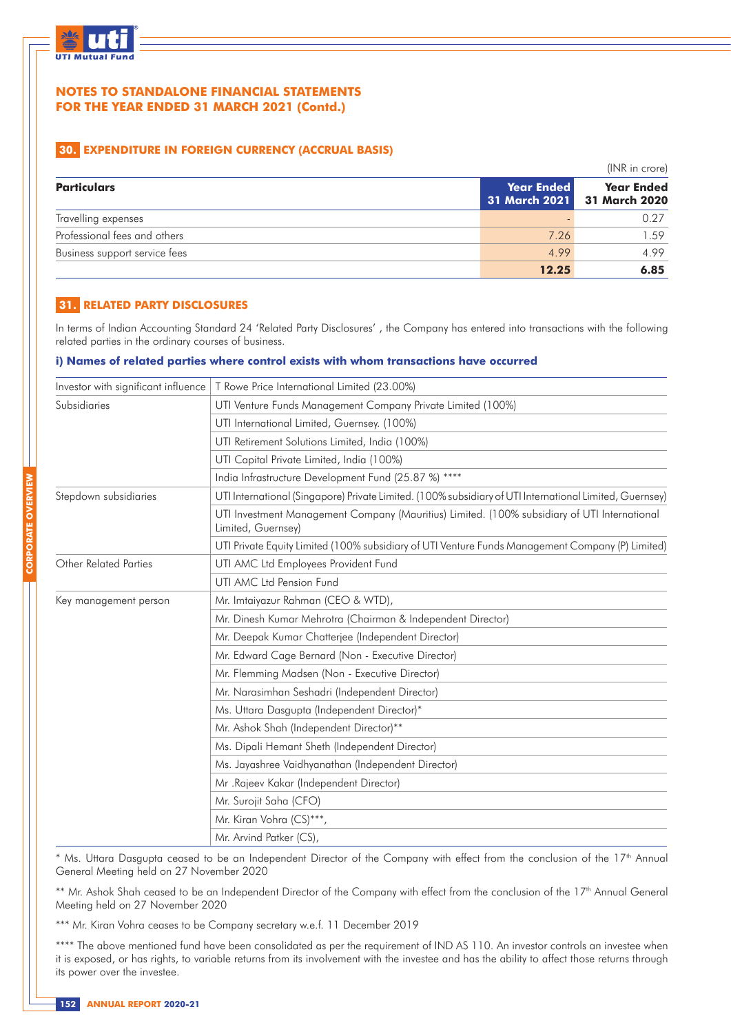# NOTES TO STANDALONE FINANCIAL STATEMENTS FOR THE YEAR ENDED 31 MARCH 2021 (Contd.)

## 30. EXPENDITURE IN FOREIGN CURRENCY (ACCRUAL BASIS)

(INR in crore)

| Particulars | Year Ended 31 March 2021 | Year Ended 31 March 2020 |
|---|---|---|
| Travelling expenses | - | 0.27 |
| Professional fees and others | 7.26 | 1.59 |
| Business support service fees | 4.99 | 4.99 |
| | **12.25** | **6.85** |

## 31. RELATED PARTY DISCLOSURES

In terms of Indian Accounting Standard 24 'Related Party Disclosures' , the Company has entered into transactions with the following related parties in the ordinary courses of business.

### i) Names of related parties where control exists with whom transactions have occurred

| | |
|---|---|
| Investor with significant influence | T Rowe Price International Limited (23.00%) |
| Subsidiaries | UTI Venture Funds Management Company Private Limited (100%) |
| | UTI International Limited, Guernsey. (100%) |
| | UTI Retirement Solutions Limited, India (100%) |
| | UTI Capital Private Limited, India (100%) |
| | India Infrastructure Development Fund (25.87 %) **** |
| Stepdown subsidiaries | UTI International (Singapore) Private Limited. (100% subsidiary of UTI International Limited, Guernsey) |
| | UTI Investment Management Company (Mauritius) Limited. (100% subsidiary of UTI International Limited, Guernsey) |
| | UTI Private Equity Limited (100% subsidiary of UTI Venture Funds Management Company (P) Limited) |
| Other Related Parties | UTI AMC Ltd Employees Provident Fund |
| | UTI AMC Ltd Pension Fund |
| Key management person | Mr. Imtaiyazur Rahman (CEO & WTD), |
| | Mr. Dinesh Kumar Mehrotra (Chairman & Independent Director) |
| | Mr. Deepak Kumar Chatterjee (Independent Director) |
| | Mr. Edward Cage Bernard (Non - Executive Director) |
| | Mr. Flemming Madsen (Non - Executive Director) |
| | Mr. Narasimhan Seshadri (Independent Director) |
| | Ms. Uttara Dasgupta (Independent Director)* |
| | Mr. Ashok Shah (Independent Director)** |
| | Ms. Dipali Hemant Sheth (Independent Director) |
| | Ms. Jayashree Vaidhyanathan (Independent Director) |
| | Mr .Rajeev Kakar (Independent Director) |
| | Mr. Surojit Saha (CFO) |
| | Mr. Kiran Vohra (CS)***, |
| | Mr. Arvind Patker (CS), |

* Ms. Uttara Dasgupta ceased to be an Independent Director of the Company with effect from the conclusion of the 17th Annual General Meeting held on 27 November 2020

** Mr. Ashok Shah ceased to be an Independent Director of the Company with effect from the conclusion of the 17th Annual General Meeting held on 27 November 2020

*** Mr. Kiran Vohra ceases to be Company secretary w.e.f. 11 December 2019

**** The above mentioned fund have been consolidated as per the requirement of IND AS 110. An investor controls an investee when it is exposed, or has rights, to variable returns from its involvement with the investee and has the ability to affect those returns through its power over the investee.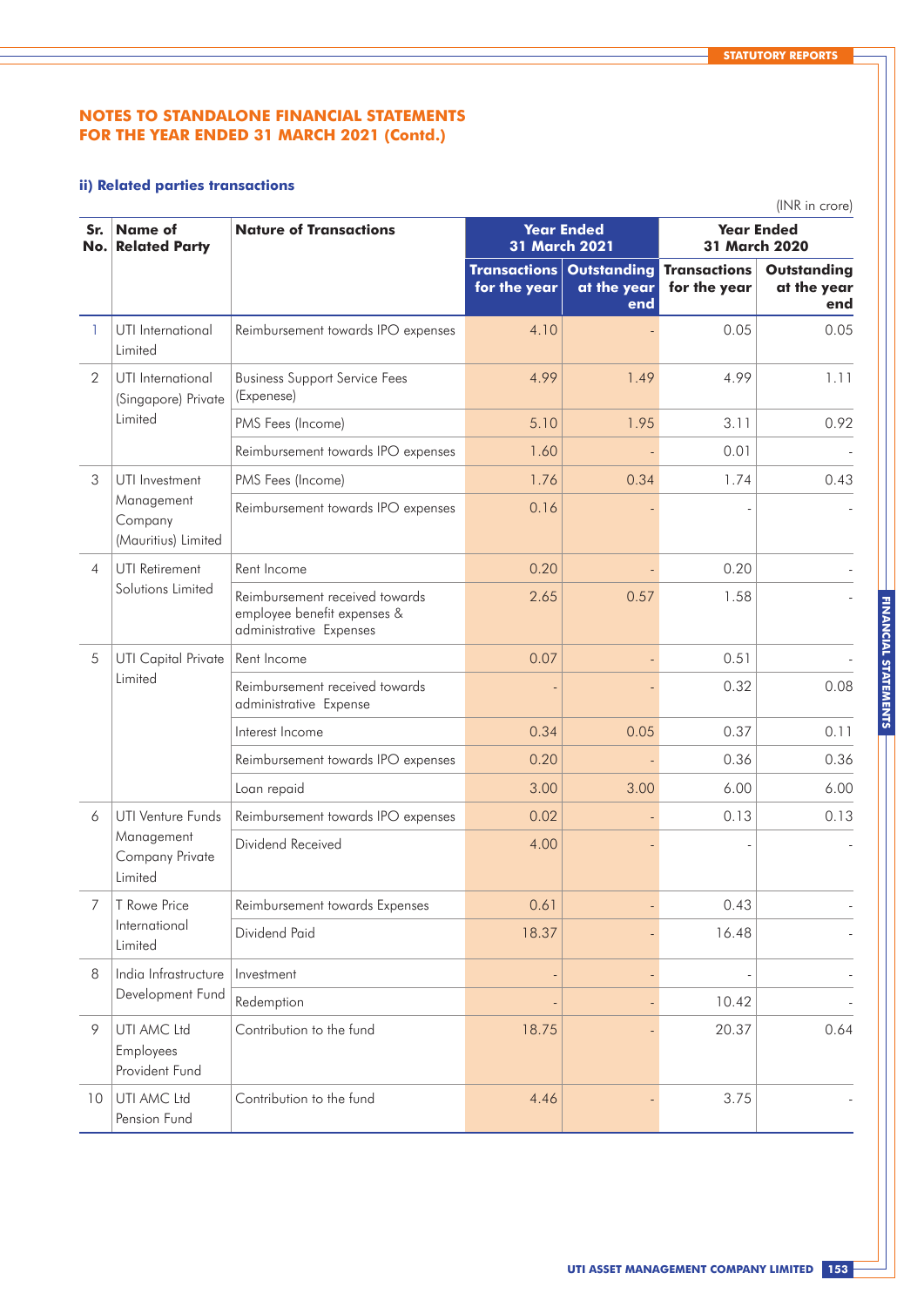## NOTES TO STANDALONE FINANCIAL STATEMENTS FOR THE YEAR ENDED 31 MARCH 2021 (Contd.)

### ii) Related parties transactions

(INR in crore)

| Sr. No. | Name of Related Party | Nature of Transactions | Year Ended 31 March 2021 | | Year Ended 31 March 2020 | |
|---|---|---|---|---|---|---|
| | | | Transactions for the year | Outstanding at the year end | Transactions for the year | Outstanding at the year end |
| 1 | UTI International Limited | Reimbursement towards IPO expenses | 4.10 | - | 0.05 | 0.05 |
| 2 | UTI International (Singapore) Private Limited | Business Support Service Fees (Expense) | 4.99 | 1.49 | 4.99 | 1.11 |
| | | PMS Fees (Income) | 5.10 | 1.95 | 3.11 | 0.92 |
| | | Reimbursement towards IPO expenses | 1.60 | - | 0.01 | - |
| 3 | UTI Investment Management Company (Mauritius) Limited | PMS Fees (Income) | 1.76 | 0.34 | 1.74 | 0.43 |
| | | Reimbursement towards IPO expenses | 0.16 | - | - | - |
| 4 | UTI Retirement Solutions Limited | Rent Income | 0.20 | - | 0.20 | - |
| | | Reimbursement received towards employee benefit expenses & administrative Expenses | 2.65 | 0.57 | 1.58 | - |
| 5 | UTI Capital Private Limited | Rent Income | 0.07 | - | 0.51 | - |
| | | Reimbursement received towards administrative Expense | - | - | 0.32 | 0.08 |
| | | Interest Income | 0.34 | 0.05 | 0.37 | 0.11 |
| | | Reimbursement towards IPO expenses | 0.20 | - | 0.36 | 0.36 |
| | | Loan repaid | 3.00 | 3.00 | 6.00 | 6.00 |
| 6 | UTI Venture Funds Management Company Private Limited | Reimbursement towards IPO expenses | 0.02 | - | 0.13 | 0.13 |
| | | Dividend Received | 4.00 | - | - | - |
| 7 | T Rowe Price International Limited | Reimbursement towards Expenses | 0.61 | - | 0.43 | - |
| | | Dividend Paid | 18.37 | - | 16.48 | - |
| 8 | India Infrastructure Development Fund | Investment | - | - | - | - |
| | | Redemption | - | - | 10.42 | - |
| 9 | UTI AMC Ltd Employees Provident Fund | Contribution to the fund | 18.75 | - | 20.37 | 0.64 |
| 10 | UTI AMC Ltd Pension Fund | Contribution to the fund | 4.46 | - | 3.75 | - |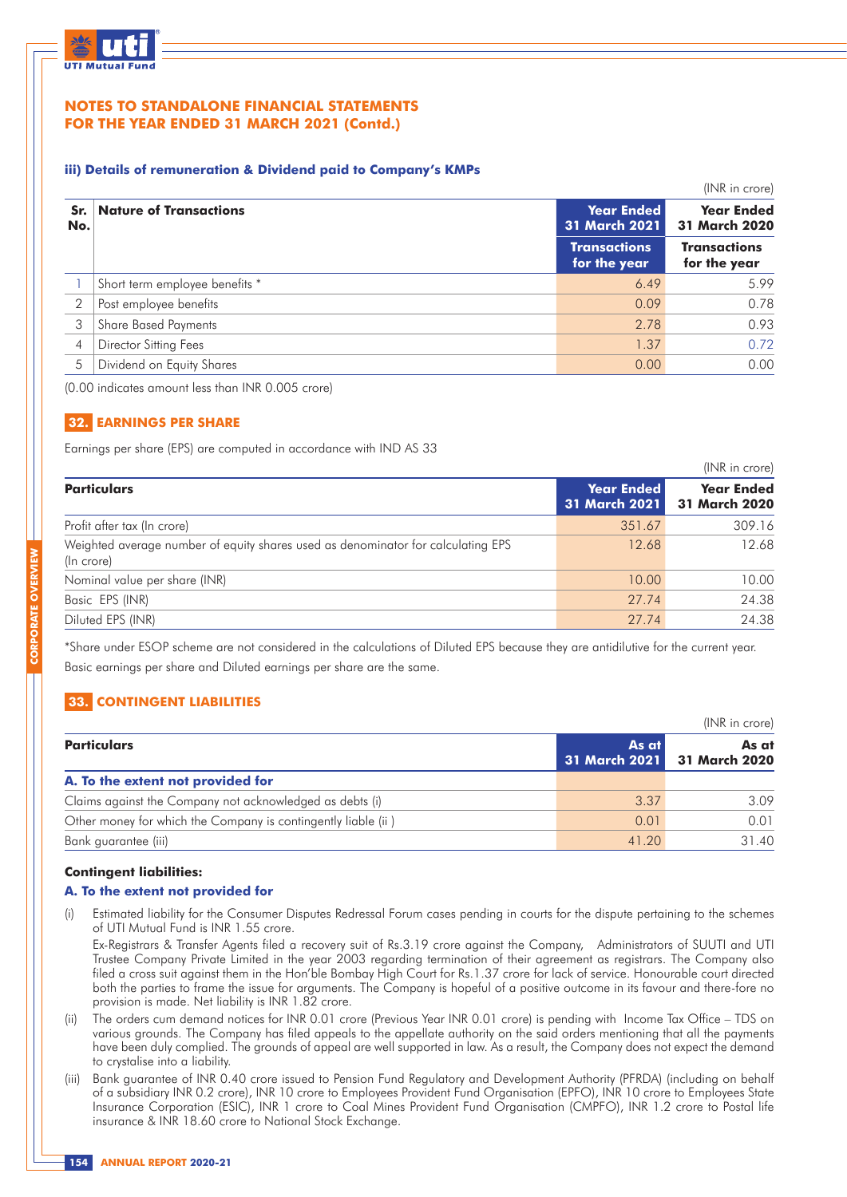## NOTES TO STANDALONE FINANCIAL STATEMENTS FOR THE YEAR ENDED 31 MARCH 2021 (Contd.)

### iii) Details of remuneration & Dividend paid to Company's KMPs

(INR in crore)

| Sr. No. | Nature of Transactions | Year Ended 31 March 2021 | Year Ended 31 March 2020 |
|---|---|---|---|
| | | Transactions for the year | Transactions for the year |
| 1 | Short term employee benefits * | 6.49 | 5.99 |
| 2 | Post employee benefits | 0.09 | 0.78 |
| 3 | Share Based Payments | 2.78 | 0.93 |
| 4 | Director Sitting Fees | 1.37 | 0.72 |
| 5 | Dividend on Equity Shares | 0.00 | 0.00 |

(0.00 indicates amount less than INR 0.005 crore)

## 32. EARNINGS PER SHARE

Earnings per share (EPS) are computed in accordance with IND AS 33

(INR in crore)

| Particulars | Year Ended 31 March 2021 | Year Ended 31 March 2020 |
|---|---|---|
| Profit after tax (In crore) | 351.67 | 309.16 |
| Weighted average number of equity shares used as denominator for calculating EPS (In crore) | 12.68 | 12.68 |
| Nominal value per share (INR) | 10.00 | 10.00 |
| Basic EPS (INR) | 27.74 | 24.38 |
| Diluted EPS (INR) | 27.74 | 24.38 |

*Share under ESOP scheme are not considered in the calculations of Diluted EPS because they are antidilutive for the current year.

Basic earnings per share and Diluted earnings per share are the same.

## 33. CONTINGENT LIABILITIES

(INR in crore)

| Particulars | As at 31 March 2021 | As at 31 March 2020 |
|---|---|---|
| **A. To the extent not provided for** | | |
| Claims against the Company not acknowledged as debts (i) | 3.37 | 3.09 |
| Other money for which the Company is contingently liable (ii ) | 0.01 | 0.01 |
| Bank guarantee (iii) | 41.20 | 31.40 |

**Contingent liabilities:**

**A. To the extent not provided for**

(i) Estimated liability for the Consumer Disputes Redressal Forum cases pending in courts for the dispute pertaining to the schemes of UTI Mutual Fund is INR 1.55 crore.

Ex-Registrars & Transfer Agents filed a recovery suit of Rs.3.19 crore against the Company, Administrators of SUUTI and UTI Trustee Company Private Limited in the year 2003 regarding termination of their agreement as registrars. The Company also filed a cross suit against them in the Hon'ble Bombay High Court for Rs.1.37 crore for lack of service. Honourable court directed both the parties to frame the issue for arguments. The Company is hopeful of a positive outcome in its favour and there-fore no provision is made. Net liability is INR 1.82 crore.

(ii) The orders cum demand notices for INR 0.01 crore (Previous Year INR 0.01 crore) is pending with Income Tax Office – TDS on various grounds. The Company has filed appeals to the appellate authority on the said orders mentioning that all the payments have been duly complied. The grounds of appeal are well supported in law. As a result, the Company does not expect the demand to crystalise into a liability.

(iii) Bank guarantee of INR 0.40 crore issued to Pension Fund Regulatory and Development Authority (PFRDA) (including on behalf of a subsidiary INR 0.2 crore), INR 10 crore to Employees Provident Fund Organisation (EPFO), INR 10 crore to Employees State Insurance Corporation (ESIC), INR 1 crore to Coal Mines Provident Fund Organisation (CMPFO), INR 1.2 crore to Postal life insurance & INR 18.60 crore to National Stock Exchange.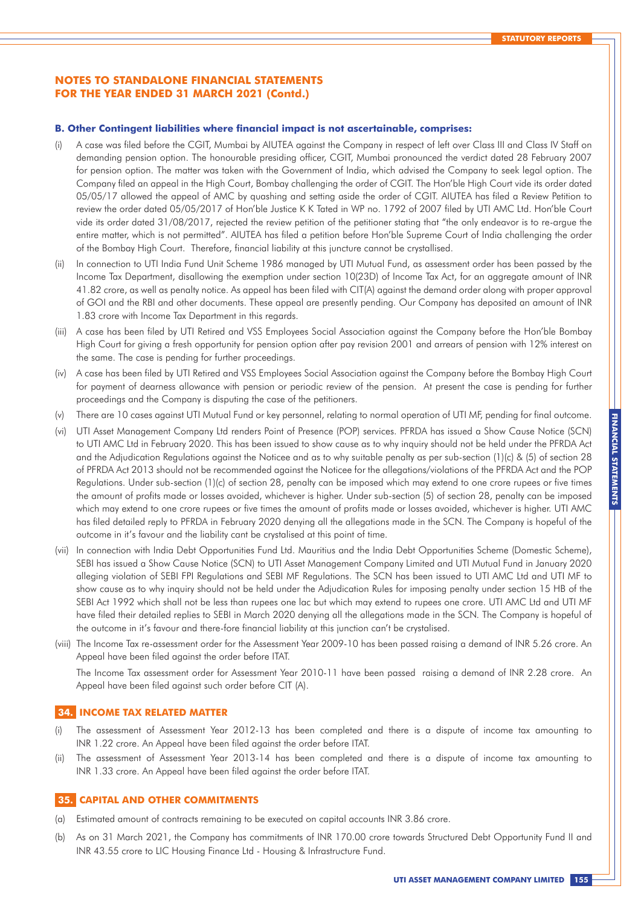## NOTES TO STANDALONE FINANCIAL STATEMENTS FOR THE YEAR ENDED 31 MARCH 2021 (Contd.)

### B. Other Contingent liabilities where financial impact is not ascertainable, comprises:

(i) A case was filed before the CGIT, Mumbai by AIUTEA against the Company in respect of left over Class III and Class IV Staff on demanding pension option. The honourable presiding officer, CGIT, Mumbai pronounced the verdict dated 28 February 2007 for pension option. The matter was taken with the Government of India, which advised the Company to seek legal option. The Company filed an appeal in the High Court, Bombay challenging the order of CGIT. The Hon'ble High Court vide its order dated 05/05/17 allowed the appeal of AMC by quashing and setting aside the order of CGIT. AIUTEA has filed a Review Petition to review the order dated 05/05/2017 of Hon'ble Justice K K Tated in WP no. 1792 of 2007 filed by UTI AMC Ltd. Hon'ble Court vide its order dated 31/08/2017, rejected the review petition of the petitioner stating that "the only endeavor is to re-argue the entire matter, which is not permitted". AIUTEA has filed a petition before Hon'ble Supreme Court of India challenging the order of the Bombay High Court. Therefore, financial liability at this juncture cannot be crystallised.

(ii) In connection to UTI India Fund Unit Scheme 1986 managed by UTI Mutual Fund, as assessment order has been passed by the Income Tax Department, disallowing the exemption under section 10(23D) of Income Tax Act, for an aggregate amount of INR 41.82 crore, as well as penalty notice. As appeal has been filed with CIT(A) against the demand order along with proper approval of GOI and the RBI and other documents. These appeal are presently pending. Our Company has deposited an amount of INR 1.83 crore with Income Tax Department in this regards.

(iii) A case has been filed by UTI Retired and VSS Employees Social Association against the Company before the Hon'ble Bombay High Court for giving a fresh opportunity for pension option after pay revision 2001 and arrears of pension with 12% interest on the same. The case is pending for further proceedings.

(iv) A case has been filed by UTI Retired and VSS Employees Social Association against the Company before the Bombay High Court for payment of dearness allowance with pension or periodic review of the pension. At present the case is pending for further proceedings and the Company is disputing the case of the petitioners.

(v) There are 10 cases against UTI Mutual Fund or key personnel, relating to normal operation of UTI MF, pending for final outcome.

(vi) UTI Asset Management Company Ltd renders Point of Presence (POP) services. PFRDA has issued a Show Cause Notice (SCN) to UTI AMC Ltd in February 2020. This has been issued to show cause as to why inquiry should not be held under the PFRDA Act and the Adjudication Regulations against the Noticee and as to why suitable penalty as per sub-section (1)(c) & (5) of section 28 of PFRDA Act 2013 should not be recommended against the Noticee for the allegations/violations of the PFRDA Act and the POP Regulations. Under sub-section (1)(c) of section 28, penalty can be imposed which may extend to one crore rupees or five times the amount of profits made or losses avoided, whichever is higher. Under sub-section (5) of section 28, penalty can be imposed which may extend to one crore rupees or five times the amount of profits made or losses avoided, whichever is higher. UTI AMC has filed detailed reply to PFRDA in February 2020 denying all the allegations made in the SCN. The Company is hopeful of the outcome in it's favour and the liability cant be crystalised at this point of time.

(vii) In connection with India Debt Opportunities Fund Ltd. Mauritius and the India Debt Opportunities Scheme (Domestic Scheme), SEBI has issued a Show Cause Notice (SCN) to UTI Asset Management Company Limited and UTI Mutual Fund in January 2020 alleging violation of SEBI FPI Regulations and SEBI MF Regulations. The SCN has been issued to UTI AMC Ltd and UTI MF to show cause as to why inquiry should not be held under the Adjudication Rules for imposing penalty under section 15 HB of the SEBI Act 1992 which shall not be less than rupees one lac but which may extend to rupees one crore. UTI AMC Ltd and UTI MF have filed their detailed replies to SEBI in March 2020 denying all the allegations made in the SCN. The Company is hopeful of the outcome in it's favour and there-fore financial liability at this junction can't be crystalised.

(viii) The Income Tax re-assessment order for the Assessment Year 2009-10 has been passed raising a demand of INR 5.26 crore. An Appeal have been filed against the order before ITAT.

The Income Tax assessment order for Assessment Year 2010-11 have been passed raising a demand of INR 2.28 crore. An Appeal have been filed against such order before CIT (A).

### 34. INCOME TAX RELATED MATTER

(i) The assessment of Assessment Year 2012-13 has been completed and there is a dispute of income tax amounting to INR 1.22 crore. An Appeal have been filed against the order before ITAT.

(ii) The assessment of Assessment Year 2013-14 has been completed and there is a dispute of income tax amounting to INR 1.33 crore. An Appeal have been filed against the order before ITAT.

### 35. CAPITAL AND OTHER COMMITMENTS

(a) Estimated amount of contracts remaining to be executed on capital accounts INR 3.86 crore.

(b) As on 31 March 2021, the Company has commitments of INR 170.00 crore towards Structured Debt Opportunity Fund II and INR 43.55 crore to LIC Housing Finance Ltd - Housing & Infrastructure Fund.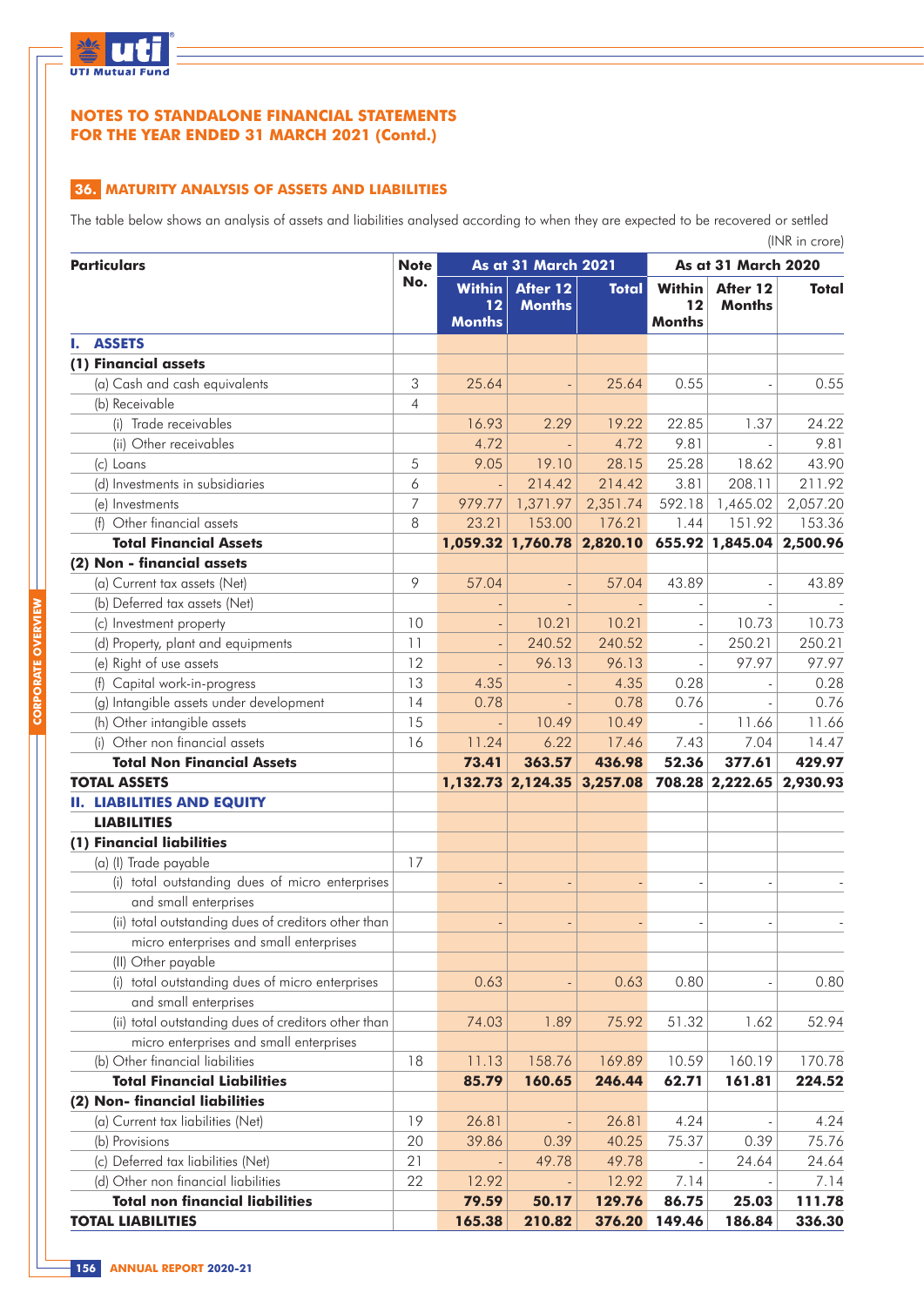## NOTES TO STANDALONE FINANCIAL STATEMENTS FOR THE YEAR ENDED 31 MARCH 2021 (Contd.)

### 36. MATURITY ANALYSIS OF ASSETS AND LIABILITIES

The table below shows an analysis of assets and liabilities analysed according to when they are expected to be recovered or settled

(INR in crore)

| Particulars | Note No. | As at 31 March 2021 | | | As at 31 March 2020 | | |
|---|---|---|---|---|---|---|---|
| | | Within 12 Months | After 12 Months | Total | Within 12 Months | After 12 Months | Total |
| **I. ASSETS** | | | | | | | |
| **(1) Financial assets** | | | | | | | |
| (a) Cash and cash equivalents | 3 | 25.64 | - | 25.64 | 0.55 | - | 0.55 |
| (b) Receivable | 4 | | | | | | |
| (i) Trade receivables | | 16.93 | 2.29 | 19.22 | 22.85 | 1.37 | 24.22 |
| (ii) Other receivables | | 4.72 | - | 4.72 | 9.81 | - | 9.81 |
| (c) Loans | 5 | 9.05 | 19.10 | 28.15 | 25.28 | 18.62 | 43.90 |
| (d) Investments in subsidiaries | 6 | - | 214.42 | 214.42 | 3.81 | 208.11 | 211.92 |
| (e) Investments | 7 | 979.77 | 1,371.97 | 2,351.74 | 592.18 | 1,465.02 | 2,057.20 |
| (f) Other financial assets | 8 | 23.21 | 153.00 | 176.21 | 1.44 | 151.92 | 153.36 |
| **Total Financial Assets** | | **1,059.32** | **1,760.78** | **2,820.10** | **655.92** | **1,845.04** | **2,500.96** |
| **(2) Non - financial assets** | | | | | | | |
| (a) Current tax assets (Net) | 9 | 57.04 | - | 57.04 | 43.89 | - | 43.89 |
| (b) Deferred tax assets (Net) | | - | - | - | - | - | - |
| (c) Investment property | 10 | - | 10.21 | 10.21 | - | 10.73 | 10.73 |
| (d) Property, plant and equipments | 11 | - | 240.52 | 240.52 | - | 250.21 | 250.21 |
| (e) Right of use assets | 12 | - | 96.13 | 96.13 | - | 97.97 | 97.97 |
| (f) Capital work-in-progress | 13 | 4.35 | - | 4.35 | 0.28 | - | 0.28 |
| (g) Intangible assets under development | 14 | 0.78 | - | 0.78 | 0.76 | - | 0.76 |
| (h) Other intangible assets | 15 | - | 10.49 | 10.49 | - | 11.66 | 11.66 |
| (i) Other non financial assets | 16 | 11.24 | 6.22 | 17.46 | 7.43 | 7.04 | 14.47 |
| **Total Non Financial Assets** | | **73.41** | **363.57** | **436.98** | **52.36** | **377.61** | **429.97** |
| **TOTAL ASSETS** | | **1,132.73** | **2,124.35** | **3,257.08** | **708.28** | **2,222.65** | **2,930.93** |
| **II. LIABILITIES AND EQUITY** | | | | | | | |
| **LIABILITIES** | | | | | | | |
| **(1) Financial liabilities** | | | | | | | |
| (a) (I) Trade payable | 17 | | | | | | |
| (i) total outstanding dues of micro enterprises and small enterprises | | - | - | - | - | - | - |
| (ii) total outstanding dues of creditors other than micro enterprises and small enterprises | | - | - | - | - | - | - |
| (II) Other payable | | | | | | | |
| (i) total outstanding dues of micro enterprises and small enterprises | | 0.63 | - | 0.63 | 0.80 | - | 0.80 |
| (ii) total outstanding dues of creditors other than micro enterprises and small enterprises | | 74.03 | 1.89 | 75.92 | 51.32 | 1.62 | 52.94 |
| (b) Other financial liabilities | 18 | 11.13 | 158.76 | 169.89 | 10.59 | 160.19 | 170.78 |
| **Total Financial Liabilities** | | **85.79** | **160.65** | **246.44** | **62.71** | **161.81** | **224.52** |
| **(2) Non- financial liabilities** | | | | | | | |
| (a) Current tax liabilities (Net) | 19 | 26.81 | - | 26.81 | 4.24 | - | 4.24 |
| (b) Provisions | 20 | 39.86 | 0.39 | 40.25 | 75.37 | 0.39 | 75.76 |
| (c) Deferred tax liabilities (Net) | 21 | - | 49.78 | 49.78 | - | 24.64 | 24.64 |
| (d) Other non financial liabilities | 22 | 12.92 | - | 12.92 | 7.14 | - | 7.14 |
| **Total non financial liabilities** | | **79.59** | **50.17** | **129.76** | **86.75** | **25.03** | **111.78** |
| **TOTAL LIABILITIES** | | **165.38** | **210.82** | **376.20** | **149.46** | **186.84** | **336.30** |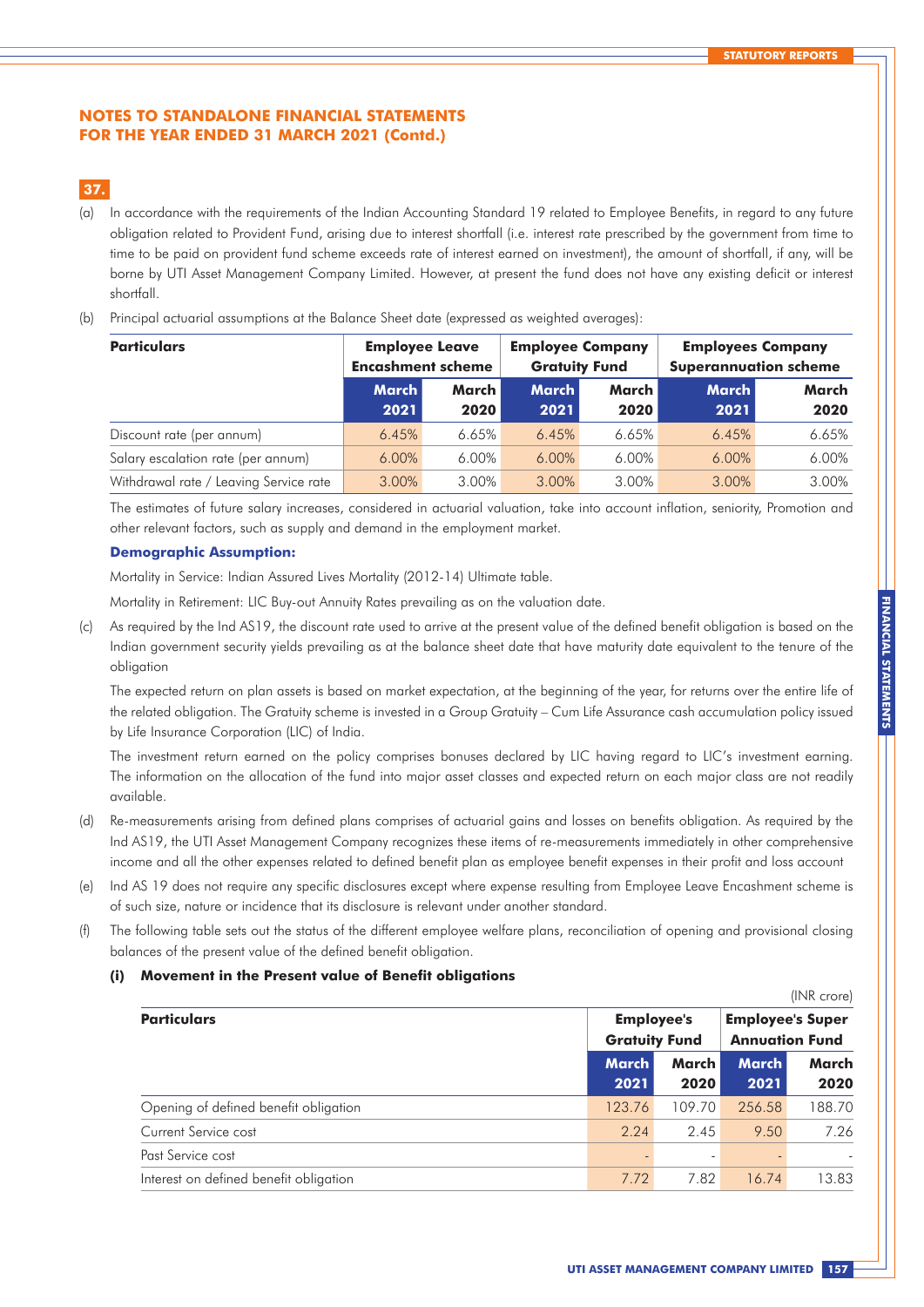## NOTES TO STANDALONE FINANCIAL STATEMENTS FOR THE YEAR ENDED 31 MARCH 2021 (Contd.)

**37.**

(a) In accordance with the requirements of the Indian Accounting Standard 19 related to Employee Benefits, in regard to any future obligation related to Provident Fund, arising due to interest shortfall (i.e. interest rate prescribed by the government from time to time to be paid on provident fund scheme exceeds rate of interest earned on investment), the amount of shortfall, if any, will be borne by UTI Asset Management Company Limited. However, at present the fund does not have any existing deficit or interest shortfall.

(b) Principal actuarial assumptions at the Balance Sheet date (expressed as weighted averages):

| Particulars | Employee Leave Encashment scheme | | Employee Company Gratuity Fund | | Employees Company Superannuation scheme | |
|---|---|---|---|---|---|---|
| | March 2021 | March 2020 | March 2021 | March 2020 | March 2021 | March 2020 |
| Discount rate (per annum) | 6.45% | 6.65% | 6.45% | 6.65% | 6.45% | 6.65% |
| Salary escalation rate (per annum) | 6.00% | 6.00% | 6.00% | 6.00% | 6.00% | 6.00% |
| Withdrawal rate / Leaving Service rate | 3.00% | 3.00% | 3.00% | 3.00% | 3.00% | 3.00% |

The estimates of future salary increases, considered in actuarial valuation, take into account inflation, seniority, Promotion and other relevant factors, such as supply and demand in the employment market.

**Demographic Assumption:**

Mortality in Service: Indian Assured Lives Mortality (2012-14) Ultimate table.

Mortality in Retirement: LIC Buy-out Annuity Rates prevailing as on the valuation date.

(c) As required by the Ind AS19, the discount rate used to arrive at the present value of the defined benefit obligation is based on the Indian government security yields prevailing as at the balance sheet date that have maturity date equivalent to the tenure of the obligation

The expected return on plan assets is based on market expectation, at the beginning of the year, for returns over the entire life of the related obligation. The Gratuity scheme is invested in a Group Gratuity – Cum Life Assurance cash accumulation policy issued by Life Insurance Corporation (LIC) of India.

The investment return earned on the policy comprises bonuses declared by LIC having regard to LIC's investment earning. The information on the allocation of the fund into major asset classes and expected return on each major class are not readily available.

(d) Re-measurements arising from defined plans comprises of actuarial gains and losses on benefits obligation. As required by the Ind AS19, the UTI Asset Management Company recognizes these items of re-measurements immediately in other comprehensive income and all the other expenses related to defined benefit plan as employee benefit expenses in their profit and loss account

(e) Ind AS 19 does not require any specific disclosures except where expense resulting from Employee Leave Encashment scheme is of such size, nature or incidence that its disclosure is relevant under another standard.

(f) The following table sets out the status of the different employee welfare plans, reconciliation of opening and provisional closing balances of the present value of the defined benefit obligation.

**(i) Movement in the Present value of Benefit obligations**

(INR crore)

| Particulars | Employee's Gratuity Fund | | Employee's Super Annuation Fund | |
|---|---|---|---|---|
| | March 2021 | March 2020 | March 2021 | March 2020 |
| Opening of defined benefit obligation | 123.76 | 109.70 | 256.58 | 188.70 |
| Current Service cost | 2.24 | 2.45 | 9.50 | 7.26 |
| Past Service cost | - | - | - | - |
| Interest on defined benefit obligation | 7.72 | 7.82 | 16.74 | 13.83 |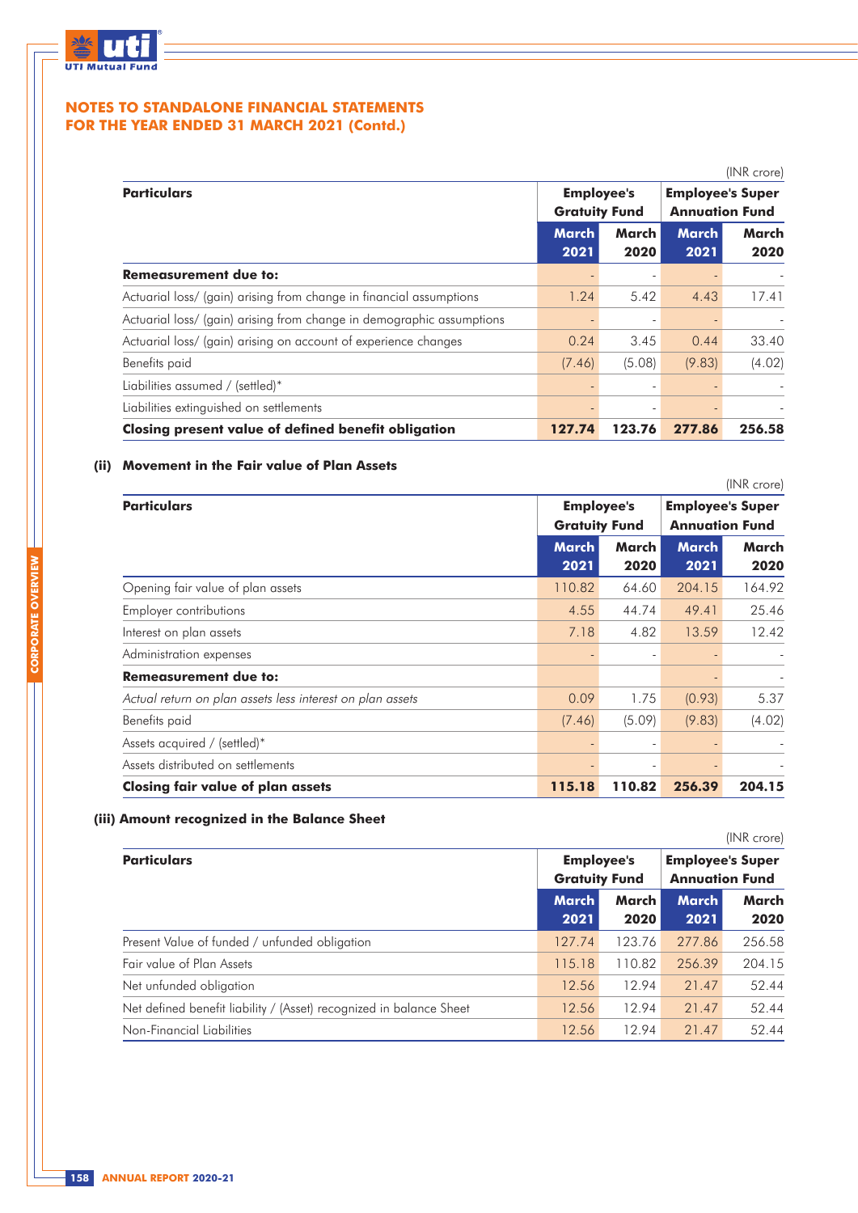## NOTES TO STANDALONE FINANCIAL STATEMENTS FOR THE YEAR ENDED 31 MARCH 2021 (Contd.)

(INR crore)

| Particulars | Employee's Gratuity Fund | | Employee's Super Annuation Fund | |
|---|---|---|---|---|
| | March 2021 | March 2020 | March 2021 | March 2020 |
| **Remeasurement due to:** | - | - | - | - |
| Actuarial loss/ (gain) arising from change in financial assumptions | 1.24 | 5.42 | 4.43 | 17.41 |
| Actuarial loss/ (gain) arising from change in demographic assumptions | - | - | - | - |
| Actuarial loss/ (gain) arising on account of experience changes | 0.24 | 3.45 | 0.44 | 33.40 |
| Benefits paid | (7.46) | (5.08) | (9.83) | (4.02) |
| Liabilities assumed / (settled)* | - | - | - | - |
| Liabilities extinguished on settlements | - | - | - | - |
| **Closing present value of defined benefit obligation** | **127.74** | **123.76** | **277.86** | **256.58** |

### (ii) Movement in the Fair value of Plan Assets

(INR crore)

| Particulars | Employee's Gratuity Fund | | Employee's Super Annuation Fund | |
|---|---|---|---|---|
| | March 2021 | March 2020 | March 2021 | March 2020 |
| Opening fair value of plan assets | 110.82 | 64.60 | 204.15 | 164.92 |
| Employer contributions | 4.55 | 44.74 | 49.41 | 25.46 |
| Interest on plan assets | 7.18 | 4.82 | 13.59 | 12.42 |
| Administration expenses | - | - | - | - |
| **Remeasurement due to:** | | | - | - |
| *Actual return on plan assets less interest on plan assets* | 0.09 | 1.75 | (0.93) | 5.37 |
| Benefits paid | (7.46) | (5.09) | (9.83) | (4.02) |
| Assets acquired / (settled)* | - | - | - | - |
| Assets distributed on settlements | - | - | - | - |
| **Closing fair value of plan assets** | **115.18** | **110.82** | **256.39** | **204.15** |

### (iii) Amount recognized in the Balance Sheet

(INR crore)

| Particulars | Employee's Gratuity Fund | | Employee's Super Annuation Fund | |
|---|---|---|---|---|
| | March 2021 | March 2020 | March 2021 | March 2020 |
| Present Value of funded / unfunded obligation | 127.74 | 123.76 | 277.86 | 256.58 |
| Fair value of Plan Assets | 115.18 | 110.82 | 256.39 | 204.15 |
| Net unfunded obligation | 12.56 | 12.94 | 21.47 | 52.44 |
| Net defined benefit liability / (Asset) recognized in balance Sheet | 12.56 | 12.94 | 21.47 | 52.44 |
| Non-Financial Liabilities | 12.56 | 12.94 | 21.47 | 52.44 |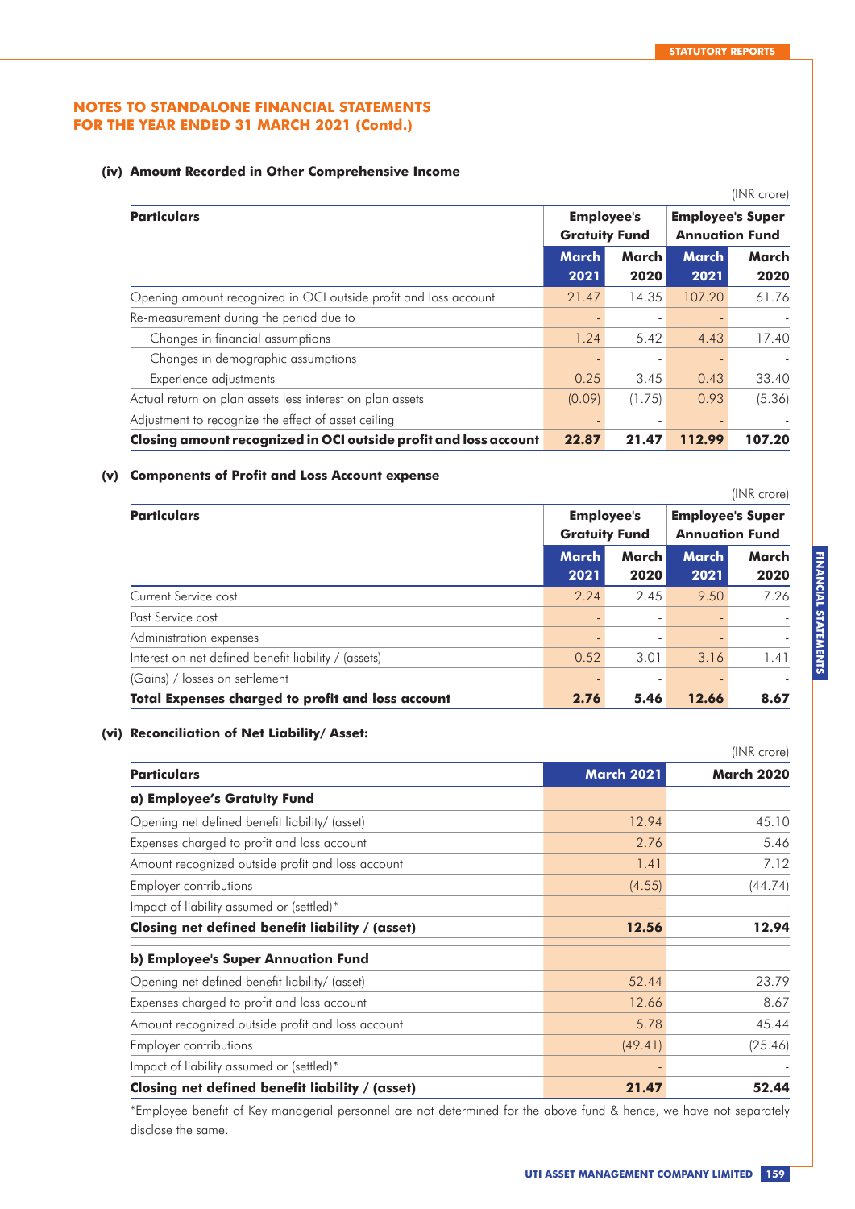## NOTES TO STANDALONE FINANCIAL STATEMENTS FOR THE YEAR ENDED 31 MARCH 2021 (Contd.)

#### (iv) Amount Recorded in Other Comprehensive Income

(INR crore)

| Particulars | Employee's Gratuity Fund | | Employee's Super Annuation Fund | |
|---|---|---|---|---|
| | March 2021 | March 2020 | March 2021 | March 2020 |
| Opening amount recognized in OCI outside profit and loss account | 21.47 | 14.35 | 107.20 | 61.76 |
| Re-measurement during the period due to | - | - | - | - |
| Changes in financial assumptions | 1.24 | 5.42 | 4.43 | 17.40 |
| Changes in demographic assumptions | - | - | - | - |
| Experience adjustments | 0.25 | 3.45 | 0.43 | 33.40 |
| Actual return on plan assets less interest on plan assets | (0.09) | (1.75) | 0.93 | (5.36) |
| Adjustment to recognize the effect of asset ceiling | - | - | - | - |
| **Closing amount recognized in OCI outside profit and loss account** | **22.87** | **21.47** | **112.99** | **107.20** |

#### (v) Components of Profit and Loss Account expense

(INR crore)

| Particulars | Employee's Gratuity Fund | | Employee's Super Annuation Fund | |
|---|---|---|---|---|
| | March 2021 | March 2020 | March 2021 | March 2020 |
| Current Service cost | 2.24 | 2.45 | 9.50 | 7.26 |
| Past Service cost | - | - | - | - |
| Administration expenses | - | - | - | - |
| Interest on net defined benefit liability / (assets) | 0.52 | 3.01 | 3.16 | 1.41 |
| (Gains) / losses on settlement | - | - | - | - |
| **Total Expenses charged to profit and loss account** | **2.76** | **5.46** | **12.66** | **8.67** |

#### (vi) Reconciliation of Net Liability/ Asset:

(INR crore)

| Particulars | March 2021 | March 2020 |
|---|---|---|
| **a) Employee's Gratuity Fund** | | |
| Opening net defined benefit liability/ (asset) | 12.94 | 45.10 |
| Expenses charged to profit and loss account | 2.76 | 5.46 |
| Amount recognized outside profit and loss account | 1.41 | 7.12 |
| Employer contributions | (4.55) | (44.74) |
| Impact of liability assumed or (settled)* | - | - |
| **Closing net defined benefit liability / (asset)** | **12.56** | **12.94** |
| **b) Employee's Super Annuation Fund** | | |
| Opening net defined benefit liability/ (asset) | 52.44 | 23.79 |
| Expenses charged to profit and loss account | 12.66 | 8.67 |
| Amount recognized outside profit and loss account | 5.78 | 45.44 |
| Employer contributions | (49.41) | (25.46) |
| Impact of liability assumed or (settled)* | - | - |
| **Closing net defined benefit liability / (asset)** | **21.47** | **52.44** |

*Employee benefit of Key managerial personnel are not determined for the above fund & hence, we have not separately disclose the same.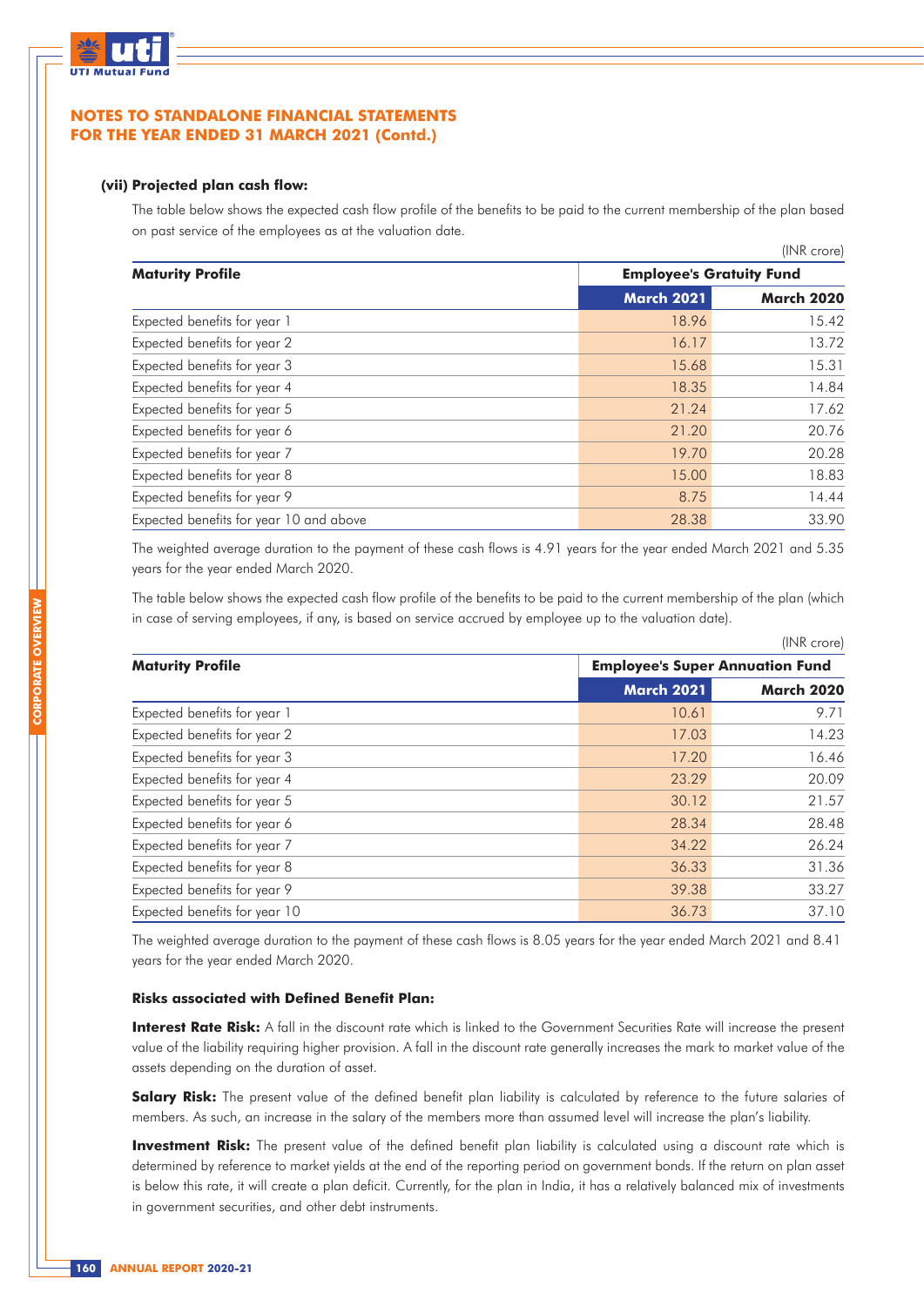## NOTES TO STANDALONE FINANCIAL STATEMENTS FOR THE YEAR ENDED 31 MARCH 2021 (Contd.)

**(vii) Projected plan cash flow:**

The table below shows the expected cash flow profile of the benefits to be paid to the current membership of the plan based on past service of the employees as at the valuation date.

(INR crore)

| Maturity Profile | Employee's Gratuity Fund | |
|---|---|---|
| | March 2021 | March 2020 |
| Expected benefits for year 1 | 18.96 | 15.42 |
| Expected benefits for year 2 | 16.17 | 13.72 |
| Expected benefits for year 3 | 15.68 | 15.31 |
| Expected benefits for year 4 | 18.35 | 14.84 |
| Expected benefits for year 5 | 21.24 | 17.62 |
| Expected benefits for year 6 | 21.20 | 20.76 |
| Expected benefits for year 7 | 19.70 | 20.28 |
| Expected benefits for year 8 | 15.00 | 18.83 |
| Expected benefits for year 9 | 8.75 | 14.44 |
| Expected benefits for year 10 and above | 28.38 | 33.90 |

The weighted average duration to the payment of these cash flows is 4.91 years for the year ended March 2021 and 5.35 years for the year ended March 2020.

The table below shows the expected cash flow profile of the benefits to be paid to the current membership of the plan (which in case of serving employees, if any, is based on service accrued by employee up to the valuation date).

(INR crore)

| Maturity Profile | Employee's Super Annuation Fund | |
|---|---|---|
| | March 2021 | March 2020 |
| Expected benefits for year 1 | 10.61 | 9.71 |
| Expected benefits for year 2 | 17.03 | 14.23 |
| Expected benefits for year 3 | 17.20 | 16.46 |
| Expected benefits for year 4 | 23.29 | 20.09 |
| Expected benefits for year 5 | 30.12 | 21.57 |
| Expected benefits for year 6 | 28.34 | 28.48 |
| Expected benefits for year 7 | 34.22 | 26.24 |
| Expected benefits for year 8 | 36.33 | 31.36 |
| Expected benefits for year 9 | 39.38 | 33.27 |
| Expected benefits for year 10 | 36.73 | 37.10 |

The weighted average duration to the payment of these cash flows is 8.05 years for the year ended March 2021 and 8.41 years for the year ended March 2020.

**Risks associated with Defined Benefit Plan:**

**Interest Rate Risk:** A fall in the discount rate which is linked to the Government Securities Rate will increase the present value of the liability requiring higher provision. A fall in the discount rate generally increases the mark to market value of the assets depending on the duration of asset.

**Salary Risk:** The present value of the defined benefit plan liability is calculated by reference to the future salaries of members. As such, an increase in the salary of the members more than assumed level will increase the plan's liability.

**Investment Risk:** The present value of the defined benefit plan liability is calculated using a discount rate which is determined by reference to market yields at the end of the reporting period on government bonds. If the return on plan asset is below this rate, it will create a plan deficit. Currently, for the plan in India, it has a relatively balanced mix of investments in government securities, and other debt instruments.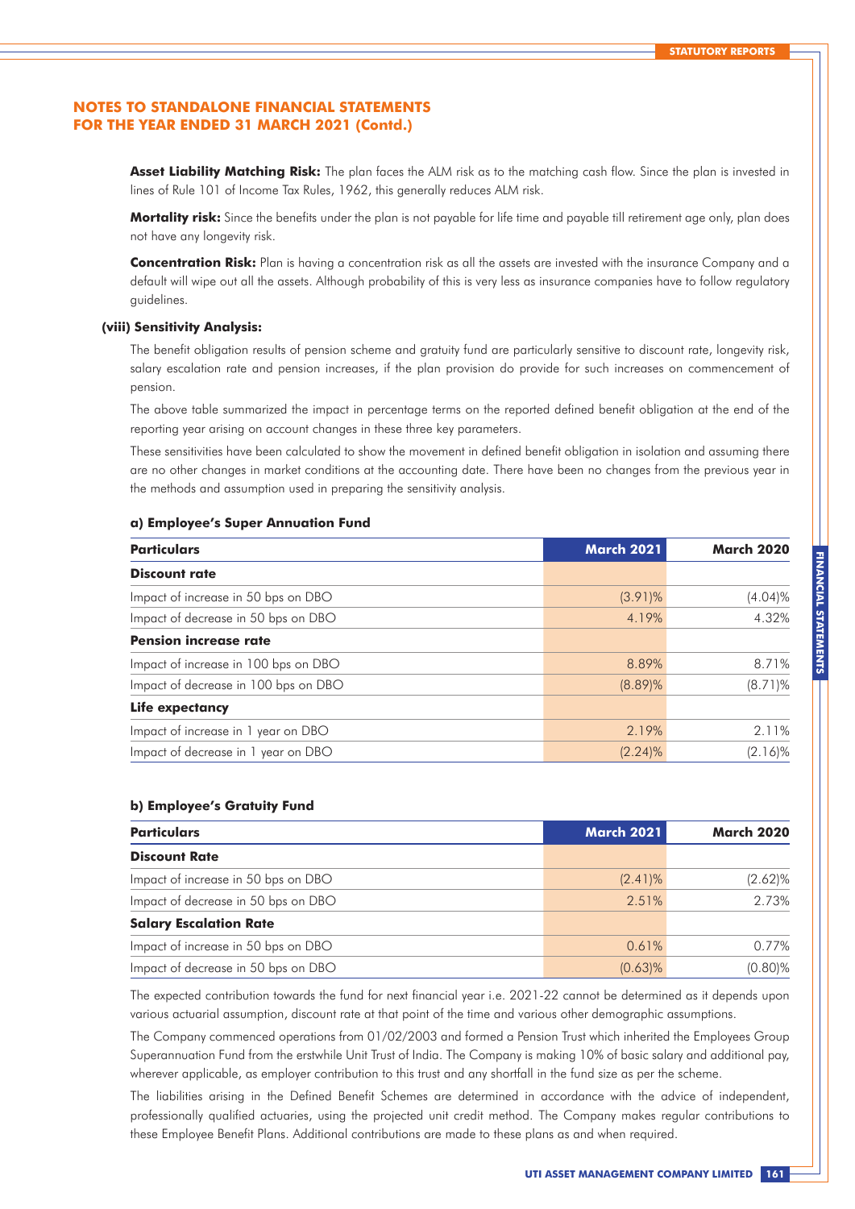## NOTES TO STANDALONE FINANCIAL STATEMENTS FOR THE YEAR ENDED 31 MARCH 2021 (Contd.)

**Asset Liability Matching Risk:** The plan faces the ALM risk as to the matching cash flow. Since the plan is invested in lines of Rule 101 of Income Tax Rules, 1962, this generally reduces ALM risk.

**Mortality risk:** Since the benefits under the plan is not payable for life time and payable till retirement age only, plan does not have any longevity risk.

**Concentration Risk:** Plan is having a concentration risk as all the assets are invested with the insurance Company and a default will wipe out all the assets. Although probability of this is very less as insurance companies have to follow regulatory guidelines.

**(viii) Sensitivity Analysis:**

The benefit obligation results of pension scheme and gratuity fund are particularly sensitive to discount rate, longevity risk, salary escalation rate and pension increases, if the plan provision do provide for such increases on commencement of pension.

The above table summarized the impact in percentage terms on the reported defined benefit obligation at the end of the reporting year arising on account changes in these three key parameters.

These sensitivities have been calculated to show the movement in defined benefit obligation in isolation and assuming there are no other changes in market conditions at the accounting date. There have been no changes from the previous year in the methods and assumption used in preparing the sensitivity analysis.

**a) Employee's Super Annuation Fund**

| Particulars | March 2021 | March 2020 |
|---|---|---|
| **Discount rate** | | |
| Impact of increase in 50 bps on DBO | (3.91)% | (4.04)% |
| Impact of decrease in 50 bps on DBO | 4.19% | 4.32% |
| **Pension increase rate** | | |
| Impact of increase in 100 bps on DBO | 8.89% | 8.71% |
| Impact of decrease in 100 bps on DBO | (8.89)% | (8.71)% |
| **Life expectancy** | | |
| Impact of increase in 1 year on DBO | 2.19% | 2.11% |
| Impact of decrease in 1 year on DBO | (2.24)% | (2.16)% |

**b) Employee's Gratuity Fund**

| Particulars | March 2021 | March 2020 |
|---|---|---|
| **Discount Rate** | | |
| Impact of increase in 50 bps on DBO | (2.41)% | (2.62)% |
| Impact of decrease in 50 bps on DBO | 2.51% | 2.73% |
| **Salary Escalation Rate** | | |
| Impact of increase in 50 bps on DBO | 0.61% | 0.77% |
| Impact of decrease in 50 bps on DBO | (0.63)% | (0.80)% |

The expected contribution towards the fund for next financial year i.e. 2021-22 cannot be determined as it depends upon various actuarial assumption, discount rate at that point of the time and various other demographic assumptions.

The Company commenced operations from 01/02/2003 and formed a Pension Trust which inherited the Employees Group Superannuation Fund from the erstwhile Unit Trust of India. The Company is making 10% of basic salary and additional pay, wherever applicable, as employer contribution to this trust and any shortfall in the fund size as per the scheme.

The liabilities arising in the Defined Benefit Schemes are determined in accordance with the advice of independent, professionally qualified actuaries, using the projected unit credit method. The Company makes regular contributions to these Employee Benefit Plans. Additional contributions are made to these plans as and when required.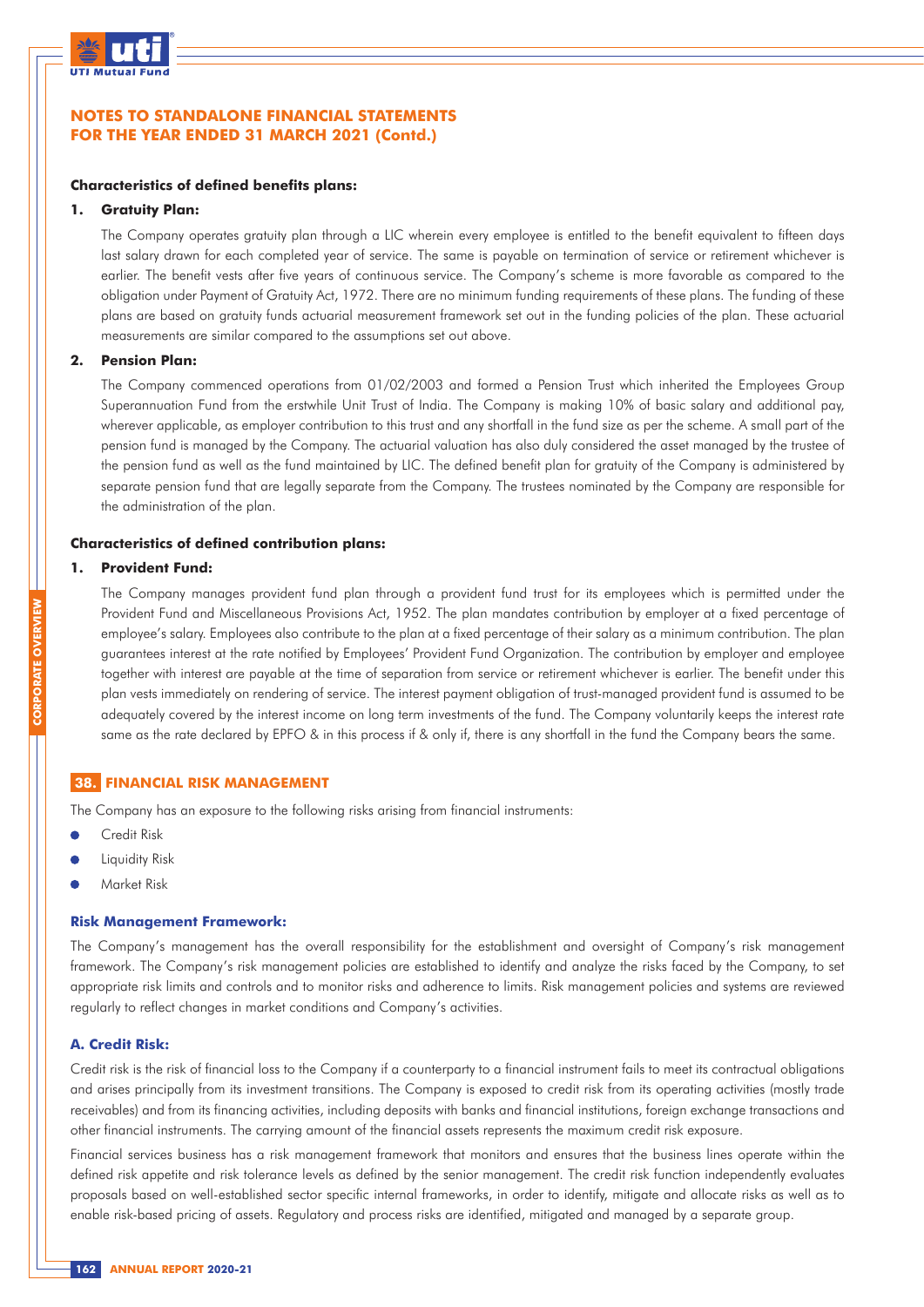## NOTES TO STANDALONE FINANCIAL STATEMENTS FOR THE YEAR ENDED 31 MARCH 2021 (Contd.)

**Characteristics of defined benefits plans:**

**1. Gratuity Plan:**

The Company operates gratuity plan through a LIC wherein every employee is entitled to the benefit equivalent to fifteen days last salary drawn for each completed year of service. The same is payable on termination of service or retirement whichever is earlier. The benefit vests after five years of continuous service. The Company's scheme is more favorable as compared to the obligation under Payment of Gratuity Act, 1972. There are no minimum funding requirements of these plans. The funding of these plans are based on gratuity funds actuarial measurement framework set out in the funding policies of the plan. These actuarial measurements are similar compared to the assumptions set out above.

**2. Pension Plan:**

The Company commenced operations from 01/02/2003 and formed a Pension Trust which inherited the Employees Group Superannuation Fund from the erstwhile Unit Trust of India. The Company is making 10% of basic salary and additional pay, wherever applicable, as employer contribution to this trust and any shortfall in the fund size as per the scheme. A small part of the pension fund is managed by the Company. The actuarial valuation has also duly considered the asset managed by the trustee of the pension fund as well as the fund maintained by LIC. The defined benefit plan for gratuity of the Company is administered by separate pension fund that are legally separate from the Company. The trustees nominated by the Company are responsible for the administration of the plan.

**Characteristics of defined contribution plans:**

**1. Provident Fund:**

The Company manages provident fund plan through a provident fund trust for its employees which is permitted under the Provident Fund and Miscellaneous Provisions Act, 1952. The plan mandates contribution by employer at a fixed percentage of employee's salary. Employees also contribute to the plan at a fixed percentage of their salary as a minimum contribution. The plan guarantees interest at the rate notified by Employees' Provident Fund Organization. The contribution by employer and employee together with interest are payable at the time of separation from service or retirement whichever is earlier. The benefit under this plan vests immediately on rendering of service. The interest payment obligation of trust-managed provident fund is assumed to be adequately covered by the interest income on long term investments of the fund. The Company voluntarily keeps the interest rate same as the rate declared by EPFO & in this process if & only if, there is any shortfall in the fund the Company bears the same.

## 38. FINANCIAL RISK MANAGEMENT

The Company has an exposure to the following risks arising from financial instruments:

- Credit Risk
- Liquidity Risk
- Market Risk

### Risk Management Framework:

The Company's management has the overall responsibility for the establishment and oversight of Company's risk management framework. The Company's risk management policies are established to identify and analyze the risks faced by the Company, to set appropriate risk limits and controls and to monitor risks and adherence to limits. Risk management policies and systems are reviewed regularly to reflect changes in market conditions and Company's activities.

### A. Credit Risk:

Credit risk is the risk of financial loss to the Company if a counterparty to a financial instrument fails to meet its contractual obligations and arises principally from its investment transitions. The Company is exposed to credit risk from its operating activities (mostly trade receivables) and from its financing activities, including deposits with banks and financial institutions, foreign exchange transactions and other financial instruments. The carrying amount of the financial assets represents the maximum credit risk exposure.

Financial services business has a risk management framework that monitors and ensures that the business lines operate within the defined risk appetite and risk tolerance levels as defined by the senior management. The credit risk function independently evaluates proposals based on well-established sector specific internal frameworks, in order to identify, mitigate and allocate risks as well as to enable risk-based pricing of assets. Regulatory and process risks are identified, mitigated and managed by a separate group.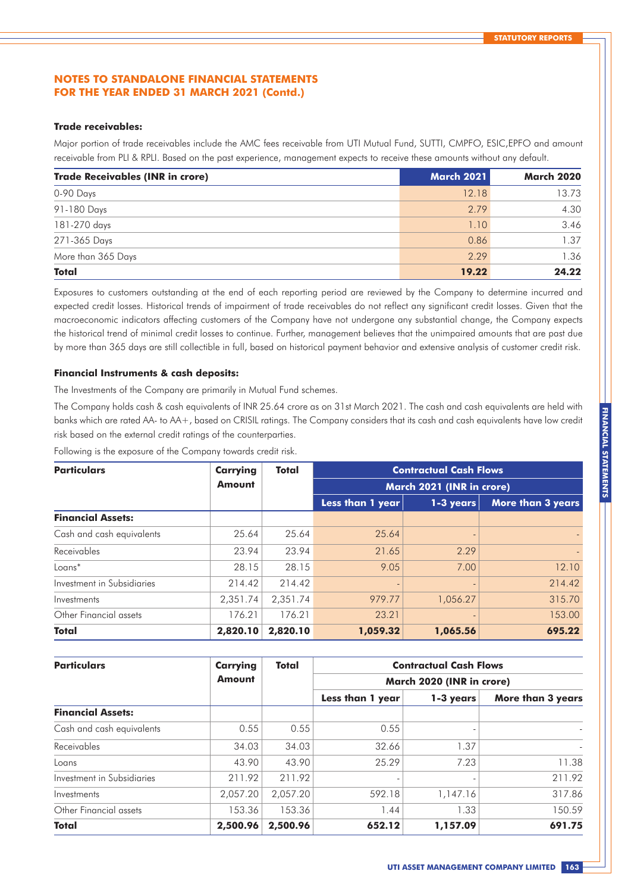## NOTES TO STANDALONE FINANCIAL STATEMENTS FOR THE YEAR ENDED 31 MARCH 2021 (Contd.)

**Trade receivables:**

Major portion of trade receivables include the AMC fees receivable from UTI Mutual Fund, SUTTI, CMPFO, ESIC,EPFO and amount receivable from PLI & RPLI. Based on the past experience, management expects to receive these amounts without any default.

| Trade Receivables (INR in crore) | March 2021 | March 2020 |
|---|---|---|
| 0-90 Days | 12.18 | 13.73 |
| 91-180 Days | 2.79 | 4.30 |
| 181-270 days | 1.10 | 3.46 |
| 271-365 Days | 0.86 | 1.37 |
| More than 365 Days | 2.29 | 1.36 |
| **Total** | **19.22** | **24.22** |

Exposures to customers outstanding at the end of each reporting period are reviewed by the Company to determine incurred and expected credit losses. Historical trends of impairment of trade receivables do not reflect any significant credit losses. Given that the macroeconomic indicators affecting customers of the Company have not undergone any substantial change, the Company expects the historical trend of minimal credit losses to continue. Further, management believes that the unimpaired amounts that are past due by more than 365 days are still collectible in full, based on historical payment behavior and extensive analysis of customer credit risk.

**Financial Instruments & cash deposits:**

The Investments of the Company are primarily in Mutual Fund schemes.

The Company holds cash & cash equivalents of INR 25.64 crore as on 31st March 2021. The cash and cash equivalents are held with banks which are rated AA- to AA+, based on CRISIL ratings. The Company considers that its cash and cash equivalents have low credit risk based on the external credit ratings of the counterparties.

Following is the exposure of the Company towards credit risk.

| Particulars | Carrying Amount | Total | Contractual Cash Flows March 2021 (INR in crore) | | |
|---|---|---|---|---|---|
| | | | Less than 1 year | 1-3 years | More than 3 years |
| **Financial Assets:** | | | | | |
| Cash and cash equivalents | 25.64 | 25.64 | 25.64 | - | - |
| Receivables | 23.94 | 23.94 | 21.65 | 2.29 | - |
| Loans* | 28.15 | 28.15 | 9.05 | 7.00 | 12.10 |
| Investment in Subsidiaries | 214.42 | 214.42 | - | - | 214.42 |
| Investments | 2,351.74 | 2,351.74 | 979.77 | 1,056.27 | 315.70 |
| Other Financial assets | 176.21 | 176.21 | 23.21 | - | 153.00 |
| **Total** | **2,820.10** | **2,820.10** | **1,059.32** | **1,065.56** | **695.22** |

| Particulars | Carrying Amount | Total | Contractual Cash Flows March 2020 (INR in crore) | | |
|---|---|---|---|---|---|
| | | | Less than 1 year | 1-3 years | More than 3 years |
| **Financial Assets:** | | | | | |
| Cash and cash equivalents | 0.55 | 0.55 | 0.55 | - | - |
| Receivables | 34.03 | 34.03 | 32.66 | 1.37 | - |
| Loans | 43.90 | 43.90 | 25.29 | 7.23 | 11.38 |
| Investment in Subsidiaries | 211.92 | 211.92 | - | - | 211.92 |
| Investments | 2,057.20 | 2,057.20 | 592.18 | 1,147.16 | 317.86 |
| Other Financial assets | 153.36 | 153.36 | 1.44 | 1.33 | 150.59 |
| **Total** | **2,500.96** | **2,500.96** | **652.12** | **1,157.09** | **691.75** |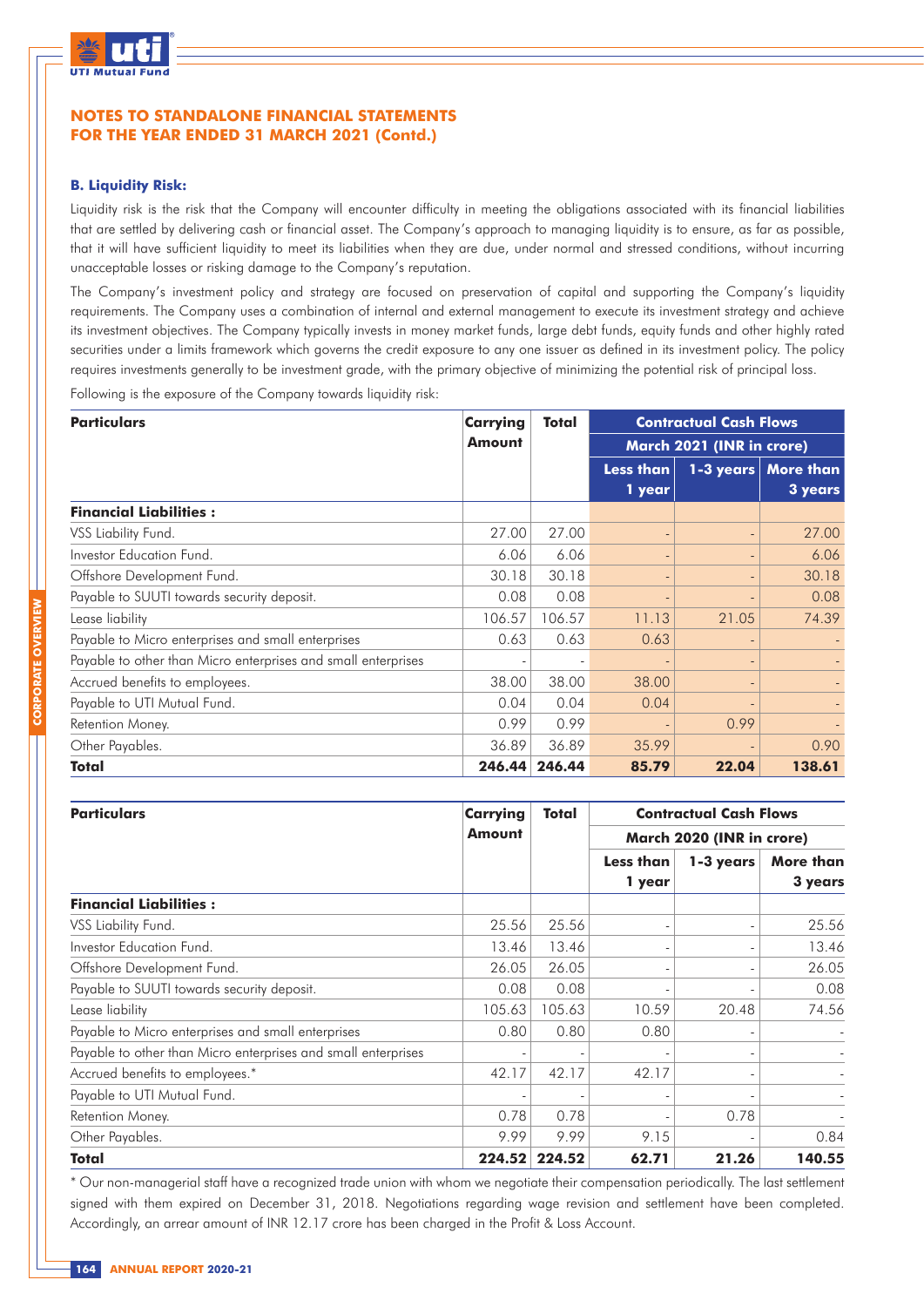## NOTES TO STANDALONE FINANCIAL STATEMENTS FOR THE YEAR ENDED 31 MARCH 2021 (Contd.)

### B. Liquidity Risk:

Liquidity risk is the risk that the Company will encounter difficulty in meeting the obligations associated with its financial liabilities that are settled by delivering cash or financial asset. The Company's approach to managing liquidity is to ensure, as far as possible, that it will have sufficient liquidity to meet its liabilities when they are due, under normal and stressed conditions, without incurring unacceptable losses or risking damage to the Company's reputation.

The Company's investment policy and strategy are focused on preservation of capital and supporting the Company's liquidity requirements. The Company uses a combination of internal and external management to execute its investment strategy and achieve its investment objectives. The Company typically invests in money market funds, large debt funds, equity funds and other highly rated securities under a limits framework which governs the credit exposure to any one issuer as defined in its investment policy. The policy requires investments generally to be investment grade, with the primary objective of minimizing the potential risk of principal loss.

Following is the exposure of the Company towards liquidity risk:

| Particulars | Carrying Amount | Total | Contractual Cash Flows | | |
|---|---|---|---|---|---|
| | | | March 2021 (INR in crore) | | |
| | | | Less than 1 year | 1-3 years | More than 3 years |
| **Financial Liabilities :** | | | | | |
| VSS Liability Fund. | 27.00 | 27.00 | - | - | 27.00 |
| Investor Education Fund. | 6.06 | 6.06 | - | - | 6.06 |
| Offshore Development Fund. | 30.18 | 30.18 | - | - | 30.18 |
| Payable to SUUTI towards security deposit. | 0.08 | 0.08 | - | - | 0.08 |
| Lease liability | 106.57 | 106.57 | 11.13 | 21.05 | 74.39 |
| Payable to Micro enterprises and small enterprises | 0.63 | 0.63 | 0.63 | - | - |
| Payable to other than Micro enterprises and small enterprises | - | - | - | - | - |
| Accrued benefits to employees. | 38.00 | 38.00 | 38.00 | - | - |
| Payable to UTI Mutual Fund. | 0.04 | 0.04 | 0.04 | - | - |
| Retention Money. | 0.99 | 0.99 | - | 0.99 | - |
| Other Payables. | 36.89 | 36.89 | 35.99 | - | 0.90 |
| **Total** | **246.44** | **246.44** | **85.79** | **22.04** | **138.61** |

| Particulars | Carrying Amount | Total | Contractual Cash Flows | | |
|---|---|---|---|---|---|
| | | | March 2020 (INR in crore) | | |
| | | | Less than 1 year | 1-3 years | More than 3 years |
| **Financial Liabilities :** | | | | | |
| VSS Liability Fund. | 25.56 | 25.56 | - | - | 25.56 |
| Investor Education Fund. | 13.46 | 13.46 | - | - | 13.46 |
| Offshore Development Fund. | 26.05 | 26.05 | - | - | 26.05 |
| Payable to SUUTI towards security deposit. | 0.08 | 0.08 | - | - | 0.08 |
| Lease liability | 105.63 | 105.63 | 10.59 | 20.48 | 74.56 |
| Payable to Micro enterprises and small enterprises | 0.80 | 0.80 | 0.80 | - | - |
| Payable to other than Micro enterprises and small enterprises | - | - | - | - | - |
| Accrued benefits to employees.* | 42.17 | 42.17 | 42.17 | - | - |
| Payable to UTI Mutual Fund. | - | - | - | - | - |
| Retention Money. | 0.78 | 0.78 | - | 0.78 | - |
| Other Payables. | 9.99 | 9.99 | 9.15 | - | 0.84 |
| **Total** | **224.52** | **224.52** | **62.71** | **21.26** | **140.55** |

* Our non-managerial staff have a recognized trade union with whom we negotiate their compensation periodically. The last settlement signed with them expired on December 31, 2018. Negotiations regarding wage revision and settlement have been completed. Accordingly, an arrear amount of INR 12.17 crore has been charged in the Profit & Loss Account.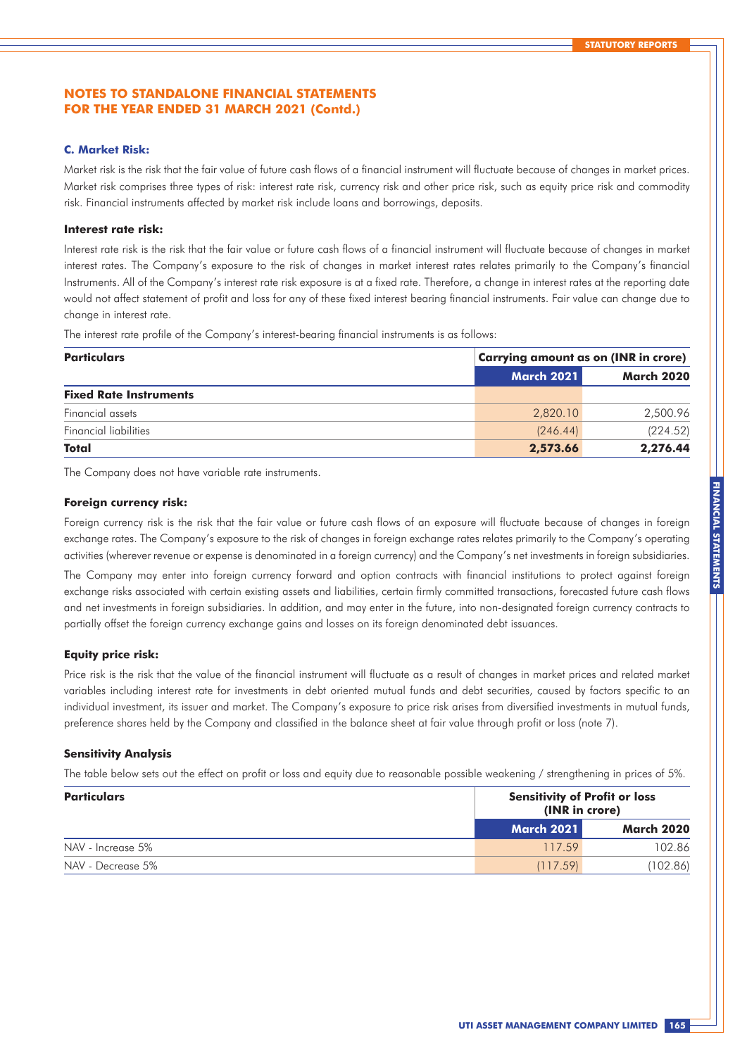## NOTES TO STANDALONE FINANCIAL STATEMENTS FOR THE YEAR ENDED 31 MARCH 2021 (Contd.)

### C. Market Risk:

Market risk is the risk that the fair value of future cash flows of a financial instrument will fluctuate because of changes in market prices. Market risk comprises three types of risk: interest rate risk, currency risk and other price risk, such as equity price risk and commodity risk. Financial instruments affected by market risk include loans and borrowings, deposits.

#### Interest rate risk:

Interest rate risk is the risk that the fair value or future cash flows of a financial instrument will fluctuate because of changes in market interest rates. The Company's exposure to the risk of changes in market interest rates relates primarily to the Company's financial Instruments. All of the Company's interest rate risk exposure is at a fixed rate. Therefore, a change in interest rates at the reporting date would not affect statement of profit and loss for any of these fixed interest bearing financial instruments. Fair value can change due to change in interest rate.

The interest rate profile of the Company's interest-bearing financial instruments is as follows:

| Particulars | Carrying amount as on (INR in crore) | |
|---|---|---|
| | March 2021 | March 2020 |
| **Fixed Rate Instruments** | | |
| Financial assets | 2,820.10 | 2,500.96 |
| Financial liabilities | (246.44) | (224.52) |
| **Total** | **2,573.66** | **2,276.44** |

The Company does not have variable rate instruments.

#### Foreign currency risk:

Foreign currency risk is the risk that the fair value or future cash flows of an exposure will fluctuate because of changes in foreign exchange rates. The Company's exposure to the risk of changes in foreign exchange rates relates primarily to the Company's operating activities (wherever revenue or expense is denominated in a foreign currency) and the Company's net investments in foreign subsidiaries.

The Company may enter into foreign currency forward and option contracts with financial institutions to protect against foreign exchange risks associated with certain existing assets and liabilities, certain firmly committed transactions, forecasted future cash flows and net investments in foreign subsidiaries. In addition, and may enter in the future, into non-designated foreign currency contracts to partially offset the foreign currency exchange gains and losses on its foreign denominated debt issuances.

#### Equity price risk:

Price risk is the risk that the value of the financial instrument will fluctuate as a result of changes in market prices and related market variables including interest rate for investments in debt oriented mutual funds and debt securities, caused by factors specific to an individual investment, its issuer and market. The Company's exposure to price risk arises from diversified investments in mutual funds, preference shares held by the Company and classified in the balance sheet at fair value through profit or loss (note 7).

#### Sensitivity Analysis

The table below sets out the effect on profit or loss and equity due to reasonable possible weakening / strengthening in prices of 5%.

| Particulars | Sensitivity of Profit or loss (INR in crore) | |
|---|---|---|
| | March 2021 | March 2020 |
| NAV - Increase 5% | 117.59 | 102.86 |
| NAV - Decrease 5% | (117.59) | (102.86) |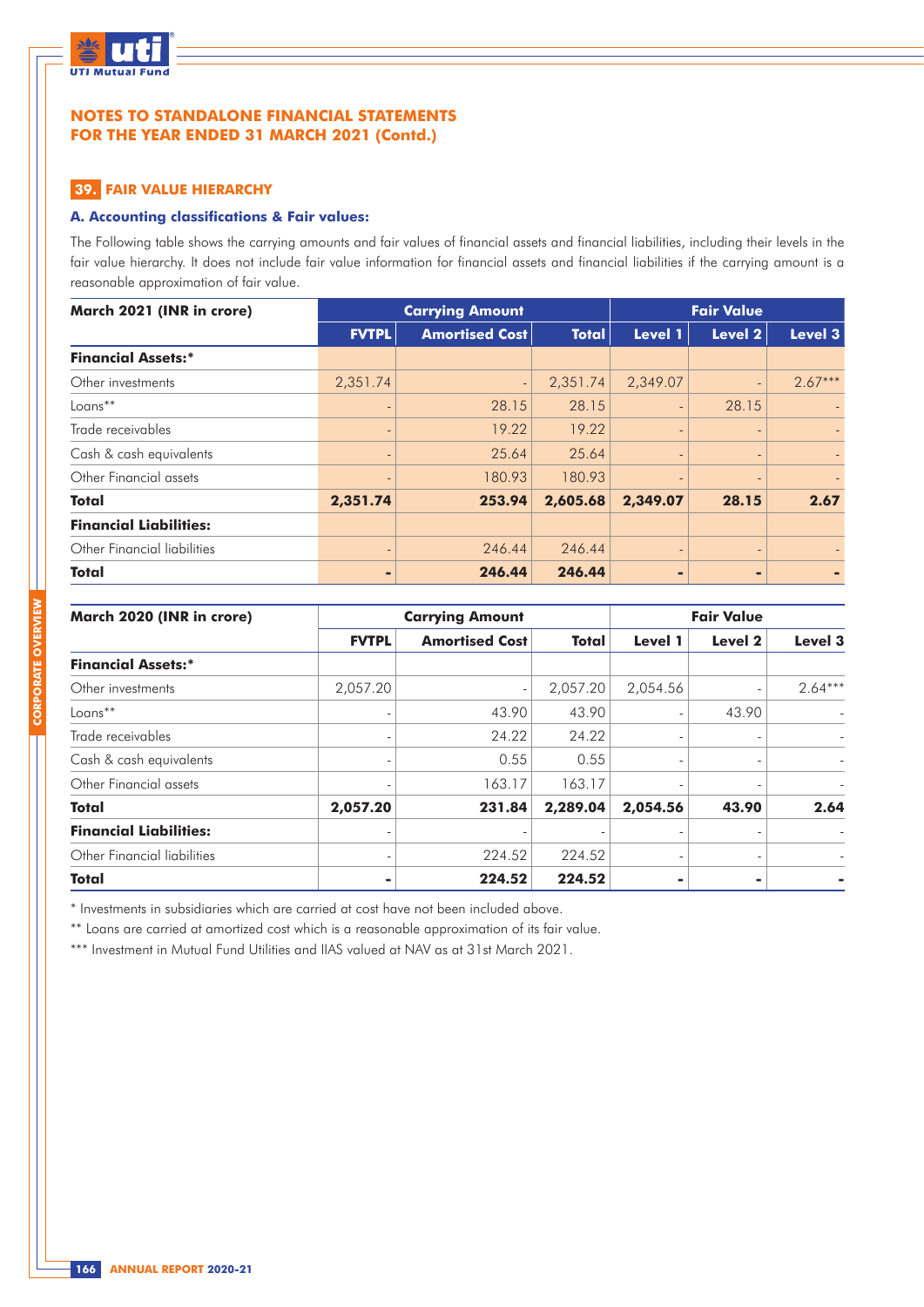## NOTES TO STANDALONE FINANCIAL STATEMENTS FOR THE YEAR ENDED 31 MARCH 2021 (Contd.)

### 39. FAIR VALUE HIERARCHY

#### A. Accounting classifications & Fair values:

The Following table shows the carrying amounts and fair values of financial assets and financial liabilities, including their levels in the fair value hierarchy. It does not include fair value information for financial assets and financial liabilities if the carrying amount is a reasonable approximation of fair value.

| March 2021 (INR in crore) | Carrying Amount | | | Fair Value | | |
|---|---|---|---|---|---|---|
| | FVTPL | Amortised Cost | Total | Level 1 | Level 2 | Level 3 |
| **Financial Assets:*** | | | | | | |
| Other investments | 2,351.74 | - | 2,351.74 | 2,349.07 | - | 2.67*** |
| Loans** | - | 28.15 | 28.15 | - | 28.15 | - |
| Trade receivables | - | 19.22 | 19.22 | - | - | - |
| Cash & cash equivalents | - | 25.64 | 25.64 | - | - | - |
| Other Financial assets | - | 180.93 | 180.93 | - | - | - |
| **Total** | **2,351.74** | **253.94** | **2,605.68** | **2,349.07** | **28.15** | **2.67** |
| **Financial Liabilities:** | | | | | | |
| Other Financial liabilities | - | 246.44 | 246.44 | - | - | - |
| **Total** | **-** | **246.44** | **246.44** | **-** | **-** | **-** |

| March 2020 (INR in crore) | Carrying Amount | | | Fair Value | | |
|---|---|---|---|---|---|---|
| | FVTPL | Amortised Cost | Total | Level 1 | Level 2 | Level 3 |
| **Financial Assets:*** | | | | | | |
| Other investments | 2,057.20 | - | 2,057.20 | 2,054.56 | - | 2.64*** |
| Loans** | - | 43.90 | 43.90 | - | 43.90 | - |
| Trade receivables | - | 24.22 | 24.22 | - | - | - |
| Cash & cash equivalents | - | 0.55 | 0.55 | - | - | - |
| Other Financial assets | - | 163.17 | 163.17 | - | - | - |
| **Total** | **2,057.20** | **231.84** | **2,289.04** | **2,054.56** | **43.90** | **2.64** |
| **Financial Liabilities:** | - | - | - | - | - | - |
| Other Financial liabilities | - | 224.52 | 224.52 | - | - | - |
| **Total** | **-** | **224.52** | **224.52** | **-** | **-** | **-** |

* Investments in subsidiaries which are carried at cost have not been included above.

** Loans are carried at amortized cost which is a reasonable approximation of its fair value.

*** Investment in Mutual Fund Utilities and IIAS valued at NAV as at 31st March 2021.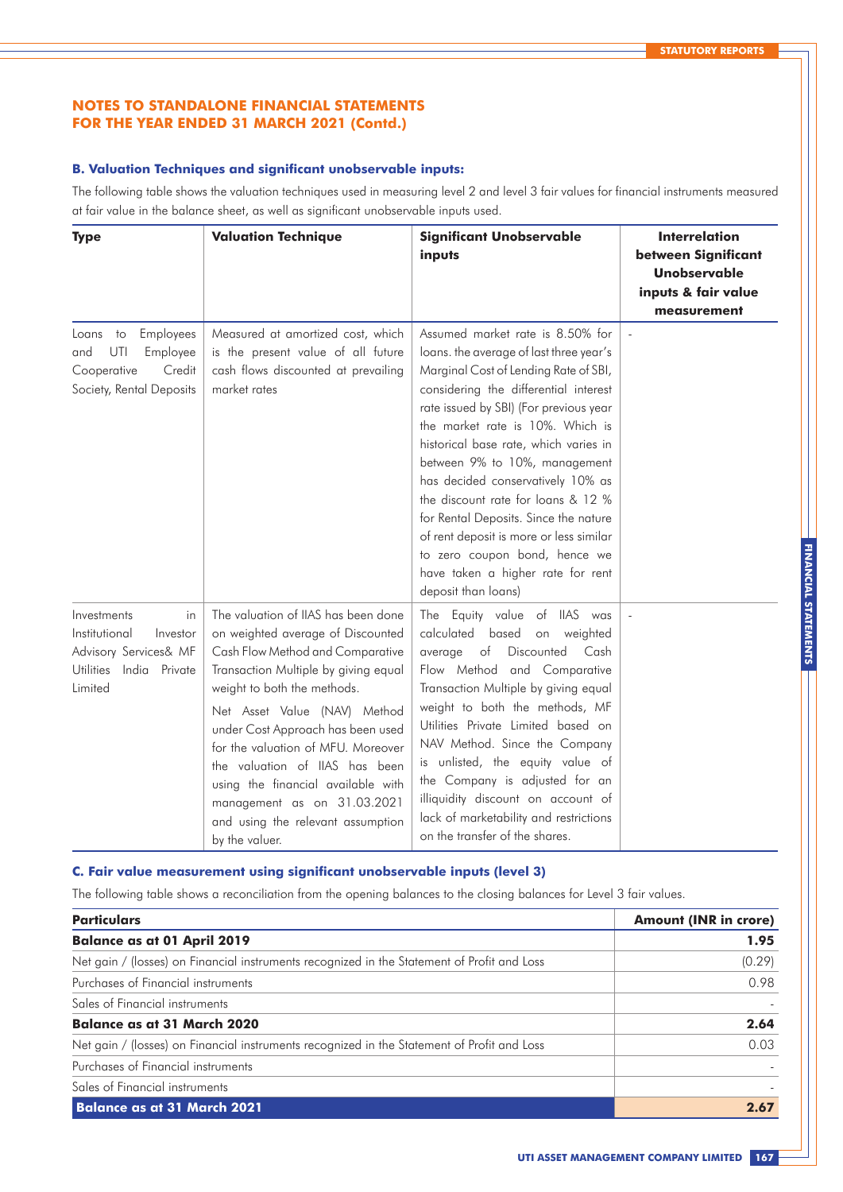## NOTES TO STANDALONE FINANCIAL STATEMENTS FOR THE YEAR ENDED 31 MARCH 2021 (Contd.)

### B. Valuation Techniques and significant unobservable inputs:

The following table shows the valuation techniques used in measuring level 2 and level 3 fair values for financial instruments measured at fair value in the balance sheet, as well as significant unobservable inputs used.

| Type | Valuation Technique | Significant Unobservable inputs | Interrelation between Significant Unobservable inputs & fair value measurement |
|---|---|---|---|
| Loans to Employees and UTI Employee Cooperative Credit Society, Rental Deposits | Measured at amortized cost, which is the present value of all future cash flows discounted at prevailing market rates | Assumed market rate is 8.50% for loans. the average of last three year's Marginal Cost of Lending Rate of SBI, considering the differential interest rate issued by SBI) (For previous year the market rate is 10%. Which is historical base rate, which varies in between 9% to 10%, management has decided conservatively 10% as the discount rate for loans & 12 % for Rental Deposits. Since the nature of rent deposit is more or less similar to zero coupon bond, hence we have taken a higher rate for rent deposit than loans) | - |
| Investments in Institutional Investor Advisory Services& MF Utilities India Private Limited | The valuation of IIAS has been done on weighted average of Discounted Cash Flow Method and Comparative Transaction Multiple by giving equal weight to both the methods.<br><br>Net Asset Value (NAV) Method under Cost Approach has been used for the valuation of MFU. Moreover the valuation of IIAS has been using the financial available with management as on 31.03.2021 and using the relevant assumption by the valuer. | The Equity value of IIAS was calculated based on weighted average of Discounted Cash Flow Method and Comparative Transaction Multiple by giving equal weight to both the methods, MF Utilities Private Limited based on NAV Method. Since the Company is unlisted, the equity value of the Company is adjusted for an illiquidity discount on account of lack of marketability and restrictions on the transfer of the shares. | - |

### C. Fair value measurement using significant unobservable inputs (level 3)

The following table shows a reconciliation from the opening balances to the closing balances for Level 3 fair values.

| Particulars | Amount (INR in crore) |
|---|---|
| **Balance as at 01 April 2019** | **1.95** |
| Net gain / (losses) on Financial instruments recognized in the Statement of Profit and Loss | (0.29) |
| Purchases of Financial instruments | 0.98 |
| Sales of Financial instruments | - |
| **Balance as at 31 March 2020** | **2.64** |
| Net gain / (losses) on Financial instruments recognized in the Statement of Profit and Loss | 0.03 |
| Purchases of Financial instruments | - |
| Sales of Financial instruments | - |
| **Balance as at 31 March 2021** | **2.67** |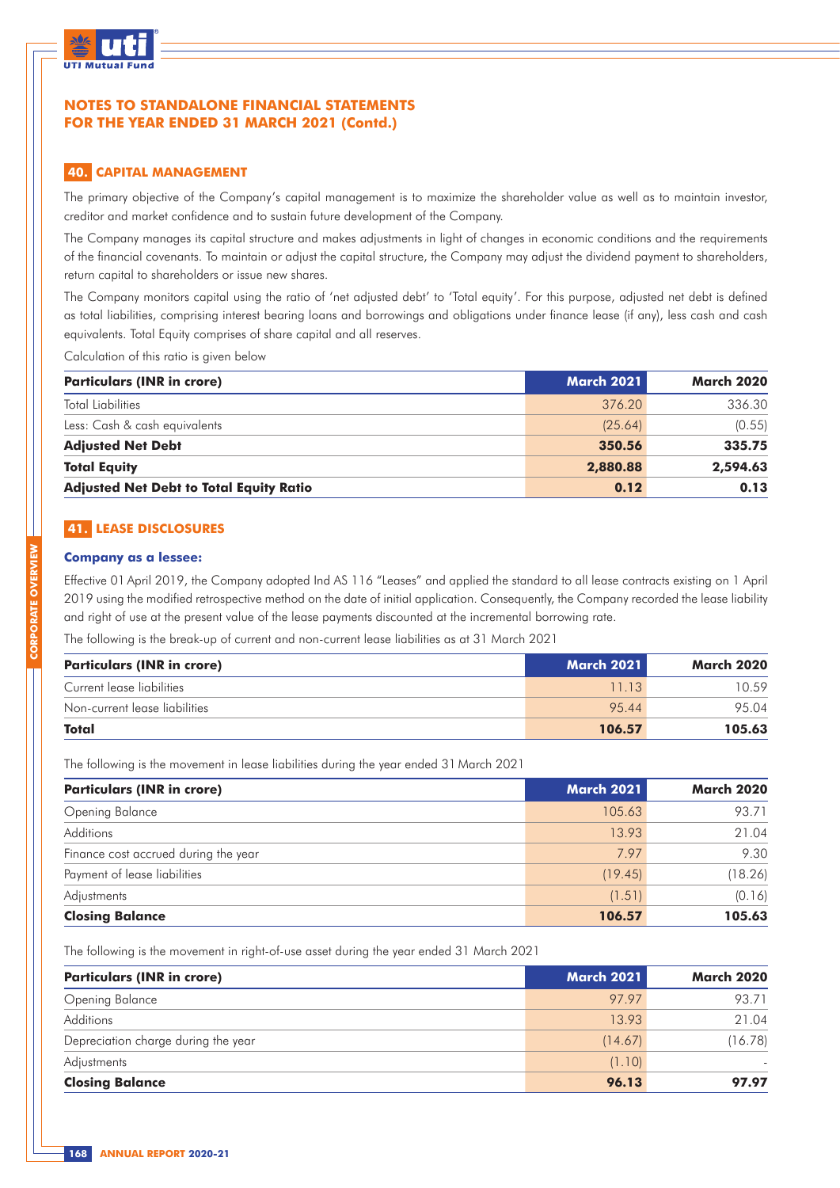# NOTES TO STANDALONE FINANCIAL STATEMENTS FOR THE YEAR ENDED 31 MARCH 2021 (Contd.)

## 40. CAPITAL MANAGEMENT

The primary objective of the Company's capital management is to maximize the shareholder value as well as to maintain investor, creditor and market confidence and to sustain future development of the Company.

The Company manages its capital structure and makes adjustments in light of changes in economic conditions and the requirements of the financial covenants. To maintain or adjust the capital structure, the Company may adjust the dividend payment to shareholders, return capital to shareholders or issue new shares.

The Company monitors capital using the ratio of 'net adjusted debt' to 'Total equity'. For this purpose, adjusted net debt is defined as total liabilities, comprising interest bearing loans and borrowings and obligations under finance lease (if any), less cash and cash equivalents. Total Equity comprises of share capital and all reserves.

Calculation of this ratio is given below

| Particulars (INR in crore) | March 2021 | March 2020 |
|---|---|---|
| Total Liabilities | 376.20 | 336.30 |
| Less: Cash & cash equivalents | (25.64) | (0.55) |
| **Adjusted Net Debt** | **350.56** | **335.75** |
| **Total Equity** | **2,880.88** | **2,594.63** |
| **Adjusted Net Debt to Total Equity Ratio** | **0.12** | **0.13** |

## 41. LEASE DISCLOSURES

### Company as a lessee:

Effective 01 April 2019, the Company adopted Ind AS 116 "Leases" and applied the standard to all lease contracts existing on 1 April 2019 using the modified retrospective method on the date of initial application. Consequently, the Company recorded the lease liability and right of use at the present value of the lease payments discounted at the incremental borrowing rate.

The following is the break-up of current and non-current lease liabilities as at 31 March 2021

| Particulars (INR in crore) | March 2021 | March 2020 |
|---|---|---|
| Current lease liabilities | 11.13 | 10.59 |
| Non-current lease liabilities | 95.44 | 95.04 |
| **Total** | **106.57** | **105.63** |

The following is the movement in lease liabilities during the year ended 31 March 2021

| Particulars (INR in crore) | March 2021 | March 2020 |
|---|---|---|
| Opening Balance | 105.63 | 93.71 |
| Additions | 13.93 | 21.04 |
| Finance cost accrued during the year | 7.97 | 9.30 |
| Payment of lease liabilities | (19.45) | (18.26) |
| Adjustments | (1.51) | (0.16) |
| **Closing Balance** | **106.57** | **105.63** |

The following is the movement in right-of-use asset during the year ended 31 March 2021

| Particulars (INR in crore) | March 2021 | March 2020 |
|---|---|---|
| Opening Balance | 97.97 | 93.71 |
| Additions | 13.93 | 21.04 |
| Depreciation charge during the year | (14.67) | (16.78) |
| Adjustments | (1.10) | - |
| **Closing Balance** | **96.13** | **97.97** |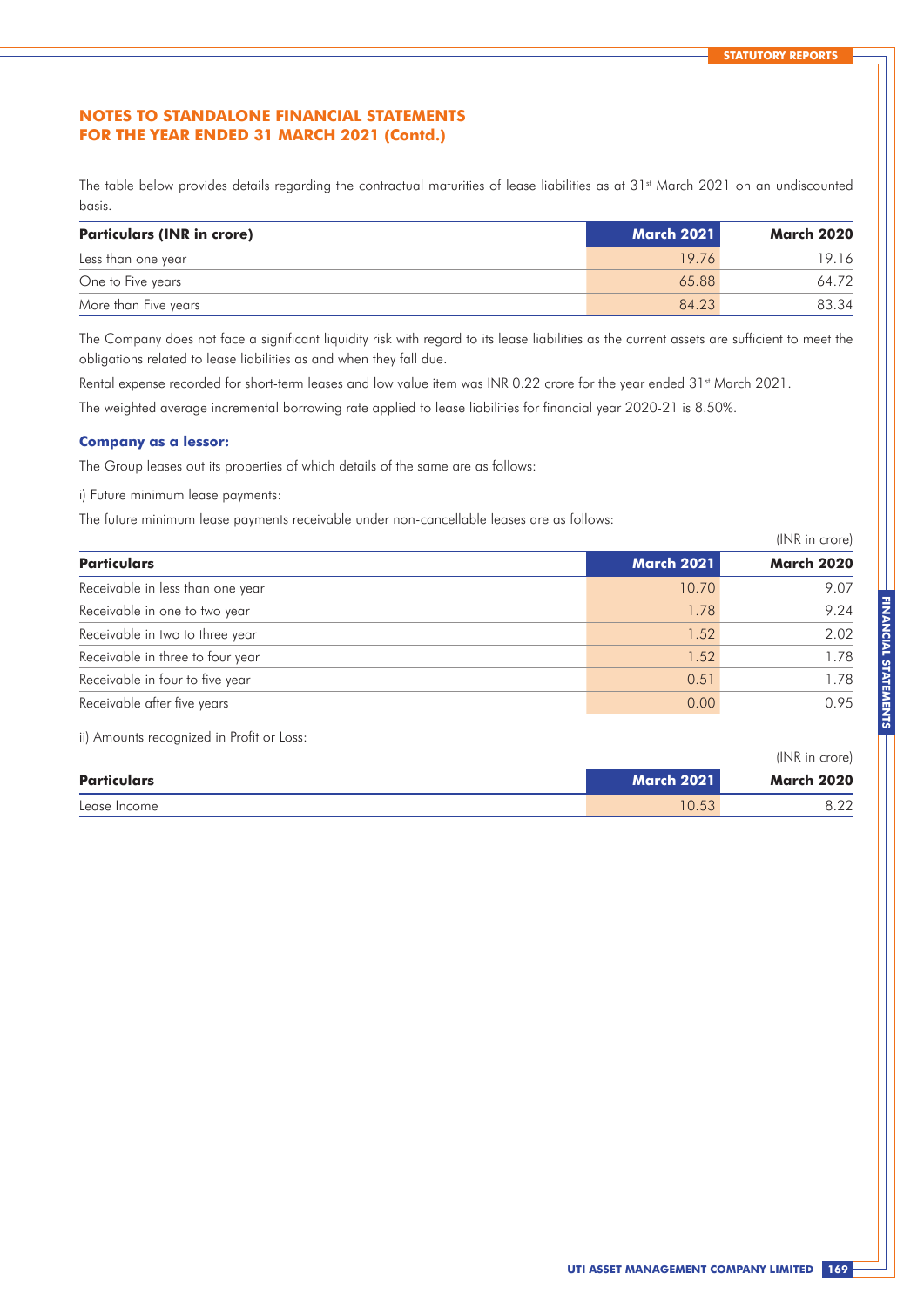## NOTES TO STANDALONE FINANCIAL STATEMENTS FOR THE YEAR ENDED 31 MARCH 2021 (Contd.)

The table below provides details regarding the contractual maturities of lease liabilities as at 31st March 2021 on an undiscounted basis.

| Particulars (INR in crore) | March 2021 | March 2020 |
|---|---|---|
| Less than one year | 19.76 | 19.16 |
| One to Five years | 65.88 | 64.72 |
| More than Five years | 84.23 | 83.34 |

The Company does not face a significant liquidity risk with regard to its lease liabilities as the current assets are sufficient to meet the obligations related to lease liabilities as and when they fall due.

Rental expense recorded for short-term leases and low value item was INR 0.22 crore for the year ended 31st March 2021.

The weighted average incremental borrowing rate applied to lease liabilities for financial year 2020-21 is 8.50%.

**Company as a lessor:**

The Group leases out its properties of which details of the same are as follows:

i) Future minimum lease payments:

The future minimum lease payments receivable under non-cancellable leases are as follows:

(INR in crore)

| Particulars | March 2021 | March 2020 |
|---|---|---|
| Receivable in less than one year | 10.70 | 9.07 |
| Receivable in one to two year | 1.78 | 9.24 |
| Receivable in two to three year | 1.52 | 2.02 |
| Receivable in three to four year | 1.52 | 1.78 |
| Receivable in four to five year | 0.51 | 1.78 |
| Receivable after five years | 0.00 | 0.95 |

ii) Amounts recognized in Profit or Loss:

(INR in crore)

| Particulars | March 2021 | March 2020 |
|---|---|---|
| Lease Income | 10.53 | 8.22 |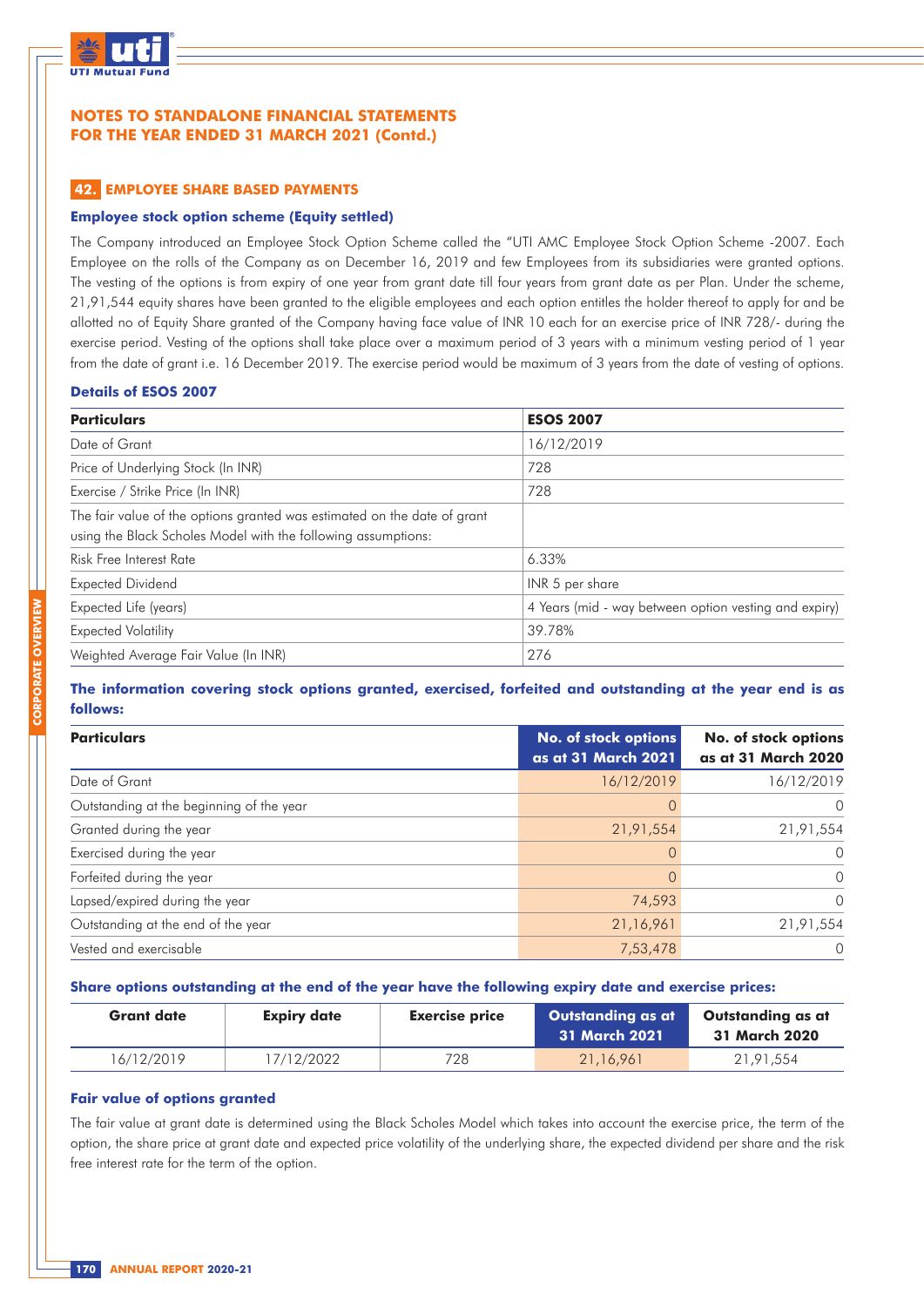## NOTES TO STANDALONE FINANCIAL STATEMENTS FOR THE YEAR ENDED 31 MARCH 2021 (Contd.)

### 42. EMPLOYEE SHARE BASED PAYMENTS

**Employee stock option scheme (Equity settled)**

The Company introduced an Employee Stock Option Scheme called the "UTI AMC Employee Stock Option Scheme -2007. Each Employee on the rolls of the Company as on December 16, 2019 and few Employees from its subsidiaries were granted options. The vesting of the options is from expiry of one year from grant date till four years from grant date as per Plan. Under the scheme, 21,91,544 equity shares have been granted to the eligible employees and each option entitles the holder thereof to apply for and be allotted no of Equity Share granted of the Company having face value of INR 10 each for an exercise price of INR 728/- during the exercise period. Vesting of the options shall take place over a maximum period of 3 years with a minimum vesting period of 1 year from the date of grant i.e. 16 December 2019. The exercise period would be maximum of 3 years from the date of vesting of options.

**Details of ESOS 2007**

| Particulars | ESOS 2007 |
|---|---|
| Date of Grant | 16/12/2019 |
| Price of Underlying Stock (In INR) | 728 |
| Exercise / Strike Price (In INR) | 728 |
| The fair value of the options granted was estimated on the date of grant using the Black Scholes Model with the following assumptions: | |
| Risk Free Interest Rate | 6.33% |
| Expected Dividend | INR 5 per share |
| Expected Life (years) | 4 Years (mid - way between option vesting and expiry) |
| Expected Volatility | 39.78% |
| Weighted Average Fair Value (In INR) | 276 |

**The information covering stock options granted, exercised, forfeited and outstanding at the year end is as follows:**

| Particulars | No. of stock options as at 31 March 2021 | No. of stock options as at 31 March 2020 |
|---|---|---|
| Date of Grant | 16/12/2019 | 16/12/2019 |
| Outstanding at the beginning of the year | 0 | 0 |
| Granted during the year | 21,91,554 | 21,91,554 |
| Exercised during the year | 0 | 0 |
| Forfeited during the year | 0 | 0 |
| Lapsed/expired during the year | 74,593 | 0 |
| Outstanding at the end of the year | 21,16,961 | 21,91,554 |
| Vested and exercisable | 7,53,478 | 0 |

**Share options outstanding at the end of the year have the following expiry date and exercise prices:**

| Grant date | Expiry date | Exercise price | Outstanding as at 31 March 2021 | Outstanding as at 31 March 2020 |
|---|---|---|---|---|
| 16/12/2019 | 17/12/2022 | 728 | 21,16,961 | 21,91,554 |

**Fair value of options granted**

The fair value at grant date is determined using the Black Scholes Model which takes into account the exercise price, the term of the option, the share price at grant date and expected price volatility of the underlying share, the expected dividend per share and the risk free interest rate for the term of the option.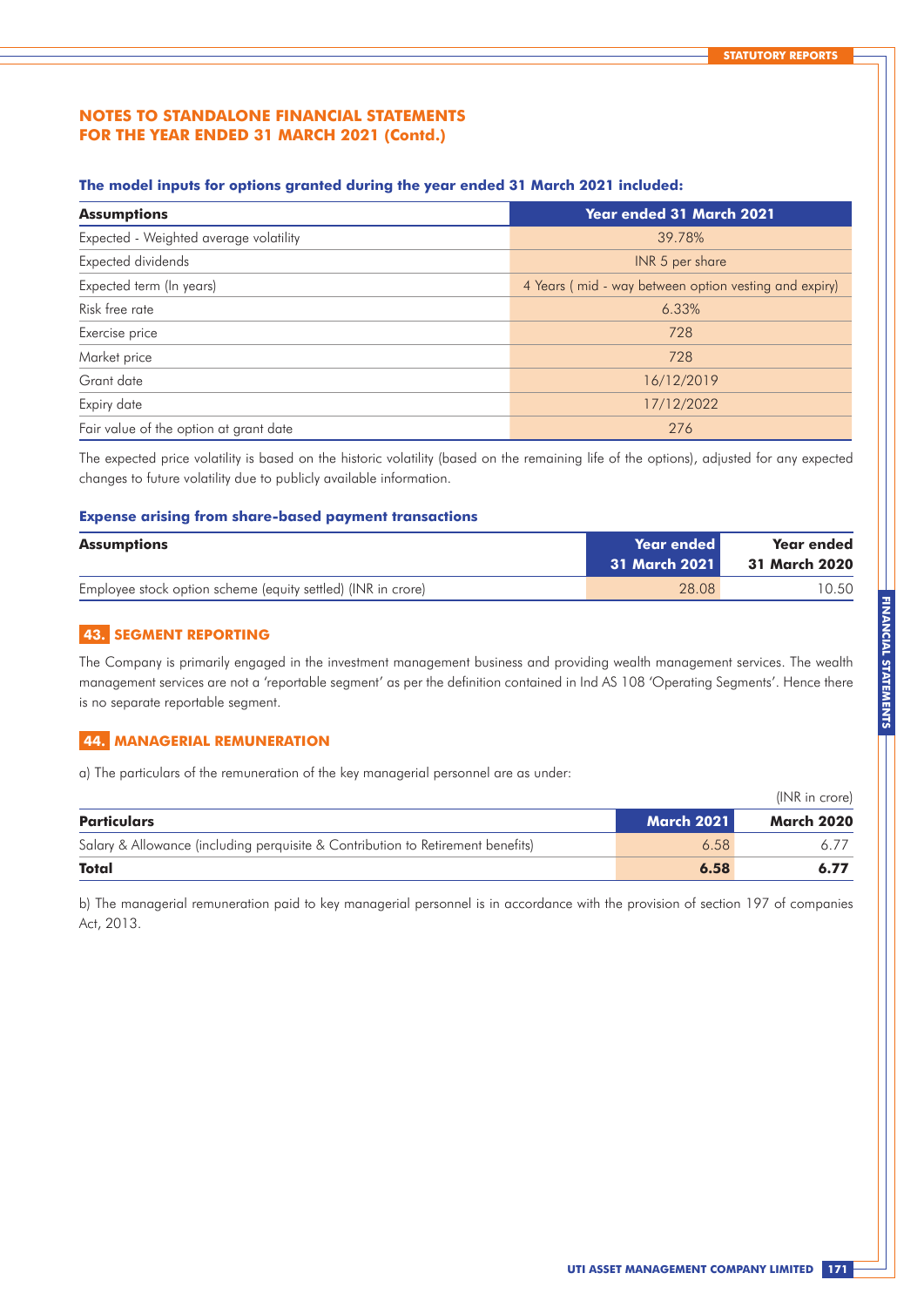## NOTES TO STANDALONE FINANCIAL STATEMENTS FOR THE YEAR ENDED 31 MARCH 2021 (Contd.)

### The model inputs for options granted during the year ended 31 March 2021 included:

| Assumptions | Year ended 31 March 2021 |
|---|---|
| Expected - Weighted average volatility | 39.78% |
| Expected dividends | INR 5 per share |
| Expected term (In years) | 4 Years ( mid - way between option vesting and expiry) |
| Risk free rate | 6.33% |
| Exercise price | 728 |
| Market price | 728 |
| Grant date | 16/12/2019 |
| Expiry date | 17/12/2022 |
| Fair value of the option at grant date | 276 |

The expected price volatility is based on the historic volatility (based on the remaining life of the options), adjusted for any expected changes to future volatility due to publicly available information.

### Expense arising from share-based payment transactions

| Assumptions | Year ended 31 March 2021 | Year ended 31 March 2020 |
|---|---|---|
| Employee stock option scheme (equity settled) (INR in crore) | 28.08 | 10.50 |

## 43. SEGMENT REPORTING

The Company is primarily engaged in the investment management business and providing wealth management services. The wealth management services are not a 'reportable segment' as per the definition contained in Ind AS 108 'Operating Segments'. Hence there is no separate reportable segment.

## 44. MANAGERIAL REMUNERATION

a) The particulars of the remuneration of the key managerial personnel are as under:

(INR in crore)

| Particulars | March 2021 | March 2020 |
|---|---|---|
| Salary & Allowance (including perquisite & Contribution to Retirement benefits) | 6.58 | 6.77 |
| **Total** | **6.58** | **6.77** |

b) The managerial remuneration paid to key managerial personnel is in accordance with the provision of section 197 of companies Act, 2013.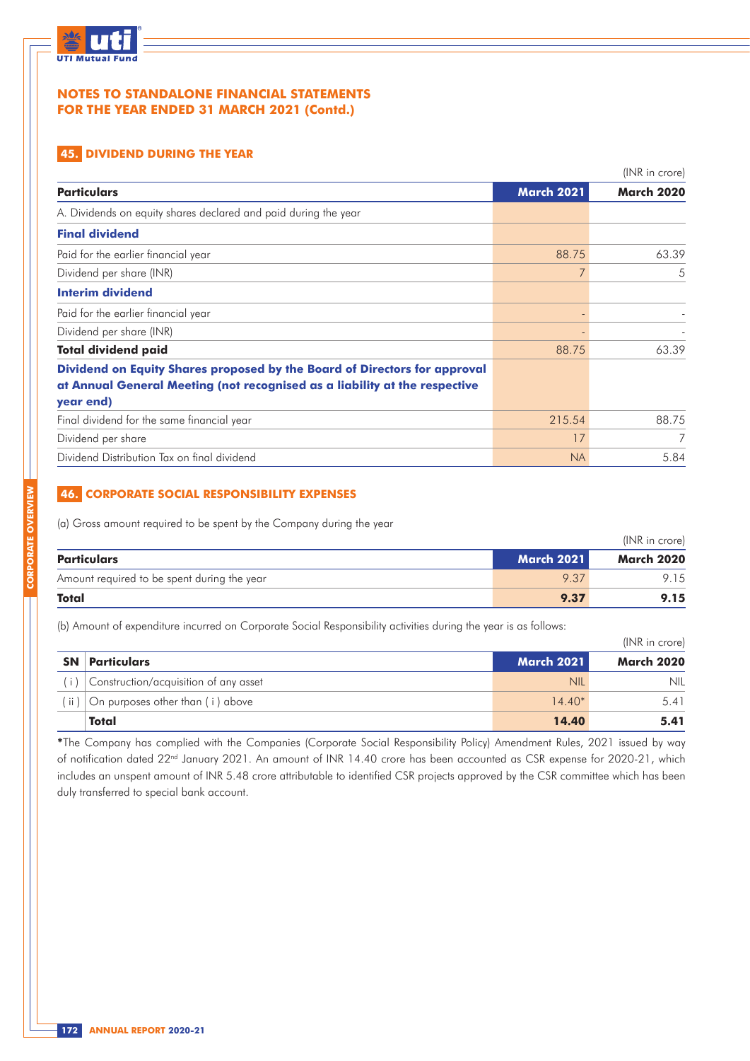## NOTES TO STANDALONE FINANCIAL STATEMENTS FOR THE YEAR ENDED 31 MARCH 2021 (Contd.)

### 45. DIVIDEND DURING THE YEAR

(INR in crore)

| Particulars | March 2021 | March 2020 |
|---|---|---|
| A. Dividends on equity shares declared and paid during the year | | |
| **Final dividend** | | |
| Paid for the earlier financial year | 88.75 | 63.39 |
| Dividend per share (INR) | 7 | 5 |
| **Interim dividend** | | |
| Paid for the earlier financial year | - | - |
| Dividend per share (INR) | - | - |
| **Total dividend paid** | 88.75 | 63.39 |
| **Dividend on Equity Shares proposed by the Board of Directors for approval at Annual General Meeting (not recognised as a liability at the respective year end)** | | |
| Final dividend for the same financial year | 215.54 | 88.75 |
| Dividend per share | 17 | 7 |
| Dividend Distribution Tax on final dividend | NA | 5.84 |

### 46. CORPORATE SOCIAL RESPONSIBILITY EXPENSES

(a) Gross amount required to be spent by the Company during the year

(INR in crore)

| Particulars | March 2021 | March 2020 |
|---|---|---|
| Amount required to be spent during the year | 9.37 | 9.15 |
| **Total** | **9.37** | **9.15** |

(b) Amount of expenditure incurred on Corporate Social Responsibility activities during the year is as follows:

(INR in crore)

| SN | Particulars | March 2021 | March 2020 |
|---|---|---|---|
| ( i ) | Construction/acquisition of any asset | NIL | NIL |
| ( ii ) | On purposes other than ( i ) above | 14.40* | 5.41 |
| | **Total** | **14.40** | **5.41** |

*The Company has complied with the Companies (Corporate Social Responsibility Policy) Amendment Rules, 2021 issued by way of notification dated 22nd January 2021. An amount of INR 14.40 crore has been accounted as CSR expense for 2020-21, which includes an unspent amount of INR 5.48 crore attributable to identified CSR projects approved by the CSR committee which has been duly transferred to special bank account.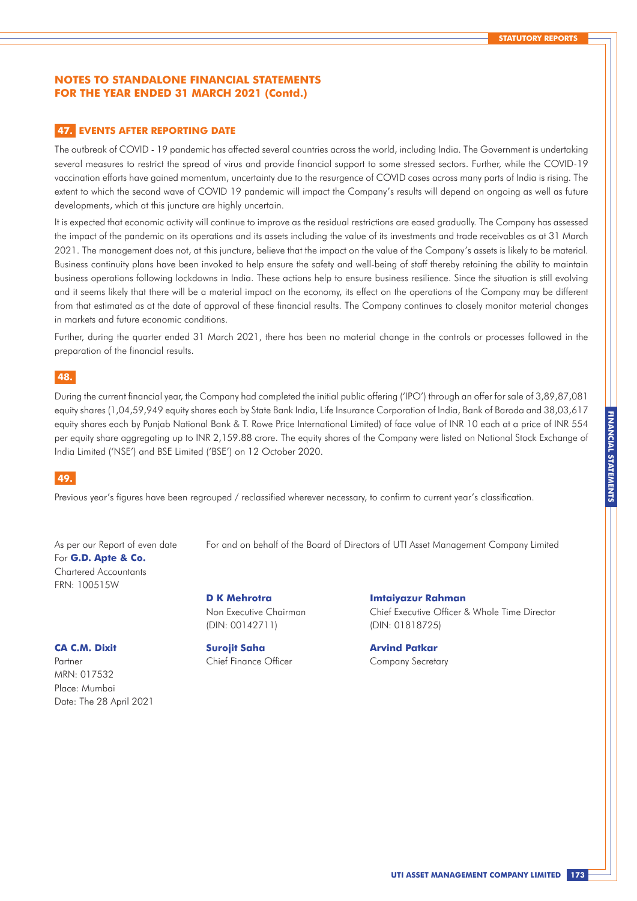# NOTES TO STANDALONE FINANCIAL STATEMENTS FOR THE YEAR ENDED 31 MARCH 2021 (Contd.)

## 47. EVENTS AFTER REPORTING DATE

The outbreak of COVID - 19 pandemic has affected several countries across the world, including India. The Government is undertaking several measures to restrict the spread of virus and provide financial support to some stressed sectors. Further, while the COVID-19 vaccination efforts have gained momentum, uncertainty due to the resurgence of COVID cases across many parts of India is rising. The extent to which the second wave of COVID 19 pandemic will impact the Company's results will depend on ongoing as well as future developments, which at this juncture are highly uncertain.

It is expected that economic activity will continue to improve as the residual restrictions are eased gradually. The Company has assessed the impact of the pandemic on its operations and its assets including the value of its investments and trade receivables as at 31 March 2021. The management does not, at this juncture, believe that the impact on the value of the Company's assets is likely to be material. Business continuity plans have been invoked to help ensure the safety and well-being of staff thereby retaining the ability to maintain business operations following lockdowns in India. These actions help to ensure business resilience. Since the situation is still evolving and it seems likely that there will be a material impact on the economy, its effect on the operations of the Company may be different from that estimated as at the date of approval of these financial results. The Company continues to closely monitor material changes in markets and future economic conditions.

Further, during the quarter ended 31 March 2021, there has been no material change in the controls or processes followed in the preparation of the financial results.

## 48.

During the current financial year, the Company had completed the initial public offering ('IPO') through an offer for sale of 3,89,87,081 equity shares (1,04,59,949 equity shares each by State Bank India, Life Insurance Corporation of India, Bank of Baroda and 38,03,617 equity shares each by Punjab National Bank & T. Rowe Price International Limited) of face value of INR 10 each at a price of INR 554 per equity share aggregating up to INR 2,159.88 crore. The equity shares of the Company were listed on National Stock Exchange of India Limited ('NSE') and BSE Limited ('BSE') on 12 October 2020.

## 49.

Previous year's figures have been regrouped / reclassified wherever necessary, to confirm to current year's classification.

As per our Report of even date
For **G.D. Apte & Co.**
Chartered Accountants
FRN: 100515W

**CA C.M. Dixit**
Partner
MRN: 017532
Place: Mumbai
Date: The 28 April 2021

For and on behalf of the Board of Directors of UTI Asset Management Company Limited

**D K Mehrotra**
Non Executive Chairman
(DIN: 00142711)

**Imtaiyazur Rahman**
Chief Executive Officer & Whole Time Director
(DIN: 01818725)

**Surojit Saha**
Chief Finance Officer

**Arvind Patkar**
Company Secretary